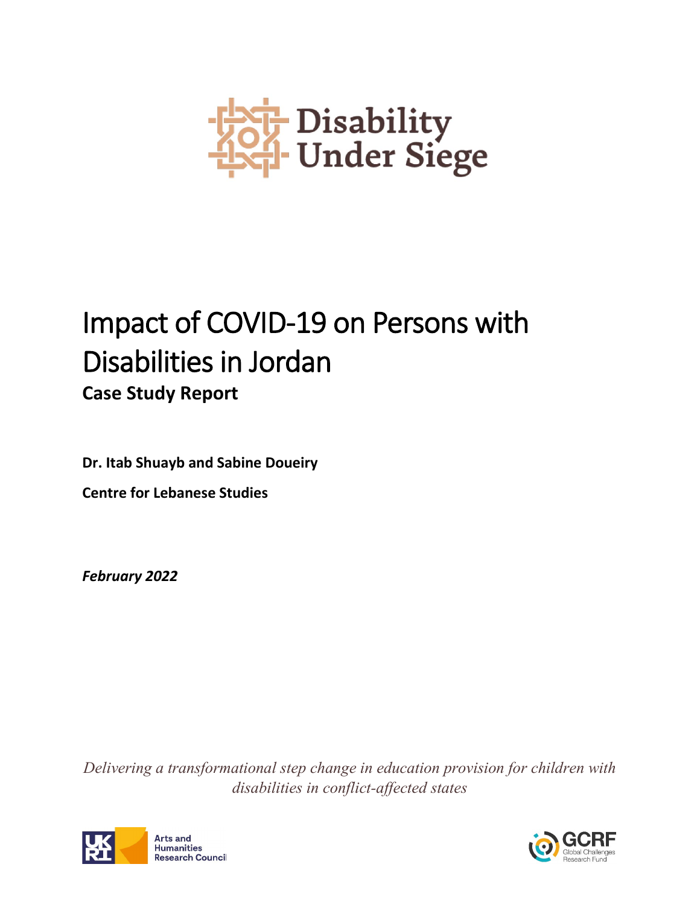Disability Under Siege

# Impact of COVID-19 on Persons with Disabilities in Jordan

## Case Study Report

**Dr. Itab Shuayb and Sabine Doueiry**

**Centre for Lebanese Studies**

***February 2022***

*Delivering a transformational step change in education provision for children with disabilities in conflict-affected states*

Arts and Humanities Research Council

GCRF Global Challenges Research Fund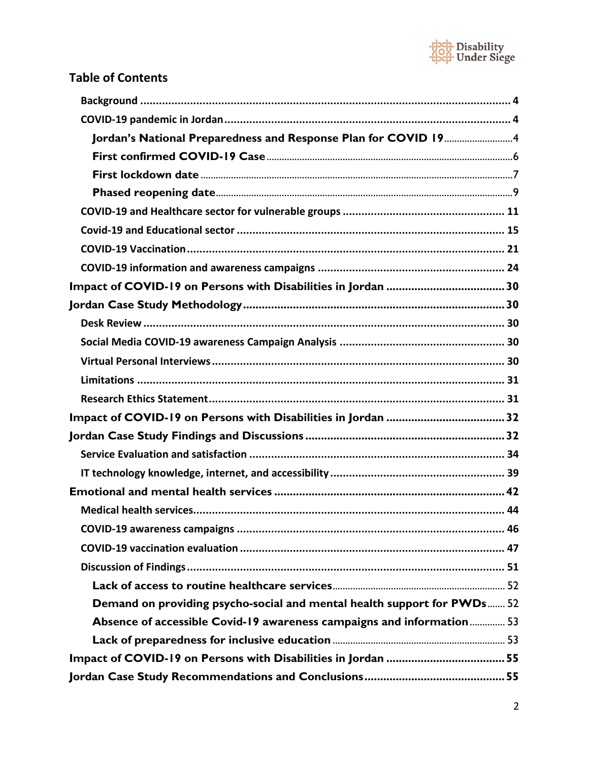## Table of Contents

- Background ..... 4
- COVID-19 pandemic in Jordan ..... 4
  - Jordan's National Preparedness and Response Plan for COVID 19 ..... 4
  - First confirmed COVID-19 Case ..... 6
  - First lockdown date ..... 7
  - Phased reopening date ..... 9
- COVID-19 and Healthcare sector for vulnerable groups ..... 11
- Covid-19 and Educational sector ..... 15
- COVID-19 Vaccination ..... 21
- COVID-19 information and awareness campaigns ..... 24

**Impact of COVID-19 on Persons with Disabilities in Jordan ..... 30**

**Jordan Case Study Methodology ..... 30**

- Desk Review ..... 30
- Social Media COVID-19 awareness Campaign Analysis ..... 30
- Virtual Personal Interviews ..... 30
- Limitations ..... 31
- Research Ethics Statement ..... 31

**Impact of COVID-19 on Persons with Disabilities in Jordan ..... 32**

**Jordan Case Study Findings and Discussions ..... 32**

- Service Evaluation and satisfaction ..... 34
- IT technology knowledge, internet, and accessibility ..... 39

**Emotional and mental health services ..... 42**

- Medical health services ..... 44
- COVID-19 awareness campaigns ..... 46
- COVID-19 vaccination evaluation ..... 47
- Discussion of Findings ..... 51
  - Lack of access to routine healthcare services ..... 52
  - Demand on providing psycho-social and mental health support for PWDs ..... 52
  - Absence of accessible Covid-19 awareness campaigns and information ..... 53
  - Lack of preparedness for inclusive education ..... 53

**Impact of COVID-19 on Persons with Disabilities in Jordan ..... 55**

**Jordan Case Study Recommendations and Conclusions ..... 55**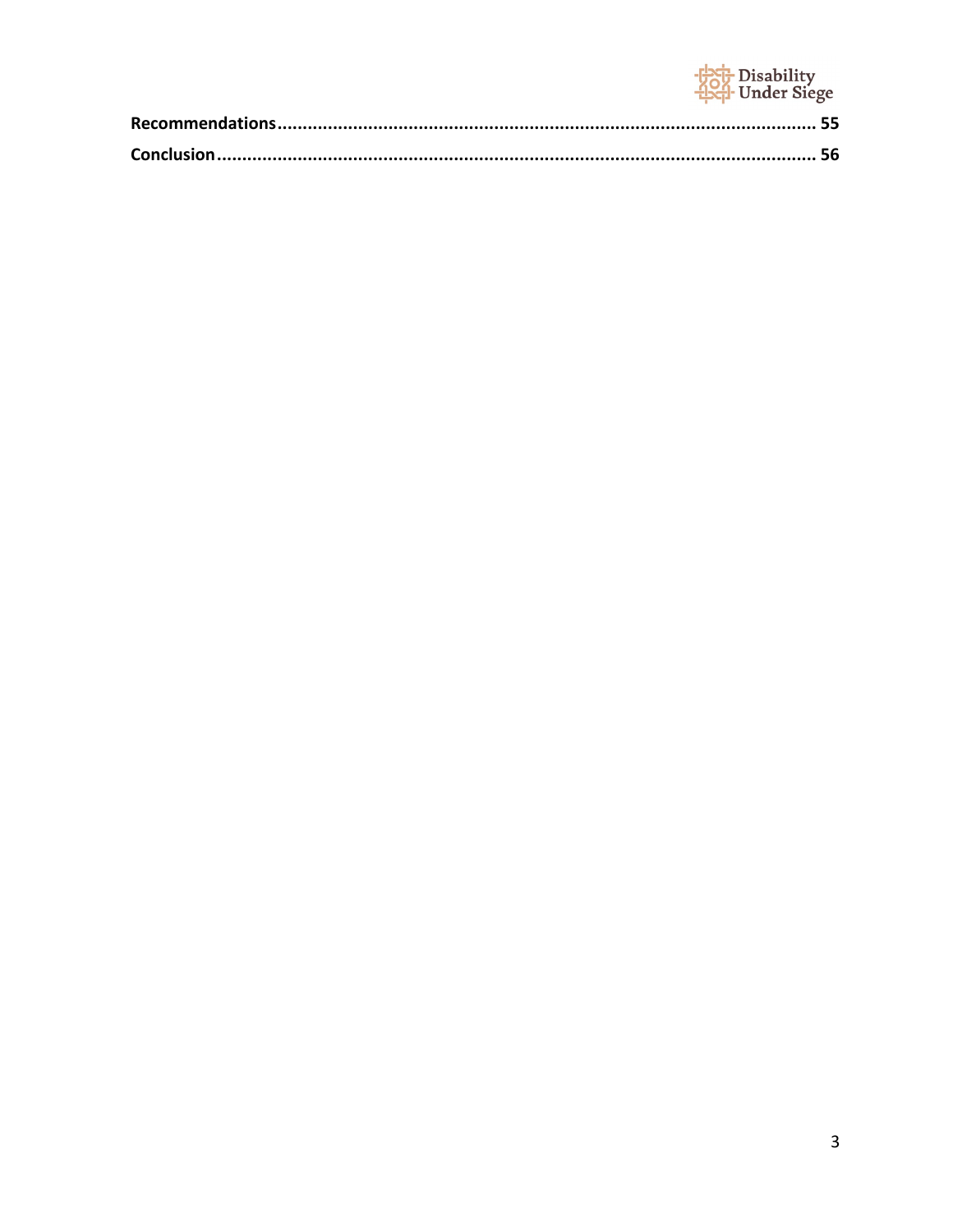**Recommendations** ........................................................................................................ 55

**Conclusion** ................................................................................................................... 56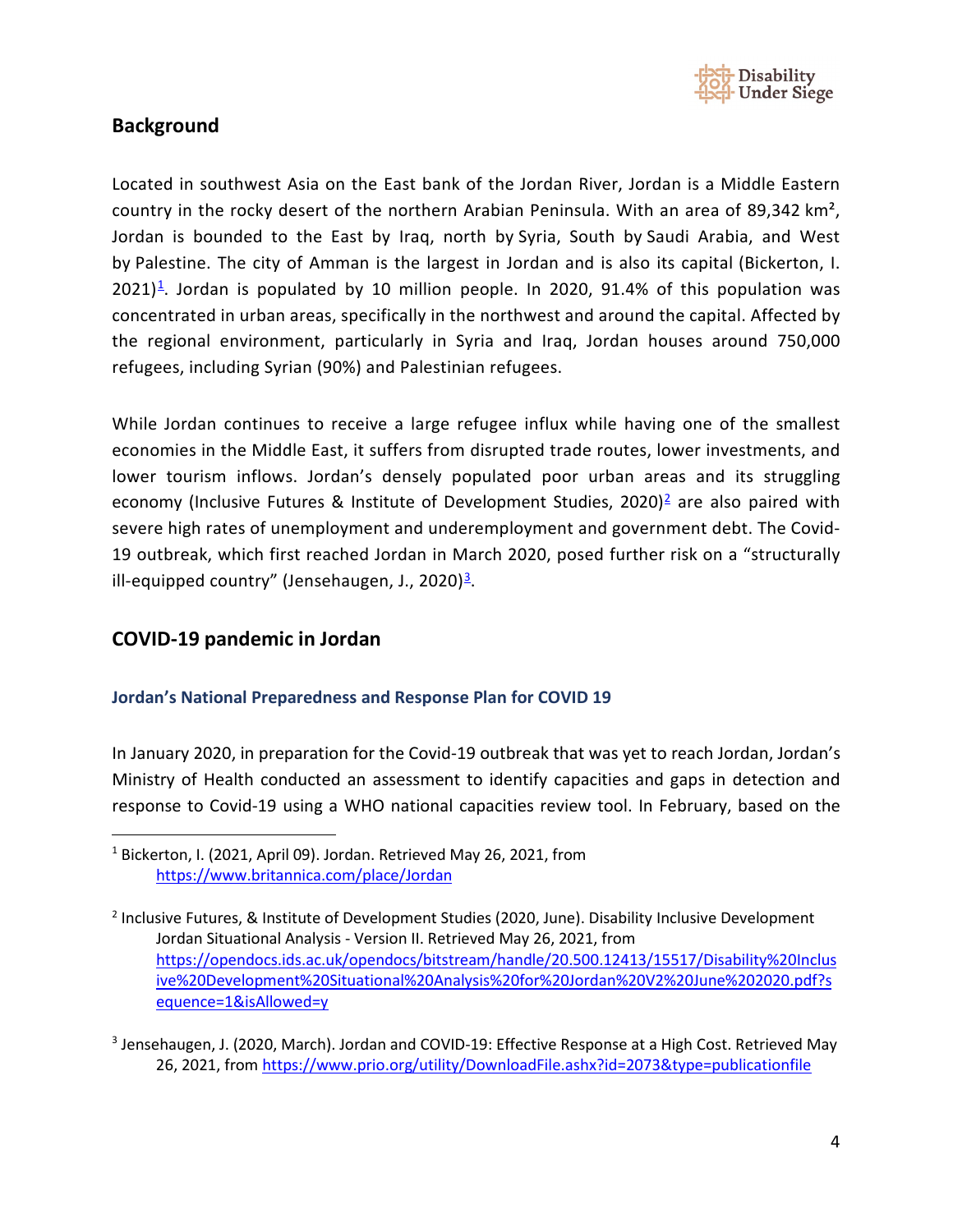## Background

Located in southwest Asia on the East bank of the Jordan River, Jordan is a Middle Eastern country in the rocky desert of the northern Arabian Peninsula. With an area of 89,342 km², Jordan is bounded to the East by Iraq, north by Syria, South by Saudi Arabia, and West by Palestine. The city of Amman is the largest in Jordan and is also its capital (Bickerton, I. 2021)[1]. Jordan is populated by 10 million people. In 2020, 91.4% of this population was concentrated in urban areas, specifically in the northwest and around the capital. Affected by the regional environment, particularly in Syria and Iraq, Jordan houses around 750,000 refugees, including Syrian (90%) and Palestinian refugees.

While Jordan continues to receive a large refugee influx while having one of the smallest economies in the Middle East, it suffers from disrupted trade routes, lower investments, and lower tourism inflows. Jordan's densely populated poor urban areas and its struggling economy (Inclusive Futures & Institute of Development Studies, 2020)[2] are also paired with severe high rates of unemployment and underemployment and government debt. The Covid-19 outbreak, which first reached Jordan in March 2020, posed further risk on a "structurally ill-equipped country" (Jensehaugen, J., 2020)[3].

## COVID-19 pandemic in Jordan

### Jordan's National Preparedness and Response Plan for COVID 19

In January 2020, in preparation for the Covid-19 outbreak that was yet to reach Jordan, Jordan's Ministry of Health conducted an assessment to identify capacities and gaps in detection and response to Covid-19 using a WHO national capacities review tool. In February, based on the

---

[1] Bickerton, I. (2021, April 09). Jordan. Retrieved May 26, 2021, from https://www.britannica.com/place/Jordan

[2] Inclusive Futures, & Institute of Development Studies (2020, June). Disability Inclusive Development Jordan Situational Analysis - Version II. Retrieved May 26, 2021, from https://opendocs.ids.ac.uk/opendocs/bitstream/handle/20.500.12413/15517/Disability%20Inclusive%20Development%20Situational%20Analysis%20for%20Jordan%20V2%20June%202020.pdf?sequence=1&isAllowed=y

[3] Jensehaugen, J. (2020, March). Jordan and COVID-19: Effective Response at a High Cost. Retrieved May 26, 2021, from https://www.prio.org/utility/DownloadFile.ashx?id=2073&type=publicationfile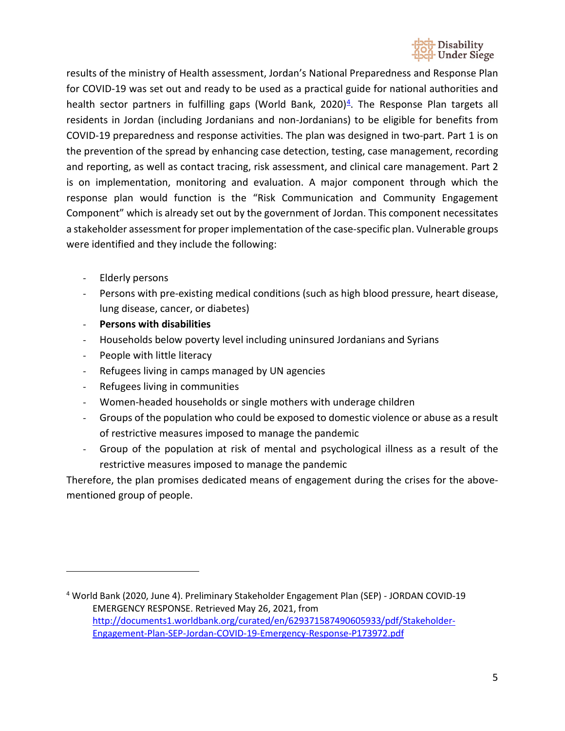results of the ministry of Health assessment, Jordan's National Preparedness and Response Plan for COVID-19 was set out and ready to be used as a practical guide for national authorities and health sector partners in fulfilling gaps (World Bank, 2020)[4]. The Response Plan targets all residents in Jordan (including Jordanians and non-Jordanians) to be eligible for benefits from COVID-19 preparedness and response activities. The plan was designed in two-part. Part 1 is on the prevention of the spread by enhancing case detection, testing, case management, recording and reporting, as well as contact tracing, risk assessment, and clinical care management. Part 2 is on implementation, monitoring and evaluation. A major component through which the response plan would function is the "Risk Communication and Community Engagement Component" which is already set out by the government of Jordan. This component necessitates a stakeholder assessment for proper implementation of the case-specific plan. Vulnerable groups were identified and they include the following:

- Elderly persons
- Persons with pre-existing medical conditions (such as high blood pressure, heart disease, lung disease, cancer, or diabetes)
- **Persons with disabilities**
- Households below poverty level including uninsured Jordanians and Syrians
- People with little literacy
- Refugees living in camps managed by UN agencies
- Refugees living in communities
- Women-headed households or single mothers with underage children
- Groups of the population who could be exposed to domestic violence or abuse as a result of restrictive measures imposed to manage the pandemic
- Group of the population at risk of mental and psychological illness as a result of the restrictive measures imposed to manage the pandemic

Therefore, the plan promises dedicated means of engagement during the crises for the above-mentioned group of people.

---

[4] World Bank (2020, June 4). Preliminary Stakeholder Engagement Plan (SEP) - JORDAN COVID-19 EMERGENCY RESPONSE. Retrieved May 26, 2021, from http://documents1.worldbank.org/curated/en/629371587490605933/pdf/Stakeholder-Engagement-Plan-SEP-Jordan-COVID-19-Emergency-Response-P173972.pdf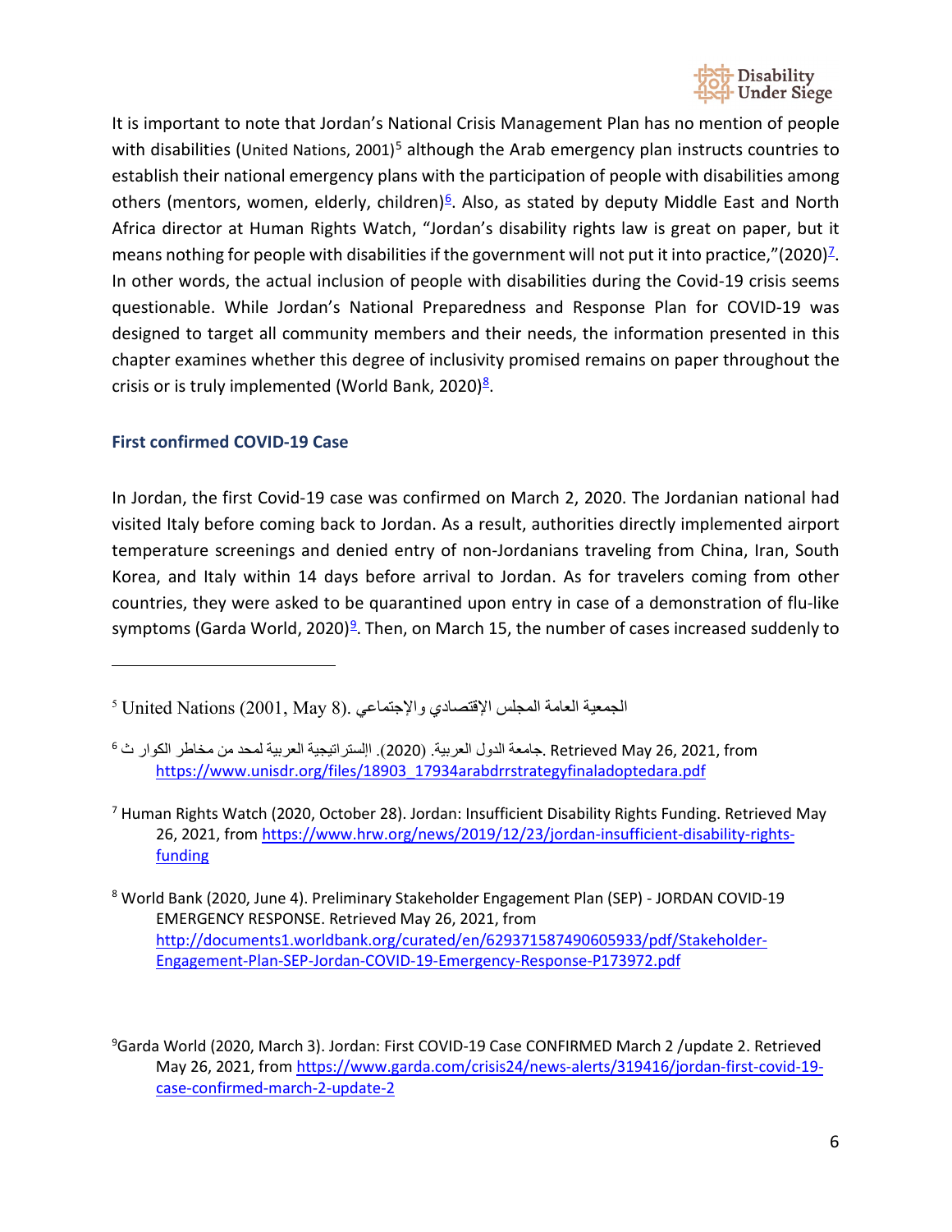It is important to note that Jordan's National Crisis Management Plan has no mention of people with disabilities (United Nations, 2001)[5] although the Arab emergency plan instructs countries to establish their national emergency plans with the participation of people with disabilities among others (mentors, women, elderly, children)[6]. Also, as stated by deputy Middle East and North Africa director at Human Rights Watch, "Jordan's disability rights law is great on paper, but it means nothing for people with disabilities if the government will not put it into practice,"(2020)[7]. In other words, the actual inclusion of people with disabilities during the Covid-19 crisis seems questionable. While Jordan's National Preparedness and Response Plan for COVID-19 was designed to target all community members and their needs, the information presented in this chapter examines whether this degree of inclusivity promised remains on paper throughout the crisis or is truly implemented (World Bank, 2020)[8].

### First confirmed COVID-19 Case

In Jordan, the first Covid-19 case was confirmed on March 2, 2020. The Jordanian national had visited Italy before coming back to Jordan. As a result, authorities directly implemented airport temperature screenings and denied entry of non-Jordanians traveling from China, Iran, South Korea, and Italy within 14 days before arrival to Jordan. As for travelers coming from other countries, they were asked to be quarantined upon entry in case of a demonstration of flu-like symptoms (Garda World, 2020)[9]. Then, on March 15, the number of cases increased suddenly to

---

[5] United Nations (2001, May 8). الجمعية العامة المجلس الإقتصادي والإجتماعي

[6] جامعة الدول العربية. (2020). الإستراتيجية العربية لمحد من مخاطر الكوار ث. Retrieved May 26, 2021, from https://www.unisdr.org/files/18903_17934arabdrrstrategyfinaladoptedara.pdf

[7] Human Rights Watch (2020, October 28). Jordan: Insufficient Disability Rights Funding. Retrieved May 26, 2021, from https://www.hrw.org/news/2019/12/23/jordan-insufficient-disability-rights-funding

[8] World Bank (2020, June 4). Preliminary Stakeholder Engagement Plan (SEP) - JORDAN COVID-19 EMERGENCY RESPONSE. Retrieved May 26, 2021, from http://documents1.worldbank.org/curated/en/629371587490605933/pdf/Stakeholder-Engagement-Plan-SEP-Jordan-COVID-19-Emergency-Response-P173972.pdf

[9] Garda World (2020, March 3). Jordan: First COVID-19 Case CONFIRMED March 2 /update 2. Retrieved May 26, 2021, from https://www.garda.com/crisis24/news-alerts/319416/jordan-first-covid-19-case-confirmed-march-2-update-2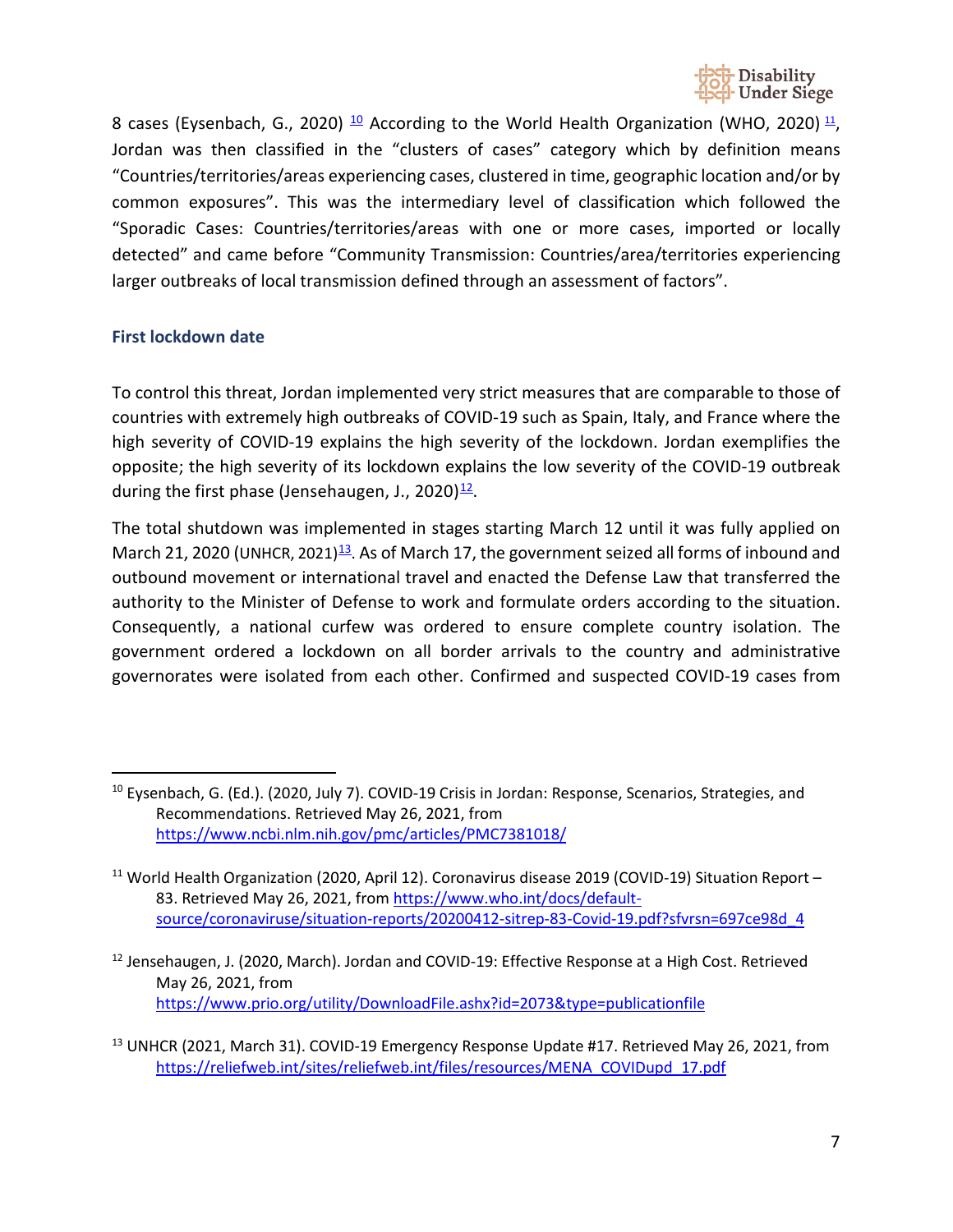8 cases (Eysenbach, G., 2020) [10] According to the World Health Organization (WHO, 2020) [11], Jordan was then classified in the "clusters of cases" category which by definition means "Countries/territories/areas experiencing cases, clustered in time, geographic location and/or by common exposures". This was the intermediary level of classification which followed the "Sporadic Cases: Countries/territories/areas with one or more cases, imported or locally detected" and came before "Community Transmission: Countries/area/territories experiencing larger outbreaks of local transmission defined through an assessment of factors".

### First lockdown date

To control this threat, Jordan implemented very strict measures that are comparable to those of countries with extremely high outbreaks of COVID-19 such as Spain, Italy, and France where the high severity of COVID-19 explains the high severity of the lockdown. Jordan exemplifies the opposite; the high severity of its lockdown explains the low severity of the COVID-19 outbreak during the first phase (Jensehaugen, J., 2020)[12].

The total shutdown was implemented in stages starting March 12 until it was fully applied on March 21, 2020 (UNHCR, 2021)[13]. As of March 17, the government seized all forms of inbound and outbound movement or international travel and enacted the Defense Law that transferred the authority to the Minister of Defense to work and formulate orders according to the situation. Consequently, a national curfew was ordered to ensure complete country isolation. The government ordered a lockdown on all border arrivals to the country and administrative governorates were isolated from each other. Confirmed and suspected COVID-19 cases from

---

[10] Eysenbach, G. (Ed.). (2020, July 7). COVID-19 Crisis in Jordan: Response, Scenarios, Strategies, and Recommendations. Retrieved May 26, 2021, from https://www.ncbi.nlm.nih.gov/pmc/articles/PMC7381018/

[11] World Health Organization (2020, April 12). Coronavirus disease 2019 (COVID-19) Situation Report – 83. Retrieved May 26, 2021, from https://www.who.int/docs/default-source/coronaviruse/situation-reports/20200412-sitrep-83-Covid-19.pdf?sfvrsn=697ce98d_4

[12] Jensehaugen, J. (2020, March). Jordan and COVID-19: Effective Response at a High Cost. Retrieved May 26, 2021, from https://www.prio.org/utility/DownloadFile.ashx?id=2073&type=publicationfile

[13] UNHCR (2021, March 31). COVID-19 Emergency Response Update #17. Retrieved May 26, 2021, from https://reliefweb.int/sites/reliefweb.int/files/resources/MENA_COVIDupd_17.pdf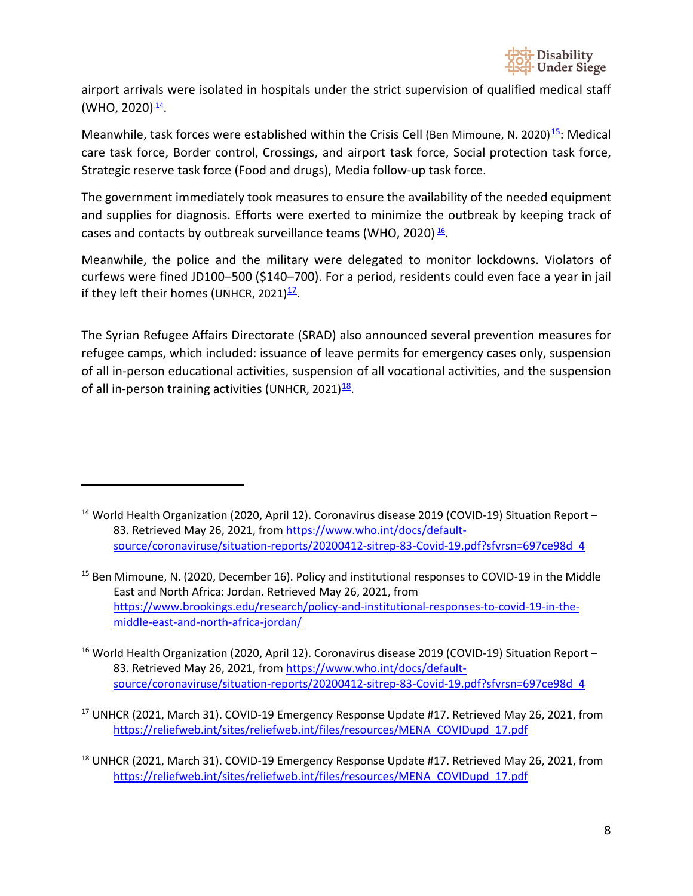airport arrivals were isolated in hospitals under the strict supervision of qualified medical staff (WHO, 2020) [14].

Meanwhile, task forces were established within the Crisis Cell (Ben Mimoune, N. 2020)[15]: Medical care task force, Border control, Crossings, and airport task force, Social protection task force, Strategic reserve task force (Food and drugs), Media follow-up task force.

The government immediately took measures to ensure the availability of the needed equipment and supplies for diagnosis. Efforts were exerted to minimize the outbreak by keeping track of cases and contacts by outbreak surveillance teams (WHO, 2020) [16].

Meanwhile, the police and the military were delegated to monitor lockdowns. Violators of curfews were fined JD100–500 ($140–700). For a period, residents could even face a year in jail if they left their homes (UNHCR, 2021)[17].

The Syrian Refugee Affairs Directorate (SRAD) also announced several prevention measures for refugee camps, which included: issuance of leave permits for emergency cases only, suspension of all in-person educational activities, suspension of all vocational activities, and the suspension of all in-person training activities (UNHCR, 2021)[18].

---

[14] World Health Organization (2020, April 12). Coronavirus disease 2019 (COVID-19) Situation Report – 83. Retrieved May 26, 2021, from https://www.who.int/docs/default-source/coronaviruse/situation-reports/20200412-sitrep-83-Covid-19.pdf?sfvrsn=697ce98d_4

[15] Ben Mimoune, N. (2020, December 16). Policy and institutional responses to COVID-19 in the Middle East and North Africa: Jordan. Retrieved May 26, 2021, from https://www.brookings.edu/research/policy-and-institutional-responses-to-covid-19-in-the-middle-east-and-north-africa-jordan/

[16] World Health Organization (2020, April 12). Coronavirus disease 2019 (COVID-19) Situation Report – 83. Retrieved May 26, 2021, from https://www.who.int/docs/default-source/coronaviruse/situation-reports/20200412-sitrep-83-Covid-19.pdf?sfvrsn=697ce98d_4

[17] UNHCR (2021, March 31). COVID-19 Emergency Response Update #17. Retrieved May 26, 2021, from https://reliefweb.int/sites/reliefweb.int/files/resources/MENA_COVIDupd_17.pdf

[18] UNHCR (2021, March 31). COVID-19 Emergency Response Update #17. Retrieved May 26, 2021, from https://reliefweb.int/sites/reliefweb.int/files/resources/MENA_COVIDupd_17.pdf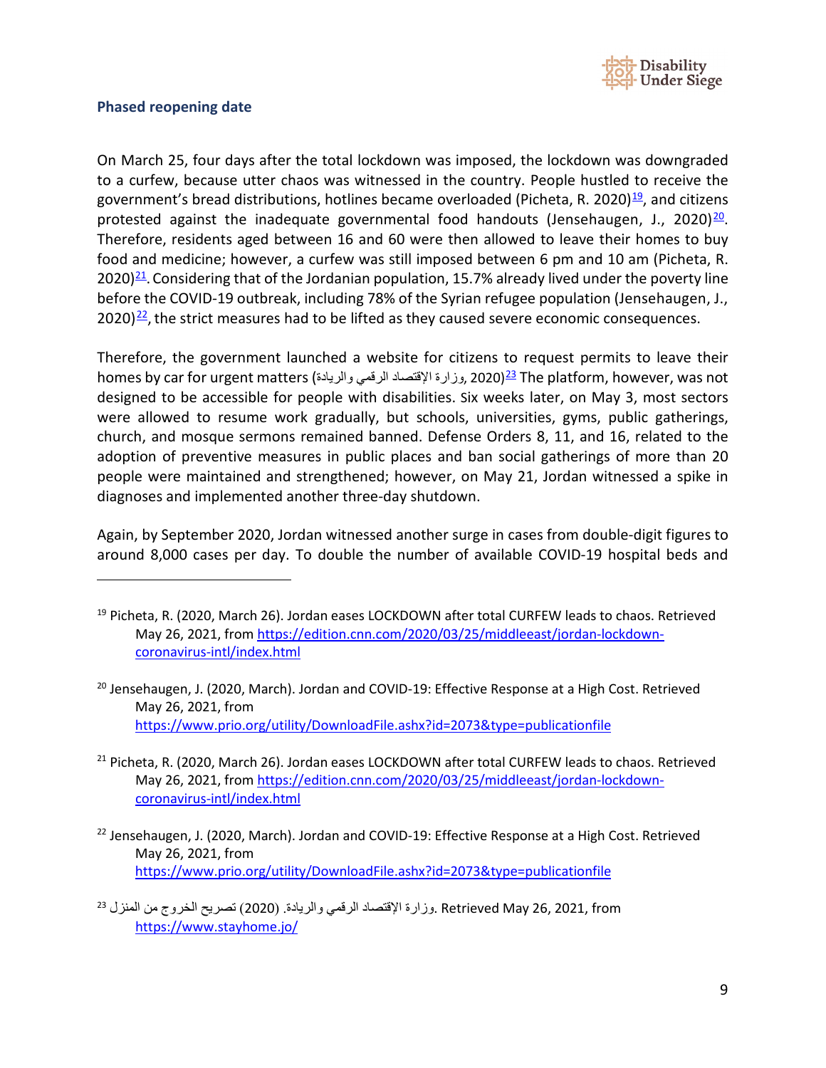### Phased reopening date

On March 25, four days after the total lockdown was imposed, the lockdown was downgraded to a curfew, because utter chaos was witnessed in the country. People hustled to receive the government's bread distributions, hotlines became overloaded (Picheta, R. 2020)[19], and citizens protested against the inadequate governmental food handouts (Jensehaugen, J., 2020)[20]. Therefore, residents aged between 16 and 60 were then allowed to leave their homes to buy food and medicine; however, a curfew was still imposed between 6 pm and 10 am (Picheta, R. 2020)[21]. Considering that of the Jordanian population, 15.7% already lived under the poverty line before the COVID-19 outbreak, including 78% of the Syrian refugee population (Jensehaugen, J., 2020)[22], the strict measures had to be lifted as they caused severe economic consequences.

Therefore, the government launched a website for citizens to request permits to leave their homes by car for urgent matters (وزارة الإقتصاد الرقمي والريادة, 2020)[23] The platform, however, was not designed to be accessible for people with disabilities. Six weeks later, on May 3, most sectors were allowed to resume work gradually, but schools, universities, gyms, public gatherings, church, and mosque sermons remained banned. Defense Orders 8, 11, and 16, related to the adoption of preventive measures in public places and ban social gatherings of more than 20 people were maintained and strengthened; however, on May 21, Jordan witnessed a spike in diagnoses and implemented another three-day shutdown.

Again, by September 2020, Jordan witnessed another surge in cases from double-digit figures to around 8,000 cases per day. To double the number of available COVID-19 hospital beds and

---

[19] Picheta, R. (2020, March 26). Jordan eases LOCKDOWN after total CURFEW leads to chaos. Retrieved May 26, 2021, from https://edition.cnn.com/2020/03/25/middleeast/jordan-lockdown-coronavirus-intl/index.html

[20] Jensehaugen, J. (2020, March). Jordan and COVID-19: Effective Response at a High Cost. Retrieved May 26, 2021, from https://www.prio.org/utility/DownloadFile.ashx?id=2073&type=publicationfile

[21] Picheta, R. (2020, March 26). Jordan eases LOCKDOWN after total CURFEW leads to chaos. Retrieved May 26, 2021, from https://edition.cnn.com/2020/03/25/middleeast/jordan-lockdown-coronavirus-intl/index.html

[22] Jensehaugen, J. (2020, March). Jordan and COVID-19: Effective Response at a High Cost. Retrieved May 26, 2021, from https://www.prio.org/utility/DownloadFile.ashx?id=2073&type=publicationfile

[23] وزارة الإقتصاد الرقمي والريادة. (2020) تصريح الخروج من المنزل. Retrieved May 26, 2021, from https://www.stayhome.jo/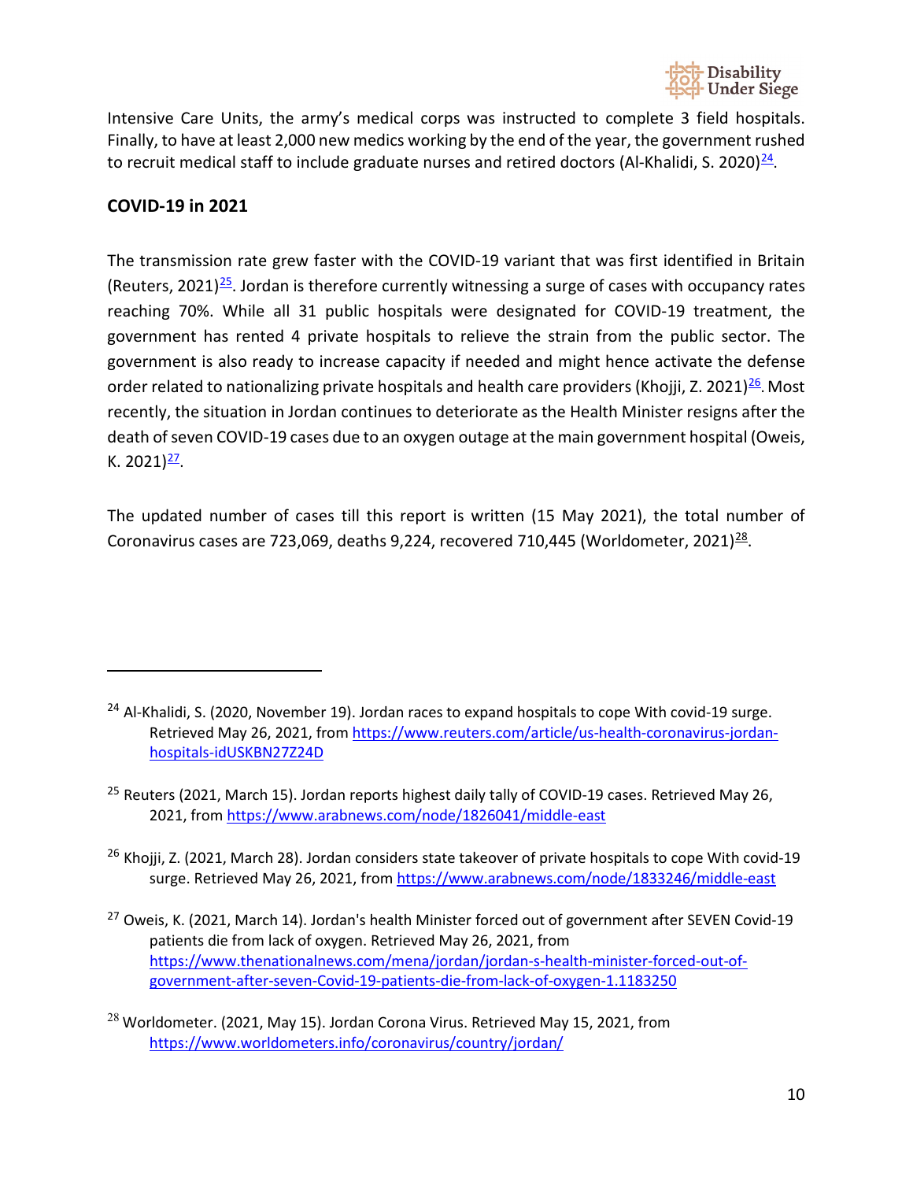Intensive Care Units, the army's medical corps was instructed to complete 3 field hospitals. Finally, to have at least 2,000 new medics working by the end of the year, the government rushed to recruit medical staff to include graduate nurses and retired doctors (Al-Khalidi, S. 2020)[24].

## COVID-19 in 2021

The transmission rate grew faster with the COVID-19 variant that was first identified in Britain (Reuters, 2021)[25]. Jordan is therefore currently witnessing a surge of cases with occupancy rates reaching 70%. While all 31 public hospitals were designated for COVID-19 treatment, the government has rented 4 private hospitals to relieve the strain from the public sector. The government is also ready to increase capacity if needed and might hence activate the defense order related to nationalizing private hospitals and health care providers (Khojji, Z. 2021)[26]. Most recently, the situation in Jordan continues to deteriorate as the Health Minister resigns after the death of seven COVID-19 cases due to an oxygen outage at the main government hospital (Oweis, K. 2021)[27].

The updated number of cases till this report is written (15 May 2021), the total number of Coronavirus cases are 723,069, deaths 9,224, recovered 710,445 (Worldometer, 2021)[28].

---

[24] Al-Khalidi, S. (2020, November 19). Jordan races to expand hospitals to cope With covid-19 surge. Retrieved May 26, 2021, from https://www.reuters.com/article/us-health-coronavirus-jordan-hospitals-idUSKBN27Z24D

[25] Reuters (2021, March 15). Jordan reports highest daily tally of COVID-19 cases. Retrieved May 26, 2021, from https://www.arabnews.com/node/1826041/middle-east

[26] Khojji, Z. (2021, March 28). Jordan considers state takeover of private hospitals to cope With covid-19 surge. Retrieved May 26, 2021, from https://www.arabnews.com/node/1833246/middle-east

[27] Oweis, K. (2021, March 14). Jordan's health Minister forced out of government after SEVEN Covid-19 patients die from lack of oxygen. Retrieved May 26, 2021, from https://www.thenationalnews.com/mena/jordan/jordan-s-health-minister-forced-out-of-government-after-seven-Covid-19-patients-die-from-lack-of-oxygen-1.1183250

[28] Worldometer. (2021, May 15). Jordan Corona Virus. Retrieved May 15, 2021, from https://www.worldometers.info/coronavirus/country/jordan/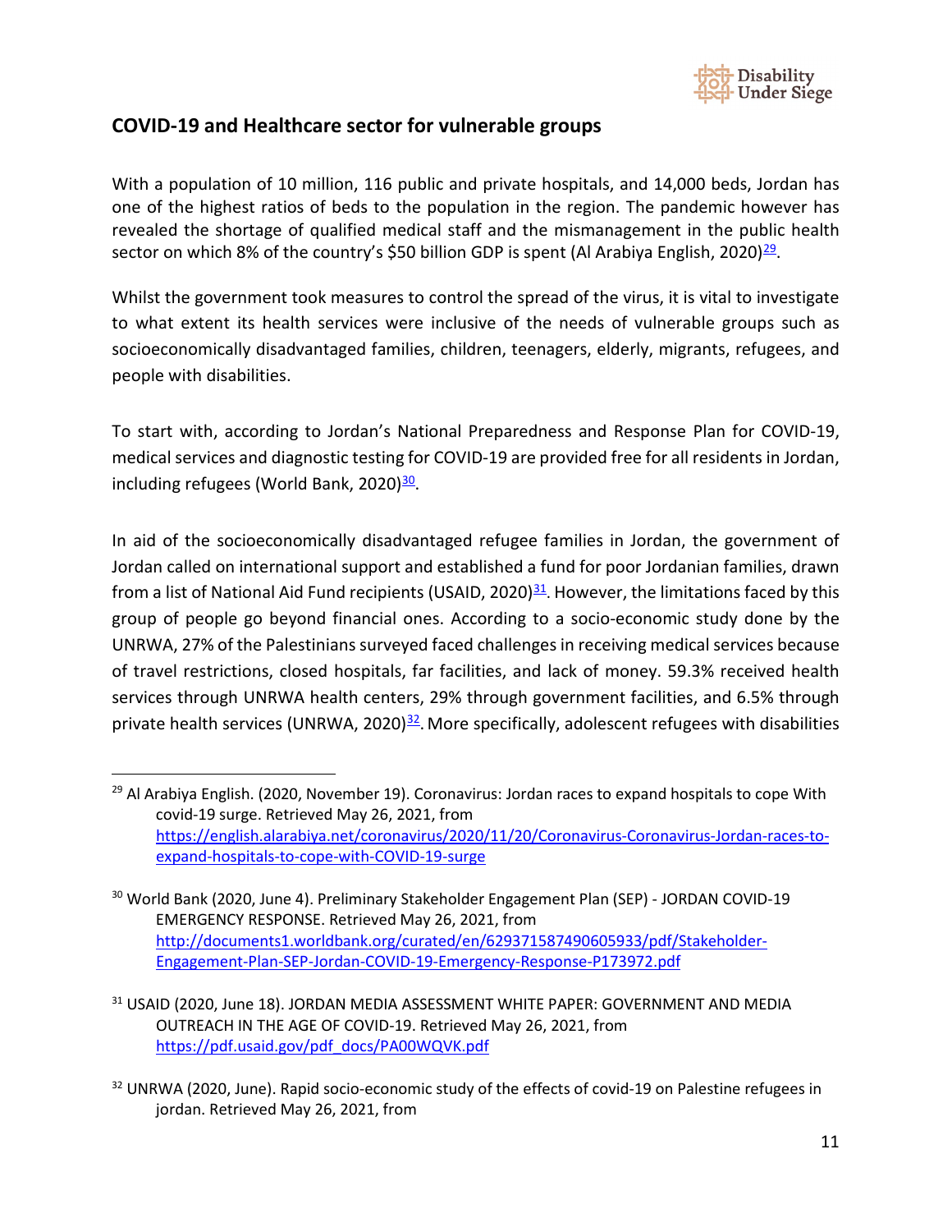## COVID-19 and Healthcare sector for vulnerable groups

With a population of 10 million, 116 public and private hospitals, and 14,000 beds, Jordan has one of the highest ratios of beds to the population in the region. The pandemic however has revealed the shortage of qualified medical staff and the mismanagement in the public health sector on which 8% of the country's $50 billion GDP is spent (Al Arabiya English, 2020)[29].

Whilst the government took measures to control the spread of the virus, it is vital to investigate to what extent its health services were inclusive of the needs of vulnerable groups such as socioeconomically disadvantaged families, children, teenagers, elderly, migrants, refugees, and people with disabilities.

To start with, according to Jordan's National Preparedness and Response Plan for COVID-19, medical services and diagnostic testing for COVID-19 are provided free for all residents in Jordan, including refugees (World Bank, 2020)[30].

In aid of the socioeconomically disadvantaged refugee families in Jordan, the government of Jordan called on international support and established a fund for poor Jordanian families, drawn from a list of National Aid Fund recipients (USAID, 2020)[31]. However, the limitations faced by this group of people go beyond financial ones. According to a socio-economic study done by the UNRWA, 27% of the Palestinians surveyed faced challenges in receiving medical services because of travel restrictions, closed hospitals, far facilities, and lack of money. 59.3% received health services through UNRWA health centers, 29% through government facilities, and 6.5% through private health services (UNRWA, 2020)[32]. More specifically, adolescent refugees with disabilities

---

[29] Al Arabiya English. (2020, November 19). Coronavirus: Jordan races to expand hospitals to cope With covid-19 surge. Retrieved May 26, 2021, from https://english.alarabiya.net/coronavirus/2020/11/20/Coronavirus-Coronavirus-Jordan-races-to-expand-hospitals-to-cope-with-COVID-19-surge

[30] World Bank (2020, June 4). Preliminary Stakeholder Engagement Plan (SEP) - JORDAN COVID-19 EMERGENCY RESPONSE. Retrieved May 26, 2021, from http://documents1.worldbank.org/curated/en/629371587490605933/pdf/Stakeholder-Engagement-Plan-SEP-Jordan-COVID-19-Emergency-Response-P173972.pdf

[31] USAID (2020, June 18). JORDAN MEDIA ASSESSMENT WHITE PAPER: GOVERNMENT AND MEDIA OUTREACH IN THE AGE OF COVID-19. Retrieved May 26, 2021, from https://pdf.usaid.gov/pdf_docs/PA00WQVK.pdf

[32] UNRWA (2020, June). Rapid socio-economic study of the effects of covid-19 on Palestine refugees in jordan. Retrieved May 26, 2021, from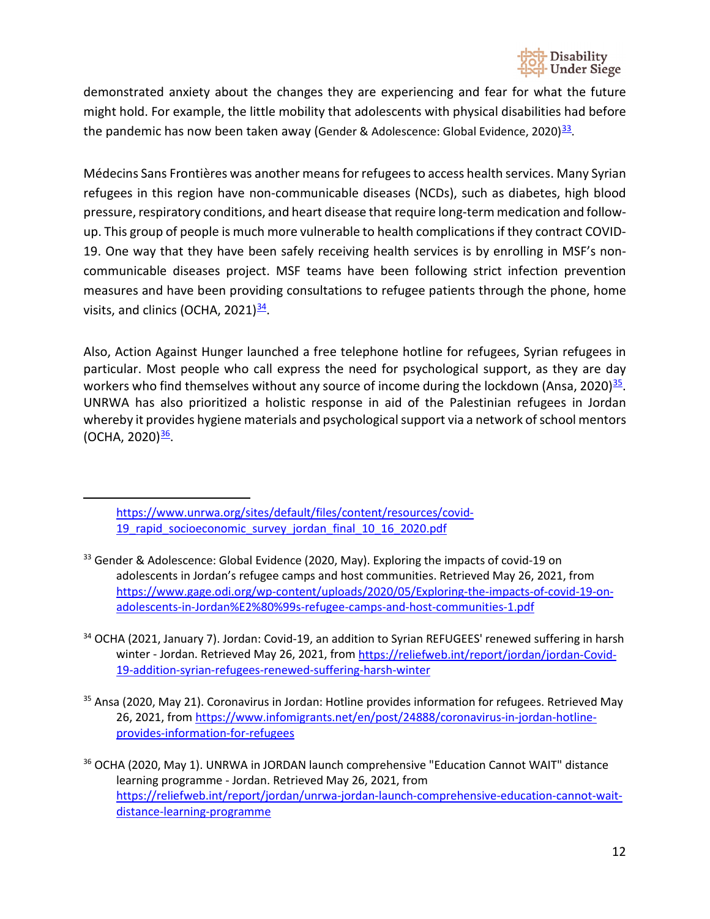demonstrated anxiety about the changes they are experiencing and fear for what the future might hold. For example, the little mobility that adolescents with physical disabilities had before the pandemic has now been taken away (Gender & Adolescence: Global Evidence, 2020)[33].

Médecins Sans Frontières was another means for refugees to access health services. Many Syrian refugees in this region have non-communicable diseases (NCDs), such as diabetes, high blood pressure, respiratory conditions, and heart disease that require long-term medication and follow-up. This group of people is much more vulnerable to health complications if they contract COVID-19. One way that they have been safely receiving health services is by enrolling in MSF's non-communicable diseases project. MSF teams have been following strict infection prevention measures and have been providing consultations to refugee patients through the phone, home visits, and clinics (OCHA, 2021)[34].

Also, Action Against Hunger launched a free telephone hotline for refugees, Syrian refugees in particular. Most people who call express the need for psychological support, as they are day workers who find themselves without any source of income during the lockdown (Ansa, 2020)[35]. UNRWA has also prioritized a holistic response in aid of the Palestinian refugees in Jordan whereby it provides hygiene materials and psychological support via a network of school mentors (OCHA, 2020)[36].

---

https://www.unrwa.org/sites/default/files/content/resources/covid-19_rapid_socioeconomic_survey_jordan_final_10_16_2020.pdf

[33] Gender & Adolescence: Global Evidence (2020, May). Exploring the impacts of covid-19 on adolescents in Jordan's refugee camps and host communities. Retrieved May 26, 2021, from https://www.gage.odi.org/wp-content/uploads/2020/05/Exploring-the-impacts-of-covid-19-on-adolescents-in-Jordan%E2%80%99s-refugee-camps-and-host-communities-1.pdf

[34] OCHA (2021, January 7). Jordan: Covid-19, an addition to Syrian REFUGEES' renewed suffering in harsh winter - Jordan. Retrieved May 26, 2021, from https://reliefweb.int/report/jordan/jordan-Covid-19-addition-syrian-refugees-renewed-suffering-harsh-winter

[35] Ansa (2020, May 21). Coronavirus in Jordan: Hotline provides information for refugees. Retrieved May 26, 2021, from https://www.infomigrants.net/en/post/24888/coronavirus-in-jordan-hotline-provides-information-for-refugees

[36] OCHA (2020, May 1). UNRWA in JORDAN launch comprehensive "Education Cannot WAIT" distance learning programme - Jordan. Retrieved May 26, 2021, from https://reliefweb.int/report/jordan/unrwa-jordan-launch-comprehensive-education-cannot-wait-distance-learning-programme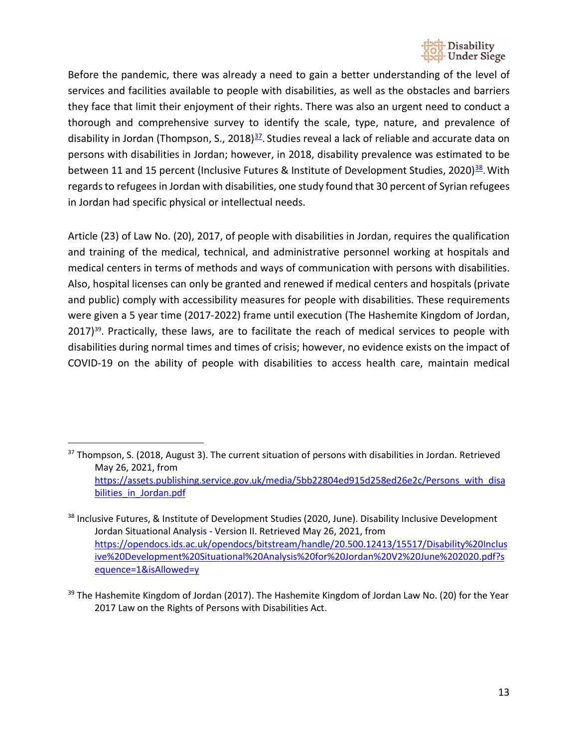Before the pandemic, there was already a need to gain a better understanding of the level of services and facilities available to people with disabilities, as well as the obstacles and barriers they face that limit their enjoyment of their rights. There was also an urgent need to conduct a thorough and comprehensive survey to identify the scale, type, nature, and prevalence of disability in Jordan (Thompson, S., 2018)[37]. Studies reveal a lack of reliable and accurate data on persons with disabilities in Jordan; however, in 2018, disability prevalence was estimated to be between 11 and 15 percent (Inclusive Futures & Institute of Development Studies, 2020)[38]. With regards to refugees in Jordan with disabilities, one study found that 30 percent of Syrian refugees in Jordan had specific physical or intellectual needs.

Article (23) of Law No. (20), 2017, of people with disabilities in Jordan, requires the qualification and training of the medical, technical, and administrative personnel working at hospitals and medical centers in terms of methods and ways of communication with persons with disabilities. Also, hospital licenses can only be granted and renewed if medical centers and hospitals (private and public) comply with accessibility measures for people with disabilities. These requirements were given a 5 year time (2017-2022) frame until execution (The Hashemite Kingdom of Jordan, 2017)[39]. Practically, these laws, are to facilitate the reach of medical services to people with disabilities during normal times and times of crisis; however, no evidence exists on the impact of COVID-19 on the ability of people with disabilities to access health care, maintain medical

---

[37] Thompson, S. (2018, August 3). The current situation of persons with disabilities in Jordan. Retrieved May 26, 2021, from https://assets.publishing.service.gov.uk/media/5bb22804ed915d258ed26e2c/Persons_with_disabilities_in_Jordan.pdf

[38] Inclusive Futures, & Institute of Development Studies (2020, June). Disability Inclusive Development Jordan Situational Analysis - Version II. Retrieved May 26, 2021, from https://opendocs.ids.ac.uk/opendocs/bitstream/handle/20.500.12413/15517/Disability%20Inclusive%20Development%20Situational%20Analysis%20for%20Jordan%20V2%20June%202020.pdf?sequence=1&isAllowed=y

[39] The Hashemite Kingdom of Jordan (2017). The Hashemite Kingdom of Jordan Law No. (20) for the Year 2017 Law on the Rights of Persons with Disabilities Act.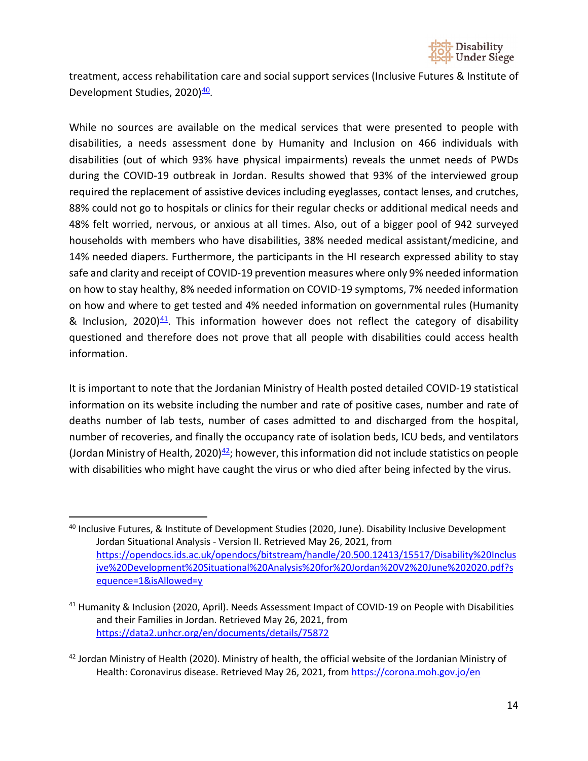treatment, access rehabilitation care and social support services (Inclusive Futures & Institute of Development Studies, 2020)[40].

While no sources are available on the medical services that were presented to people with disabilities, a needs assessment done by Humanity and Inclusion on 466 individuals with disabilities (out of which 93% have physical impairments) reveals the unmet needs of PWDs during the COVID-19 outbreak in Jordan. Results showed that 93% of the interviewed group required the replacement of assistive devices including eyeglasses, contact lenses, and crutches, 88% could not go to hospitals or clinics for their regular checks or additional medical needs and 48% felt worried, nervous, or anxious at all times. Also, out of a bigger pool of 942 surveyed households with members who have disabilities, 38% needed medical assistant/medicine, and 14% needed diapers. Furthermore, the participants in the HI research expressed ability to stay safe and clarity and receipt of COVID-19 prevention measures where only 9% needed information on how to stay healthy, 8% needed information on COVID-19 symptoms, 7% needed information on how and where to get tested and 4% needed information on governmental rules (Humanity & Inclusion, 2020)[41]. This information however does not reflect the category of disability questioned and therefore does not prove that all people with disabilities could access health information.

It is important to note that the Jordanian Ministry of Health posted detailed COVID-19 statistical information on its website including the number and rate of positive cases, number and rate of deaths number of lab tests, number of cases admitted to and discharged from the hospital, number of recoveries, and finally the occupancy rate of isolation beds, ICU beds, and ventilators (Jordan Ministry of Health, 2020)[42]; however, this information did not include statistics on people with disabilities who might have caught the virus or who died after being infected by the virus.

---

[40] Inclusive Futures, & Institute of Development Studies (2020, June). Disability Inclusive Development Jordan Situational Analysis - Version II. Retrieved May 26, 2021, from https://opendocs.ids.ac.uk/opendocs/bitstream/handle/20.500.12413/15517/Disability%20Inclusive%20Development%20Situational%20Analysis%20for%20Jordan%20V2%20June%202020.pdf?sequence=1&isAllowed=y

[41] Humanity & Inclusion (2020, April). Needs Assessment Impact of COVID-19 on People with Disabilities and their Families in Jordan. Retrieved May 26, 2021, from https://data2.unhcr.org/en/documents/details/75872

[42] Jordan Ministry of Health (2020). Ministry of health, the official website of the Jordanian Ministry of Health: Coronavirus disease. Retrieved May 26, 2021, from https://corona.moh.gov.jo/en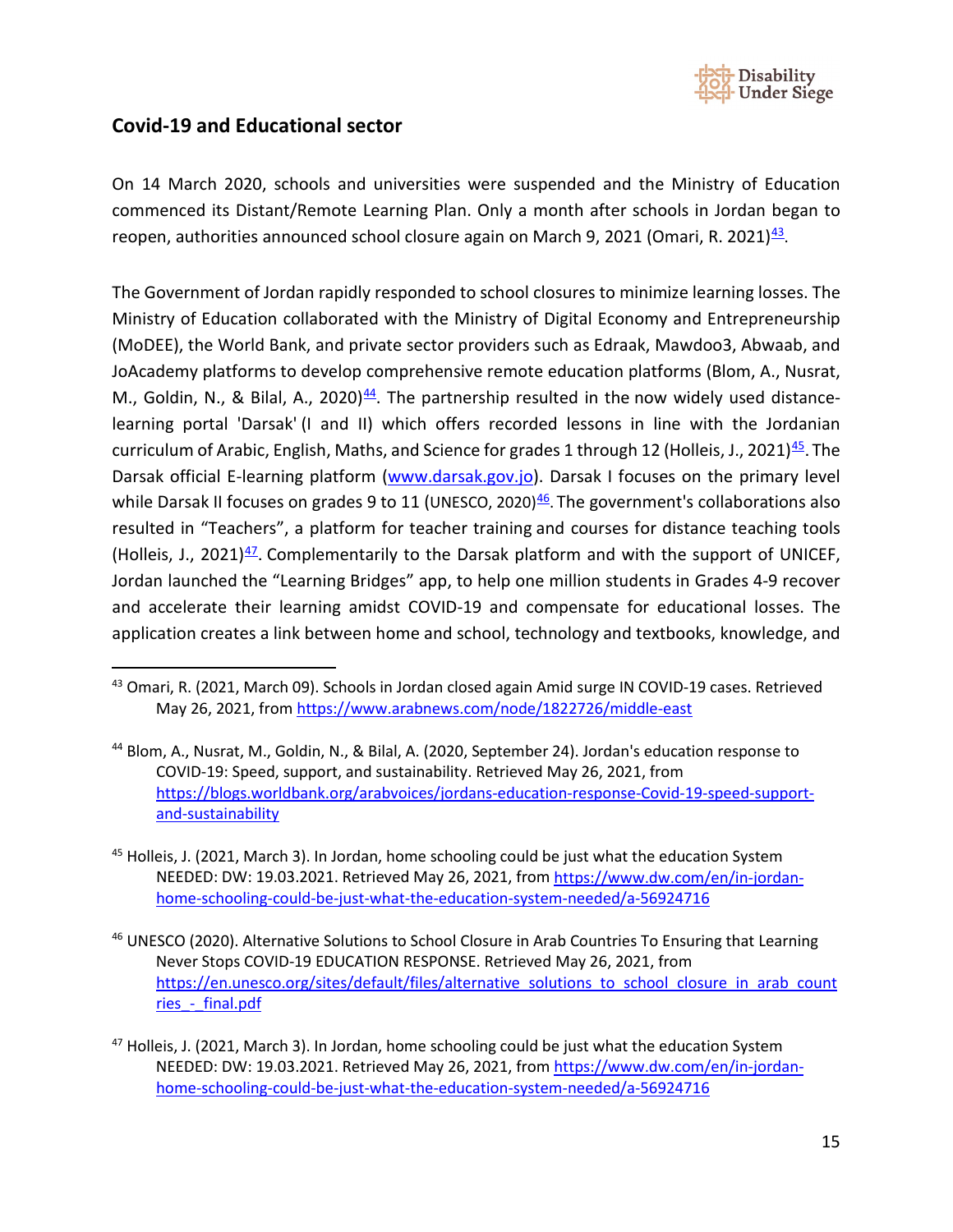## Covid-19 and Educational sector

On 14 March 2020, schools and universities were suspended and the Ministry of Education commenced its Distant/Remote Learning Plan. Only a month after schools in Jordan began to reopen, authorities announced school closure again on March 9, 2021 (Omari, R. 2021)[43].

The Government of Jordan rapidly responded to school closures to minimize learning losses. The Ministry of Education collaborated with the Ministry of Digital Economy and Entrepreneurship (MoDEE), the World Bank, and private sector providers such as Edraak, Mawdoo3, Abwaab, and JoAcademy platforms to develop comprehensive remote education platforms (Blom, A., Nusrat, M., Goldin, N., & Bilal, A., 2020)[44]. The partnership resulted in the now widely used distance-learning portal 'Darsak' (I and II) which offers recorded lessons in line with the Jordanian curriculum of Arabic, English, Maths, and Science for grades 1 through 12 (Holleis, J., 2021)[45]. The Darsak official E-learning platform (www.darsak.gov.jo). Darsak I focuses on the primary level while Darsak II focuses on grades 9 to 11 (UNESCO, 2020)[46]. The government's collaborations also resulted in "Teachers", a platform for teacher training and courses for distance teaching tools (Holleis, J., 2021)[47]. Complementarily to the Darsak platform and with the support of UNICEF, Jordan launched the "Learning Bridges" app, to help one million students in Grades 4-9 recover and accelerate their learning amidst COVID-19 and compensate for educational losses. The application creates a link between home and school, technology and textbooks, knowledge, and

---

[43] Omari, R. (2021, March 09). Schools in Jordan closed again Amid surge IN COVID-19 cases. Retrieved May 26, 2021, from https://www.arabnews.com/node/1822726/middle-east

[44] Blom, A., Nusrat, M., Goldin, N., & Bilal, A. (2020, September 24). Jordan's education response to COVID-19: Speed, support, and sustainability. Retrieved May 26, 2021, from https://blogs.worldbank.org/arabvoices/jordans-education-response-Covid-19-speed-support-and-sustainability

[45] Holleis, J. (2021, March 3). In Jordan, home schooling could be just what the education System NEEDED: DW: 19.03.2021. Retrieved May 26, 2021, from https://www.dw.com/en/in-jordan-home-schooling-could-be-just-what-the-education-system-needed/a-56924716

[46] UNESCO (2020). Alternative Solutions to School Closure in Arab Countries To Ensuring that Learning Never Stops COVID-19 EDUCATION RESPONSE. Retrieved May 26, 2021, from https://en.unesco.org/sites/default/files/alternative_solutions_to_school_closure_in_arab_countries_-_final.pdf

[47] Holleis, J. (2021, March 3). In Jordan, home schooling could be just what the education System NEEDED: DW: 19.03.2021. Retrieved May 26, 2021, from https://www.dw.com/en/in-jordan-home-schooling-could-be-just-what-the-education-system-needed/a-56924716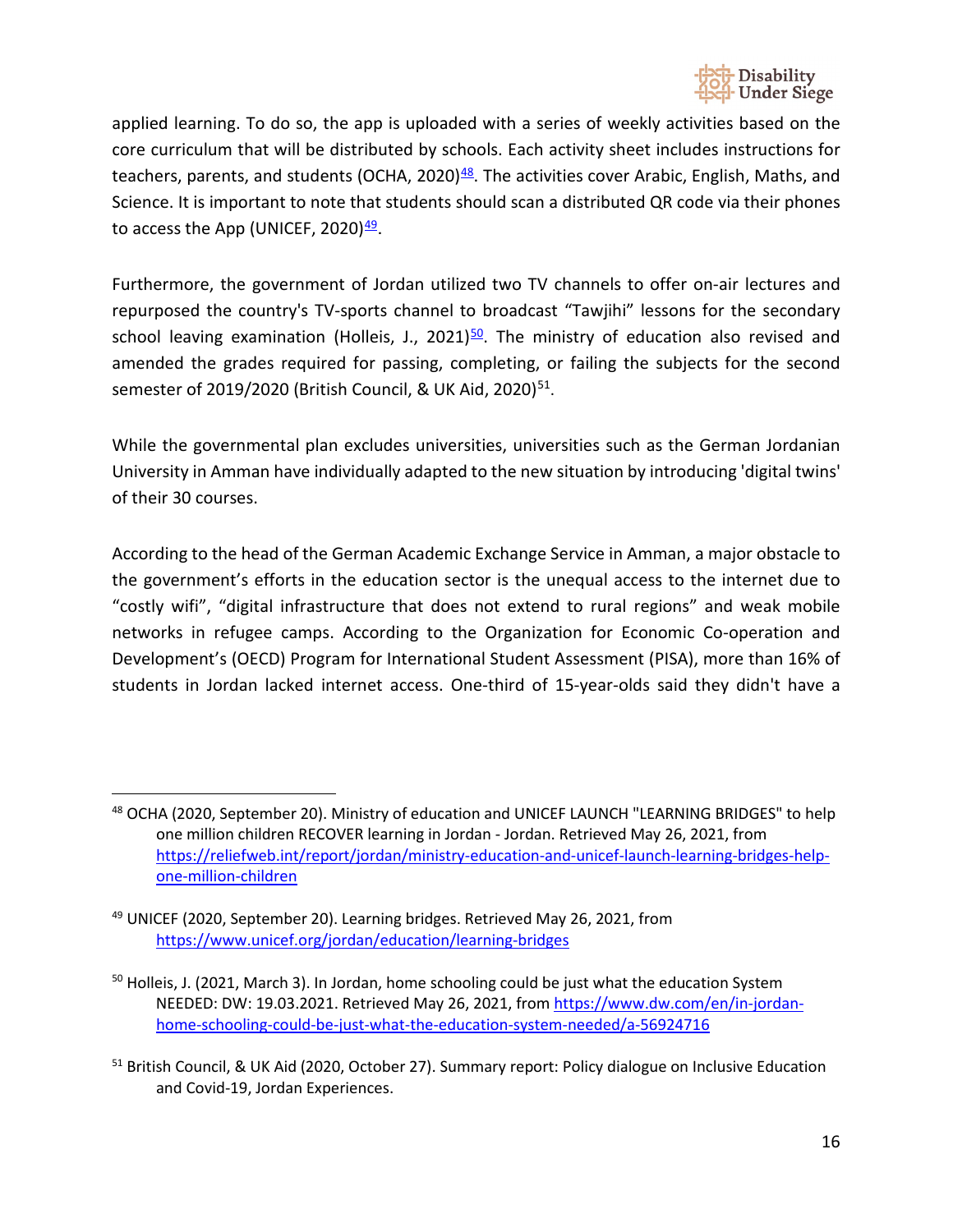applied learning. To do so, the app is uploaded with a series of weekly activities based on the core curriculum that will be distributed by schools. Each activity sheet includes instructions for teachers, parents, and students (OCHA, 2020)[48]. The activities cover Arabic, English, Maths, and Science. It is important to note that students should scan a distributed QR code via their phones to access the App (UNICEF, 2020)[49].

Furthermore, the government of Jordan utilized two TV channels to offer on-air lectures and repurposed the country's TV-sports channel to broadcast "Tawjihi" lessons for the secondary school leaving examination (Holleis, J., 2021)[50]. The ministry of education also revised and amended the grades required for passing, completing, or failing the subjects for the second semester of 2019/2020 (British Council, & UK Aid, 2020)[51].

While the governmental plan excludes universities, universities such as the German Jordanian University in Amman have individually adapted to the new situation by introducing 'digital twins' of their 30 courses.

According to the head of the German Academic Exchange Service in Amman, a major obstacle to the government's efforts in the education sector is the unequal access to the internet due to "costly wifi", "digital infrastructure that does not extend to rural regions" and weak mobile networks in refugee camps. According to the Organization for Economic Co-operation and Development's (OECD) Program for International Student Assessment (PISA), more than 16% of students in Jordan lacked internet access. One-third of 15-year-olds said they didn't have a

---

[48] OCHA (2020, September 20). Ministry of education and UNICEF LAUNCH "LEARNING BRIDGES" to help one million children RECOVER learning in Jordan - Jordan. Retrieved May 26, 2021, from https://reliefweb.int/report/jordan/ministry-education-and-unicef-launch-learning-bridges-help-one-million-children

[49] UNICEF (2020, September 20). Learning bridges. Retrieved May 26, 2021, from https://www.unicef.org/jordan/education/learning-bridges

[50] Holleis, J. (2021, March 3). In Jordan, home schooling could be just what the education System NEEDED: DW: 19.03.2021. Retrieved May 26, 2021, from https://www.dw.com/en/in-jordan-home-schooling-could-be-just-what-the-education-system-needed/a-56924716

[51] British Council, & UK Aid (2020, October 27). Summary report: Policy dialogue on Inclusive Education and Covid-19, Jordan Experiences.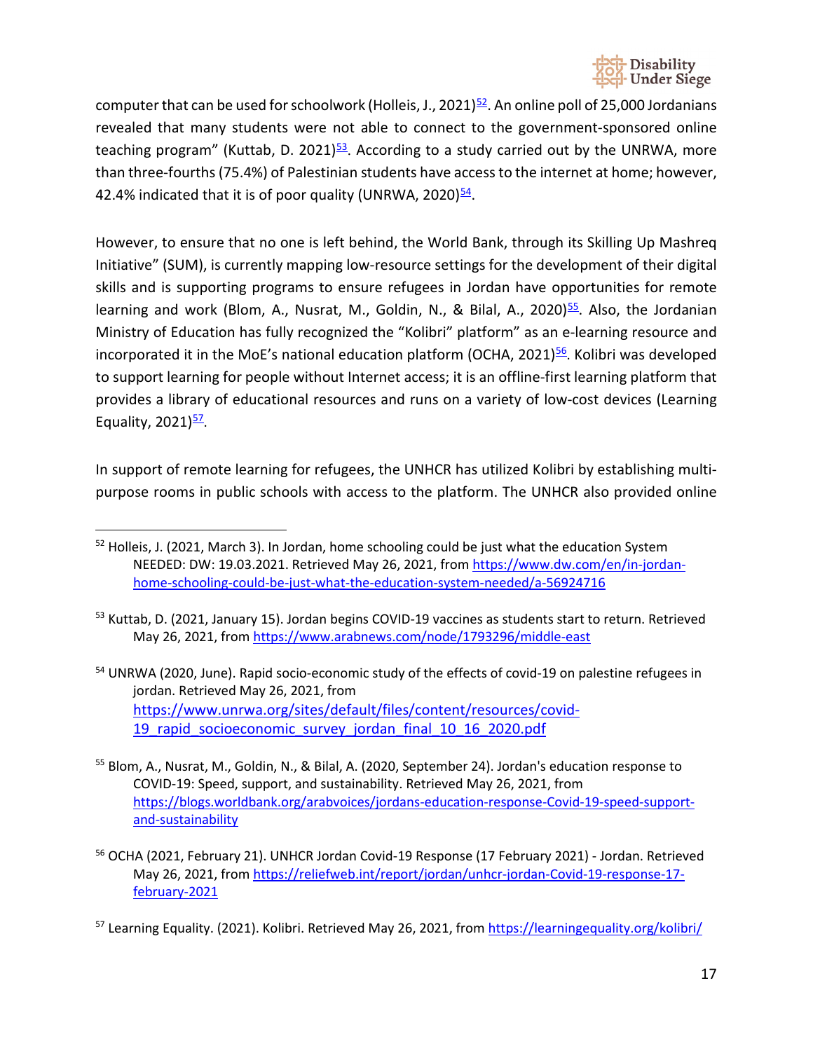computer that can be used for schoolwork (Holleis, J., 2021)[52]. An online poll of 25,000 Jordanians revealed that many students were not able to connect to the government-sponsored online teaching program" (Kuttab, D. 2021)[53]. According to a study carried out by the UNRWA, more than three-fourths (75.4%) of Palestinian students have access to the internet at home; however, 42.4% indicated that it is of poor quality (UNRWA, 2020)[54].

However, to ensure that no one is left behind, the World Bank, through its Skilling Up Mashreq Initiative" (SUM), is currently mapping low-resource settings for the development of their digital skills and is supporting programs to ensure refugees in Jordan have opportunities for remote learning and work (Blom, A., Nusrat, M., Goldin, N., & Bilal, A., 2020)[55]. Also, the Jordanian Ministry of Education has fully recognized the "Kolibri" platform" as an e-learning resource and incorporated it in the MoE's national education platform (OCHA, 2021)[56]. Kolibri was developed to support learning for people without Internet access; it is an offline-first learning platform that provides a library of educational resources and runs on a variety of low-cost devices (Learning Equality, 2021)[57].

In support of remote learning for refugees, the UNHCR has utilized Kolibri by establishing multi-purpose rooms in public schools with access to the platform. The UNHCR also provided online

---

[52] Holleis, J. (2021, March 3). In Jordan, home schooling could be just what the education System NEEDED: DW: 19.03.2021. Retrieved May 26, 2021, from https://www.dw.com/en/in-jordan-home-schooling-could-be-just-what-the-education-system-needed/a-56924716

[53] Kuttab, D. (2021, January 15). Jordan begins COVID-19 vaccines as students start to return. Retrieved May 26, 2021, from https://www.arabnews.com/node/1793296/middle-east

[54] UNRWA (2020, June). Rapid socio-economic study of the effects of covid-19 on palestine refugees in jordan. Retrieved May 26, 2021, from https://www.unrwa.org/sites/default/files/content/resources/covid-19_rapid_socioeconomic_survey_jordan_final_10_16_2020.pdf

[55] Blom, A., Nusrat, M., Goldin, N., & Bilal, A. (2020, September 24). Jordan's education response to COVID-19: Speed, support, and sustainability. Retrieved May 26, 2021, from https://blogs.worldbank.org/arabvoices/jordans-education-response-Covid-19-speed-support-and-sustainability

[56] OCHA (2021, February 21). UNHCR Jordan Covid-19 Response (17 February 2021) - Jordan. Retrieved May 26, 2021, from https://reliefweb.int/report/jordan/unhcr-jordan-Covid-19-response-17-february-2021

[57] Learning Equality. (2021). Kolibri. Retrieved May 26, 2021, from https://learningequality.org/kolibri/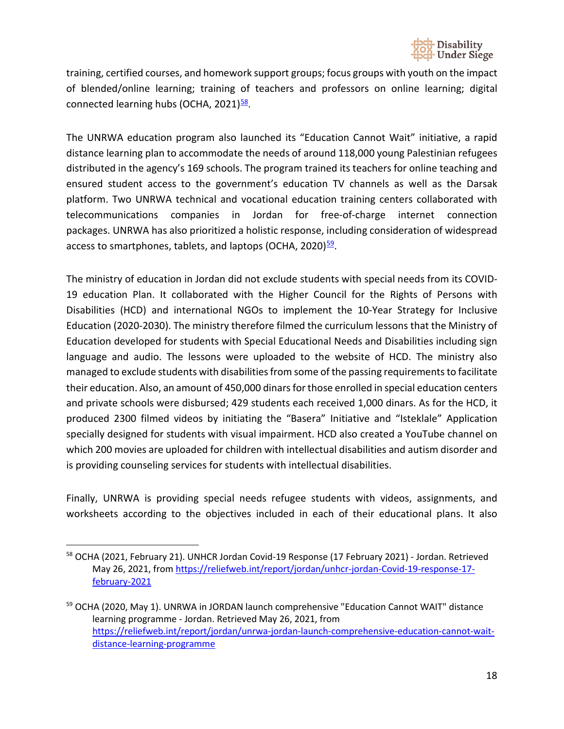training, certified courses, and homework support groups; focus groups with youth on the impact of blended/online learning; training of teachers and professors on online learning; digital connected learning hubs (OCHA, 2021)[58].

The UNRWA education program also launched its "Education Cannot Wait" initiative, a rapid distance learning plan to accommodate the needs of around 118,000 young Palestinian refugees distributed in the agency's 169 schools. The program trained its teachers for online teaching and ensured student access to the government's education TV channels as well as the Darsak platform. Two UNRWA technical and vocational education training centers collaborated with telecommunications companies in Jordan for free-of-charge internet connection packages. UNRWA has also prioritized a holistic response, including consideration of widespread access to smartphones, tablets, and laptops (OCHA, 2020)[59].

The ministry of education in Jordan did not exclude students with special needs from its COVID-19 education Plan. It collaborated with the Higher Council for the Rights of Persons with Disabilities (HCD) and international NGOs to implement the 10-Year Strategy for Inclusive Education (2020-2030). The ministry therefore filmed the curriculum lessons that the Ministry of Education developed for students with Special Educational Needs and Disabilities including sign language and audio. The lessons were uploaded to the website of HCD. The ministry also managed to exclude students with disabilities from some of the passing requirements to facilitate their education. Also, an amount of 450,000 dinars for those enrolled in special education centers and private schools were disbursed; 429 students each received 1,000 dinars. As for the HCD, it produced 2300 filmed videos by initiating the "Basera" Initiative and "Isteklale" Application specially designed for students with visual impairment. HCD also created a YouTube channel on which 200 movies are uploaded for children with intellectual disabilities and autism disorder and is providing counseling services for students with intellectual disabilities.

Finally, UNRWA is providing special needs refugee students with videos, assignments, and worksheets according to the objectives included in each of their educational plans. It also

---

[58] OCHA (2021, February 21). UNHCR Jordan Covid-19 Response (17 February 2021) - Jordan. Retrieved May 26, 2021, from https://reliefweb.int/report/jordan/unhcr-jordan-Covid-19-response-17-february-2021

[59] OCHA (2020, May 1). UNRWA in JORDAN launch comprehensive "Education Cannot WAIT" distance learning programme - Jordan. Retrieved May 26, 2021, from https://reliefweb.int/report/jordan/unrwa-jordan-launch-comprehensive-education-cannot-wait-distance-learning-programme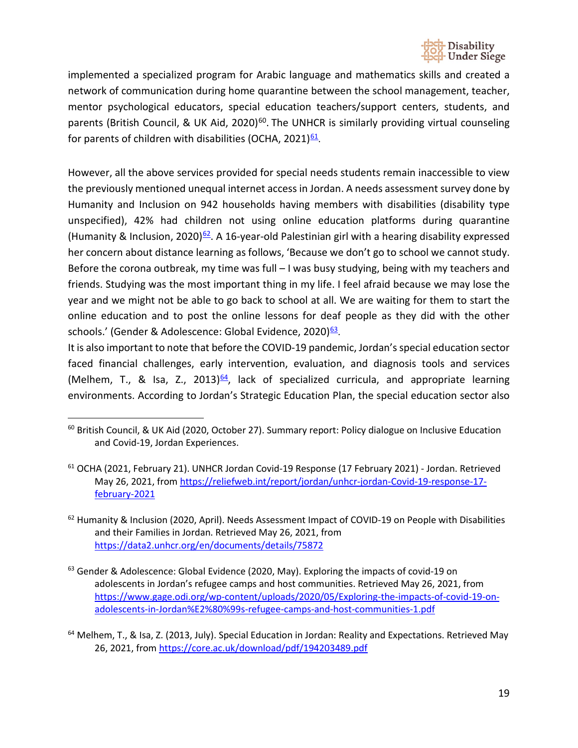implemented a specialized program for Arabic language and mathematics skills and created a network of communication during home quarantine between the school management, teacher, mentor psychological educators, special education teachers/support centers, students, and parents (British Council, & UK Aid, 2020)[60]. The UNHCR is similarly providing virtual counseling for parents of children with disabilities (OCHA, 2021)[61].

However, all the above services provided for special needs students remain inaccessible to view the previously mentioned unequal internet access in Jordan. A needs assessment survey done by Humanity and Inclusion on 942 households having members with disabilities (disability type unspecified), 42% had children not using online education platforms during quarantine (Humanity & Inclusion, 2020)[62]. A 16-year-old Palestinian girl with a hearing disability expressed her concern about distance learning as follows, 'Because we don't go to school we cannot study. Before the corona outbreak, my time was full – I was busy studying, being with my teachers and friends. Studying was the most important thing in my life. I feel afraid because we may lose the year and we might not be able to go back to school at all. We are waiting for them to start the online education and to post the online lessons for deaf people as they did with the other schools.' (Gender & Adolescence: Global Evidence, 2020)[63].

It is also important to note that before the COVID-19 pandemic, Jordan's special education sector faced financial challenges, early intervention, evaluation, and diagnosis tools and services (Melhem, T., & Isa, Z., 2013)[64], lack of specialized curricula, and appropriate learning environments. According to Jordan's Strategic Education Plan, the special education sector also

---

[60] British Council, & UK Aid (2020, October 27). Summary report: Policy dialogue on Inclusive Education and Covid-19, Jordan Experiences.

[61] OCHA (2021, February 21). UNHCR Jordan Covid-19 Response (17 February 2021) - Jordan. Retrieved May 26, 2021, from https://reliefweb.int/report/jordan/unhcr-jordan-Covid-19-response-17-february-2021

[62] Humanity & Inclusion (2020, April). Needs Assessment Impact of COVID-19 on People with Disabilities and their Families in Jordan. Retrieved May 26, 2021, from https://data2.unhcr.org/en/documents/details/75872

[63] Gender & Adolescence: Global Evidence (2020, May). Exploring the impacts of covid-19 on adolescents in Jordan's refugee camps and host communities. Retrieved May 26, 2021, from https://www.gage.odi.org/wp-content/uploads/2020/05/Exploring-the-impacts-of-covid-19-on-adolescents-in-Jordan%E2%80%99s-refugee-camps-and-host-communities-1.pdf

[64] Melhem, T., & Isa, Z. (2013, July). Special Education in Jordan: Reality and Expectations. Retrieved May 26, 2021, from https://core.ac.uk/download/pdf/194203489.pdf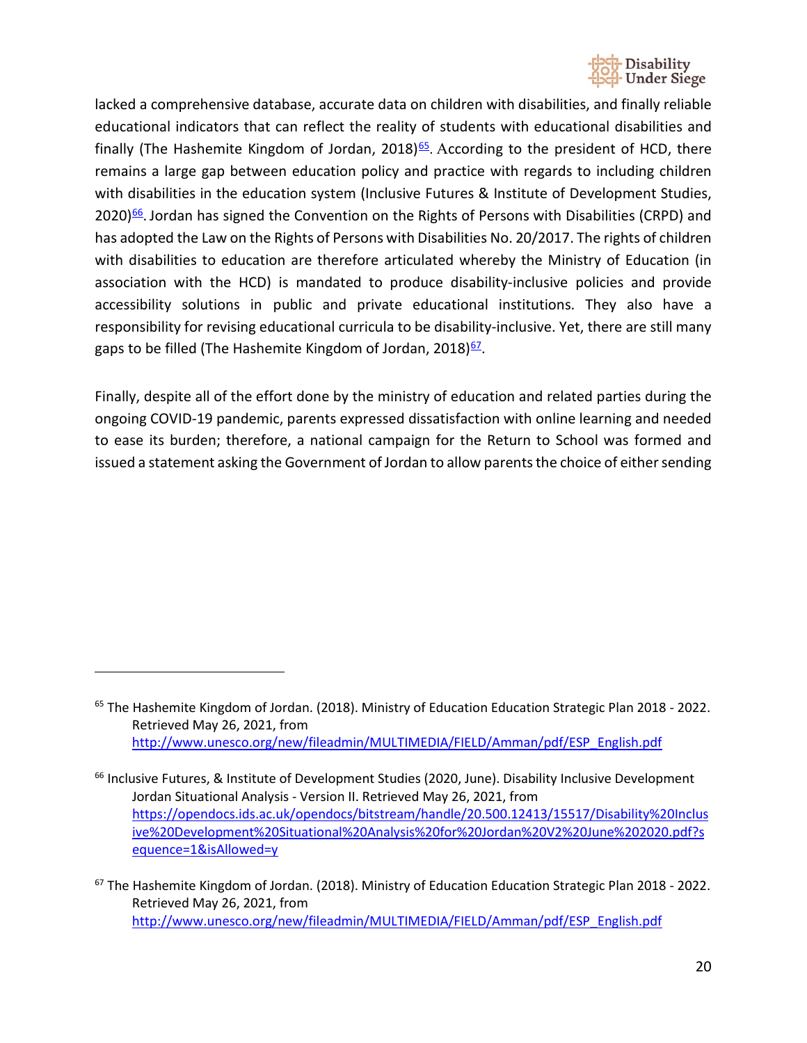lacked a comprehensive database, accurate data on children with disabilities, and finally reliable educational indicators that can reflect the reality of students with educational disabilities and finally (The Hashemite Kingdom of Jordan, 2018)[65]. According to the president of HCD, there remains a large gap between education policy and practice with regards to including children with disabilities in the education system (Inclusive Futures & Institute of Development Studies, 2020)[66]. Jordan has signed the Convention on the Rights of Persons with Disabilities (CRPD) and has adopted the Law on the Rights of Persons with Disabilities No. 20/2017. The rights of children with disabilities to education are therefore articulated whereby the Ministry of Education (in association with the HCD) is mandated to produce disability-inclusive policies and provide accessibility solutions in public and private educational institutions. They also have a responsibility for revising educational curricula to be disability-inclusive. Yet, there are still many gaps to be filled (The Hashemite Kingdom of Jordan, 2018)[67].

Finally, despite all of the effort done by the ministry of education and related parties during the ongoing COVID-19 pandemic, parents expressed dissatisfaction with online learning and needed to ease its burden; therefore, a national campaign for the Return to School was formed and issued a statement asking the Government of Jordan to allow parents the choice of either sending

---

[65] The Hashemite Kingdom of Jordan. (2018). Ministry of Education Education Strategic Plan 2018 - 2022. Retrieved May 26, 2021, from http://www.unesco.org/new/fileadmin/MULTIMEDIA/FIELD/Amman/pdf/ESP_English.pdf

[66] Inclusive Futures, & Institute of Development Studies (2020, June). Disability Inclusive Development Jordan Situational Analysis - Version II. Retrieved May 26, 2021, from https://opendocs.ids.ac.uk/opendocs/bitstream/handle/20.500.12413/15517/Disability%20Inclusive%20Development%20Situational%20Analysis%20for%20Jordan%20V2%20June%202020.pdf?sequence=1&isAllowed=y

[67] The Hashemite Kingdom of Jordan. (2018). Ministry of Education Education Strategic Plan 2018 - 2022. Retrieved May 26, 2021, from http://www.unesco.org/new/fileadmin/MULTIMEDIA/FIELD/Amman/pdf/ESP_English.pdf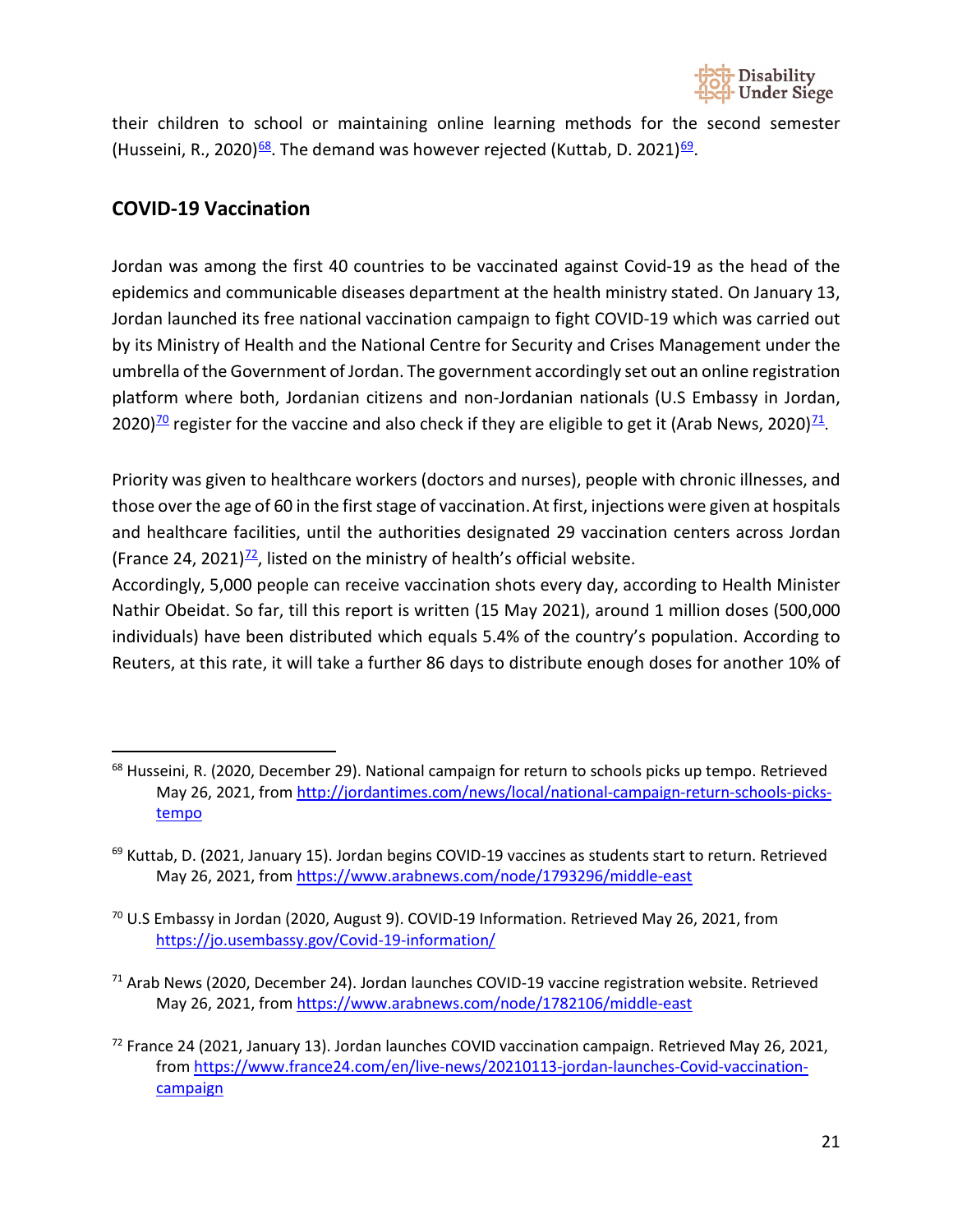their children to school or maintaining online learning methods for the second semester (Husseini, R., 2020)[68]. The demand was however rejected (Kuttab, D. 2021)[69].

## COVID-19 Vaccination

Jordan was among the first 40 countries to be vaccinated against Covid-19 as the head of the epidemics and communicable diseases department at the health ministry stated. On January 13, Jordan launched its free national vaccination campaign to fight COVID-19 which was carried out by its Ministry of Health and the National Centre for Security and Crises Management under the umbrella of the Government of Jordan. The government accordingly set out an online registration platform where both, Jordanian citizens and non-Jordanian nationals (U.S Embassy in Jordan, 2020)[70] register for the vaccine and also check if they are eligible to get it (Arab News, 2020)[71].

Priority was given to healthcare workers (doctors and nurses), people with chronic illnesses, and those over the age of 60 in the first stage of vaccination. At first, injections were given at hospitals and healthcare facilities, until the authorities designated 29 vaccination centers across Jordan (France 24, 2021)[72], listed on the ministry of health's official website.

Accordingly, 5,000 people can receive vaccination shots every day, according to Health Minister Nathir Obeidat. So far, till this report is written (15 May 2021), around 1 million doses (500,000 individuals) have been distributed which equals 5.4% of the country's population. According to Reuters, at this rate, it will take a further 86 days to distribute enough doses for another 10% of

---

[68] Husseini, R. (2020, December 29). National campaign for return to schools picks up tempo. Retrieved May 26, 2021, from http://jordantimes.com/news/local/national-campaign-return-schools-picks-tempo

[69] Kuttab, D. (2021, January 15). Jordan begins COVID-19 vaccines as students start to return. Retrieved May 26, 2021, from https://www.arabnews.com/node/1793296/middle-east

[70] U.S Embassy in Jordan (2020, August 9). COVID-19 Information. Retrieved May 26, 2021, from https://jo.usembassy.gov/Covid-19-information/

[71] Arab News (2020, December 24). Jordan launches COVID-19 vaccine registration website. Retrieved May 26, 2021, from https://www.arabnews.com/node/1782106/middle-east

[72] France 24 (2021, January 13). Jordan launches COVID vaccination campaign. Retrieved May 26, 2021, from https://www.france24.com/en/live-news/20210113-jordan-launches-Covid-vaccination-campaign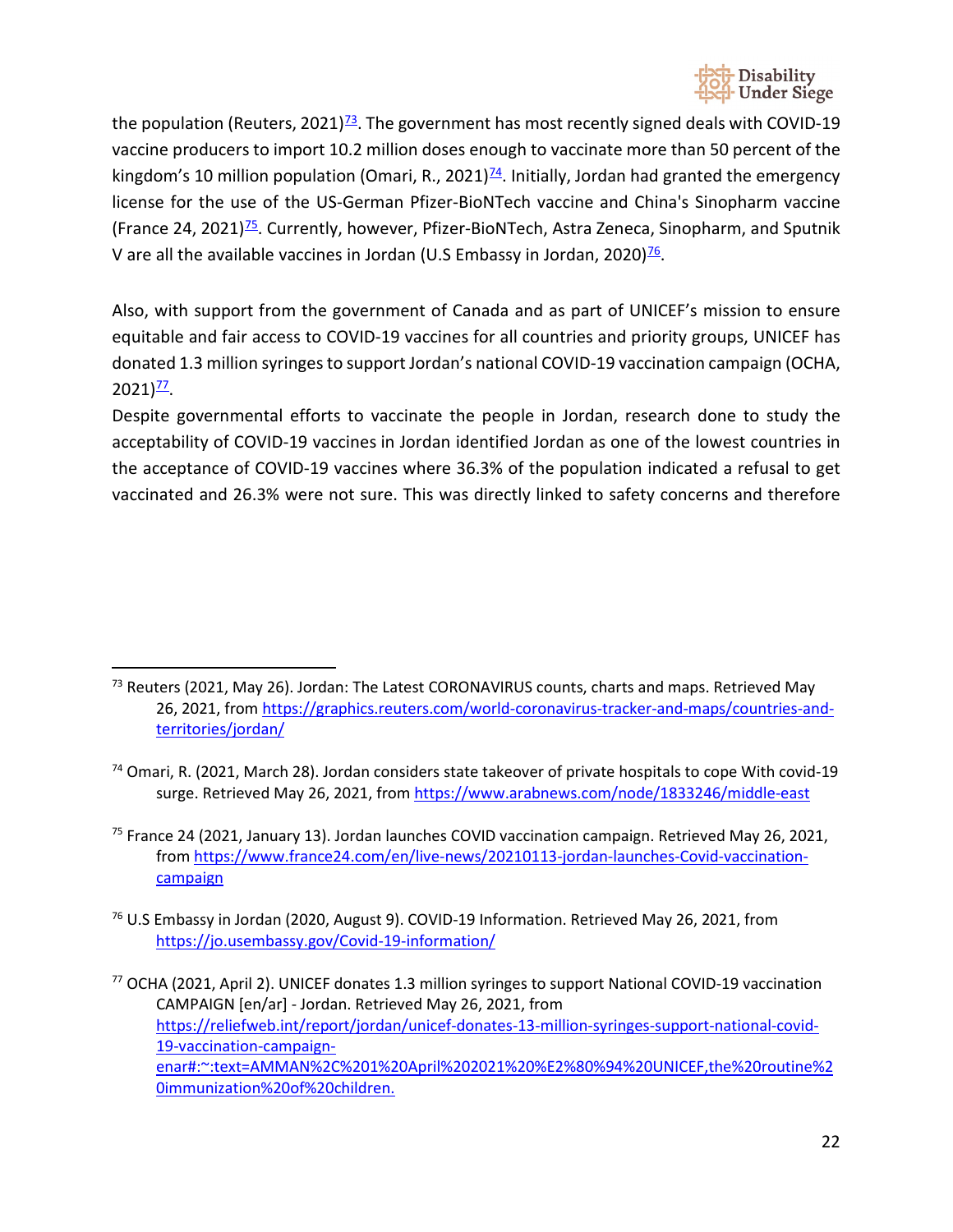the population (Reuters, 2021)[73]. The government has most recently signed deals with COVID-19 vaccine producers to import 10.2 million doses enough to vaccinate more than 50 percent of the kingdom's 10 million population (Omari, R., 2021)[74]. Initially, Jordan had granted the emergency license for the use of the US-German Pfizer-BioNTech vaccine and China's Sinopharm vaccine (France 24, 2021)[75]. Currently, however, Pfizer-BioNTech, Astra Zeneca, Sinopharm, and Sputnik V are all the available vaccines in Jordan (U.S Embassy in Jordan, 2020)[76].

Also, with support from the government of Canada and as part of UNICEF's mission to ensure equitable and fair access to COVID-19 vaccines for all countries and priority groups, UNICEF has donated 1.3 million syringes to support Jordan's national COVID-19 vaccination campaign (OCHA, 2021)[77].

Despite governmental efforts to vaccinate the people in Jordan, research done to study the acceptability of COVID-19 vaccines in Jordan identified Jordan as one of the lowest countries in the acceptance of COVID-19 vaccines where 36.3% of the population indicated a refusal to get vaccinated and 26.3% were not sure. This was directly linked to safety concerns and therefore

---

[73] Reuters (2021, May 26). Jordan: The Latest CORONAVIRUS counts, charts and maps. Retrieved May 26, 2021, from https://graphics.reuters.com/world-coronavirus-tracker-and-maps/countries-and-territories/jordan/

[74] Omari, R. (2021, March 28). Jordan considers state takeover of private hospitals to cope With covid-19 surge. Retrieved May 26, 2021, from https://www.arabnews.com/node/1833246/middle-east

[75] France 24 (2021, January 13). Jordan launches COVID vaccination campaign. Retrieved May 26, 2021, from https://www.france24.com/en/live-news/20210113-jordan-launches-Covid-vaccination-campaign

[76] U.S Embassy in Jordan (2020, August 9). COVID-19 Information. Retrieved May 26, 2021, from https://jo.usembassy.gov/Covid-19-information/

[77] OCHA (2021, April 2). UNICEF donates 1.3 million syringes to support National COVID-19 vaccination CAMPAIGN [en/ar] - Jordan. Retrieved May 26, 2021, from https://reliefweb.int/report/jordan/unicef-donates-13-million-syringes-support-national-covid-19-vaccination-campaign-enar#:~:text=AMMAN%2C%201%20April%202021%20%E2%80%94%20UNICEF,the%20routine%20immunization%20of%20children.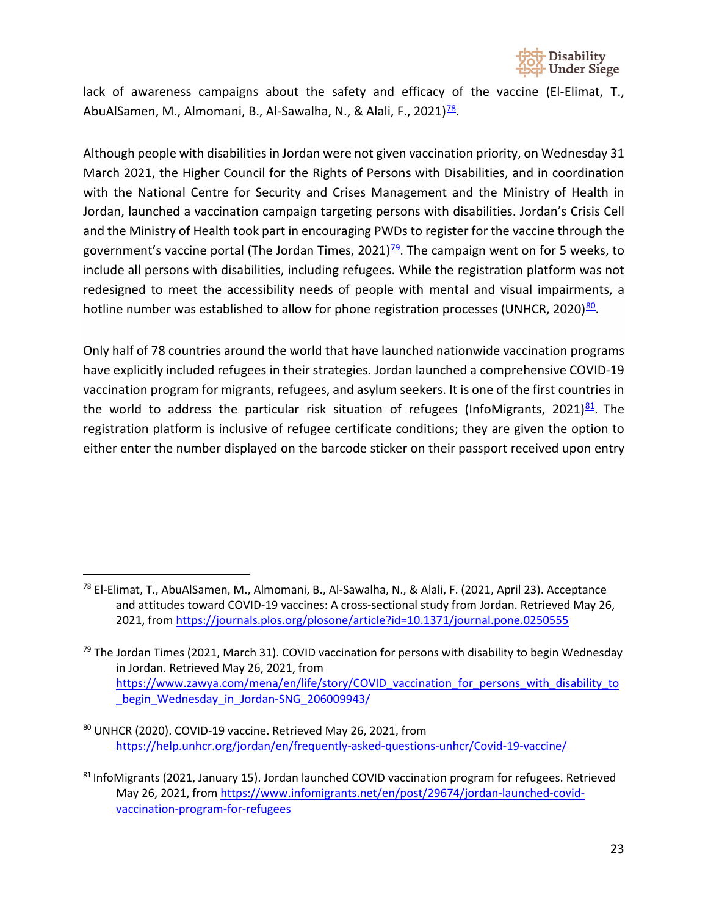lack of awareness campaigns about the safety and efficacy of the vaccine (El-Elimat, T., AbuAlSamen, M., Almomani, B., Al-Sawalha, N., & Alali, F., 2021)[78].

Although people with disabilities in Jordan were not given vaccination priority, on Wednesday 31 March 2021, the Higher Council for the Rights of Persons with Disabilities, and in coordination with the National Centre for Security and Crises Management and the Ministry of Health in Jordan, launched a vaccination campaign targeting persons with disabilities. Jordan's Crisis Cell and the Ministry of Health took part in encouraging PWDs to register for the vaccine through the government's vaccine portal (The Jordan Times, 2021)[79]. The campaign went on for 5 weeks, to include all persons with disabilities, including refugees. While the registration platform was not redesigned to meet the accessibility needs of people with mental and visual impairments, a hotline number was established to allow for phone registration processes (UNHCR, 2020)[80].

Only half of 78 countries around the world that have launched nationwide vaccination programs have explicitly included refugees in their strategies. Jordan launched a comprehensive COVID-19 vaccination program for migrants, refugees, and asylum seekers. It is one of the first countries in the world to address the particular risk situation of refugees (InfoMigrants, 2021)[81]. The registration platform is inclusive of refugee certificate conditions; they are given the option to either enter the number displayed on the barcode sticker on their passport received upon entry

---

[78] El-Elimat, T., AbuAlSamen, M., Almomani, B., Al-Sawalha, N., & Alali, F. (2021, April 23). Acceptance and attitudes toward COVID-19 vaccines: A cross-sectional study from Jordan. Retrieved May 26, 2021, from https://journals.plos.org/plosone/article?id=10.1371/journal.pone.0250555

[79] The Jordan Times (2021, March 31). COVID vaccination for persons with disability to begin Wednesday in Jordan. Retrieved May 26, 2021, from https://www.zawya.com/mena/en/life/story/COVID_vaccination_for_persons_with_disability_to_begin_Wednesday_in_Jordan-SNG_206009943/

[80] UNHCR (2020). COVID-19 vaccine. Retrieved May 26, 2021, from https://help.unhcr.org/jordan/en/frequently-asked-questions-unhcr/Covid-19-vaccine/

[81] InfoMigrants (2021, January 15). Jordan launched COVID vaccination program for refugees. Retrieved May 26, 2021, from https://www.infomigrants.net/en/post/29674/jordan-launched-covid-vaccination-program-for-refugees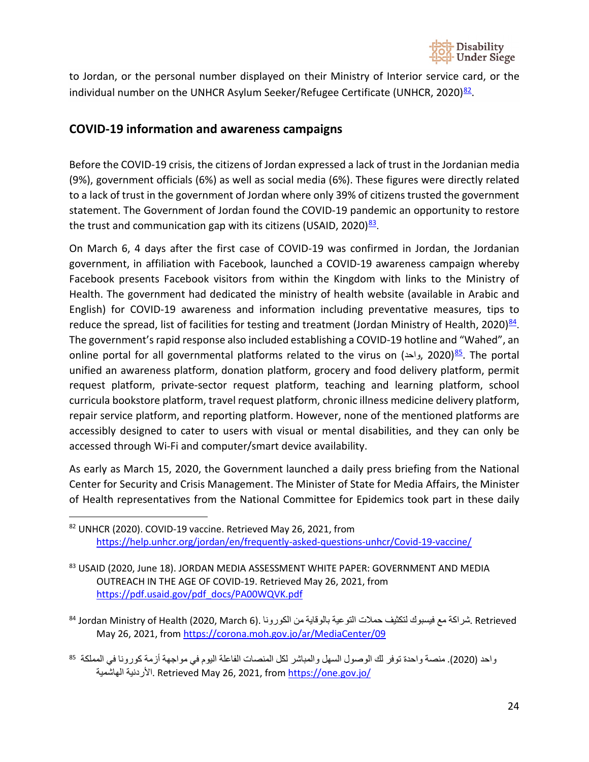to Jordan, or the personal number displayed on their Ministry of Interior service card, or the individual number on the UNHCR Asylum Seeker/Refugee Certificate (UNHCR, 2020)[82].

## COVID-19 information and awareness campaigns

Before the COVID-19 crisis, the citizens of Jordan expressed a lack of trust in the Jordanian media (9%), government officials (6%) as well as social media (6%). These figures were directly related to a lack of trust in the government of Jordan where only 39% of citizens trusted the government statement. The Government of Jordan found the COVID-19 pandemic an opportunity to restore the trust and communication gap with its citizens (USAID, 2020)[83].

On March 6, 4 days after the first case of COVID-19 was confirmed in Jordan, the Jordanian government, in affiliation with Facebook, launched a COVID-19 awareness campaign whereby Facebook presents Facebook visitors from within the Kingdom with links to the Ministry of Health. The government had dedicated the ministry of health website (available in Arabic and English) for COVID-19 awareness and information including preventative measures, tips to reduce the spread, list of facilities for testing and treatment (Jordan Ministry of Health, 2020)[84]. The government's rapid response also included establishing a COVID-19 hotline and "Wahed", an online portal for all governmental platforms related to the virus on (واحد, 2020)[85]. The portal unified an awareness platform, donation platform, grocery and food delivery platform, permit request platform, private-sector request platform, teaching and learning platform, school curricula bookstore platform, travel request platform, chronic illness medicine delivery platform, repair service platform, and reporting platform. However, none of the mentioned platforms are accessibly designed to cater to users with visual or mental disabilities, and they can only be accessed through Wi-Fi and computer/smart device availability.

As early as March 15, 2020, the Government launched a daily press briefing from the National Center for Security and Crisis Management. The Minister of State for Media Affairs, the Minister of Health representatives from the National Committee for Epidemics took part in these daily

---

[82] UNHCR (2020). COVID-19 vaccine. Retrieved May 26, 2021, from https://help.unhcr.org/jordan/en/frequently-asked-questions-unhcr/Covid-19-vaccine/

[83] USAID (2020, June 18). JORDAN MEDIA ASSESSMENT WHITE PAPER: GOVERNMENT AND MEDIA OUTREACH IN THE AGE OF COVID-19. Retrieved May 26, 2021, from https://pdf.usaid.gov/pdf_docs/PA00WQVK.pdf

[84] Jordan Ministry of Health (2020, March 6). شراكة مع فيسبوك لتكثيف حملات التوعية بالوقاية من الكورونا. Retrieved May 26, 2021, from https://corona.moh.gov.jo/ar/MediaCenter/09

[85] واحد (2020). منصة واحدة توفر لك الوصول السهل والمباشر لكل المنصات الفاعلة اليوم في مواجهة أزمة كورونا في المملكة الأردنية الهاشمية. Retrieved May 26, 2021, from https://one.gov.jo/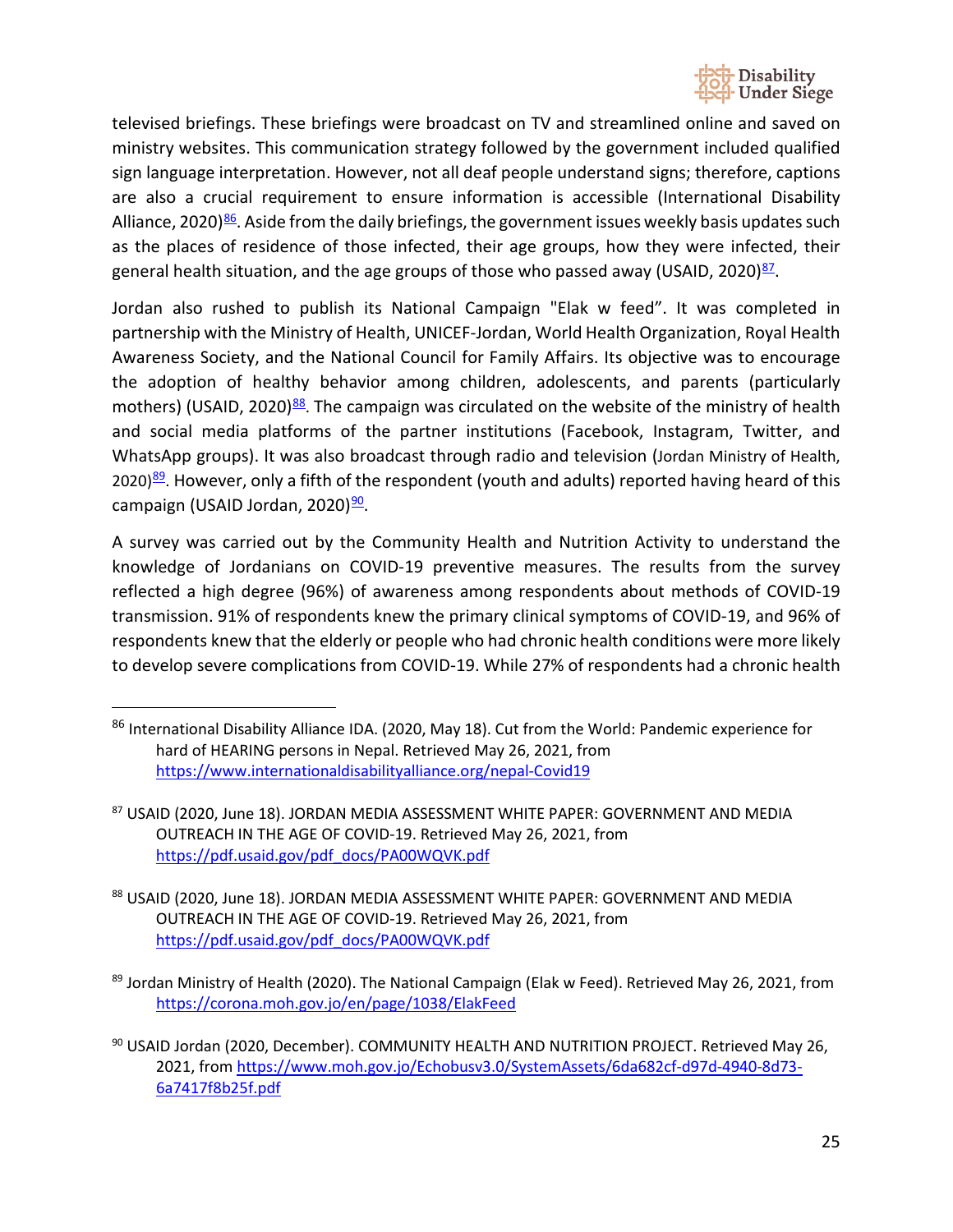televised briefings. These briefings were broadcast on TV and streamlined online and saved on ministry websites. This communication strategy followed by the government included qualified sign language interpretation. However, not all deaf people understand signs; therefore, captions are also a crucial requirement to ensure information is accessible (International Disability Alliance, 2020)[86]. Aside from the daily briefings, the government issues weekly basis updates such as the places of residence of those infected, their age groups, how they were infected, their general health situation, and the age groups of those who passed away (USAID, 2020)[87].

Jordan also rushed to publish its National Campaign "Elak w feed". It was completed in partnership with the Ministry of Health, UNICEF-Jordan, World Health Organization, Royal Health Awareness Society, and the National Council for Family Affairs. Its objective was to encourage the adoption of healthy behavior among children, adolescents, and parents (particularly mothers) (USAID, 2020)[88]. The campaign was circulated on the website of the ministry of health and social media platforms of the partner institutions (Facebook, Instagram, Twitter, and WhatsApp groups). It was also broadcast through radio and television (Jordan Ministry of Health, 2020)[89]. However, only a fifth of the respondent (youth and adults) reported having heard of this campaign (USAID Jordan, 2020)[90].

A survey was carried out by the Community Health and Nutrition Activity to understand the knowledge of Jordanians on COVID-19 preventive measures. The results from the survey reflected a high degree (96%) of awareness among respondents about methods of COVID-19 transmission. 91% of respondents knew the primary clinical symptoms of COVID-19, and 96% of respondents knew that the elderly or people who had chronic health conditions were more likely to develop severe complications from COVID-19. While 27% of respondents had a chronic health

---

[86] International Disability Alliance IDA. (2020, May 18). Cut from the World: Pandemic experience for hard of HEARING persons in Nepal. Retrieved May 26, 2021, from https://www.internationaldisabilityalliance.org/nepal-Covid19

[87] USAID (2020, June 18). JORDAN MEDIA ASSESSMENT WHITE PAPER: GOVERNMENT AND MEDIA OUTREACH IN THE AGE OF COVID-19. Retrieved May 26, 2021, from https://pdf.usaid.gov/pdf_docs/PA00WQVK.pdf

[88] USAID (2020, June 18). JORDAN MEDIA ASSESSMENT WHITE PAPER: GOVERNMENT AND MEDIA OUTREACH IN THE AGE OF COVID-19. Retrieved May 26, 2021, from https://pdf.usaid.gov/pdf_docs/PA00WQVK.pdf

[89] Jordan Ministry of Health (2020). The National Campaign (Elak w Feed). Retrieved May 26, 2021, from https://corona.moh.gov.jo/en/page/1038/ElakFeed

[90] USAID Jordan (2020, December). COMMUNITY HEALTH AND NUTRITION PROJECT. Retrieved May 26, 2021, from https://www.moh.gov.jo/Echobusv3.0/SystemAssets/6da682cf-d97d-4940-8d73-6a7417f8b25f.pdf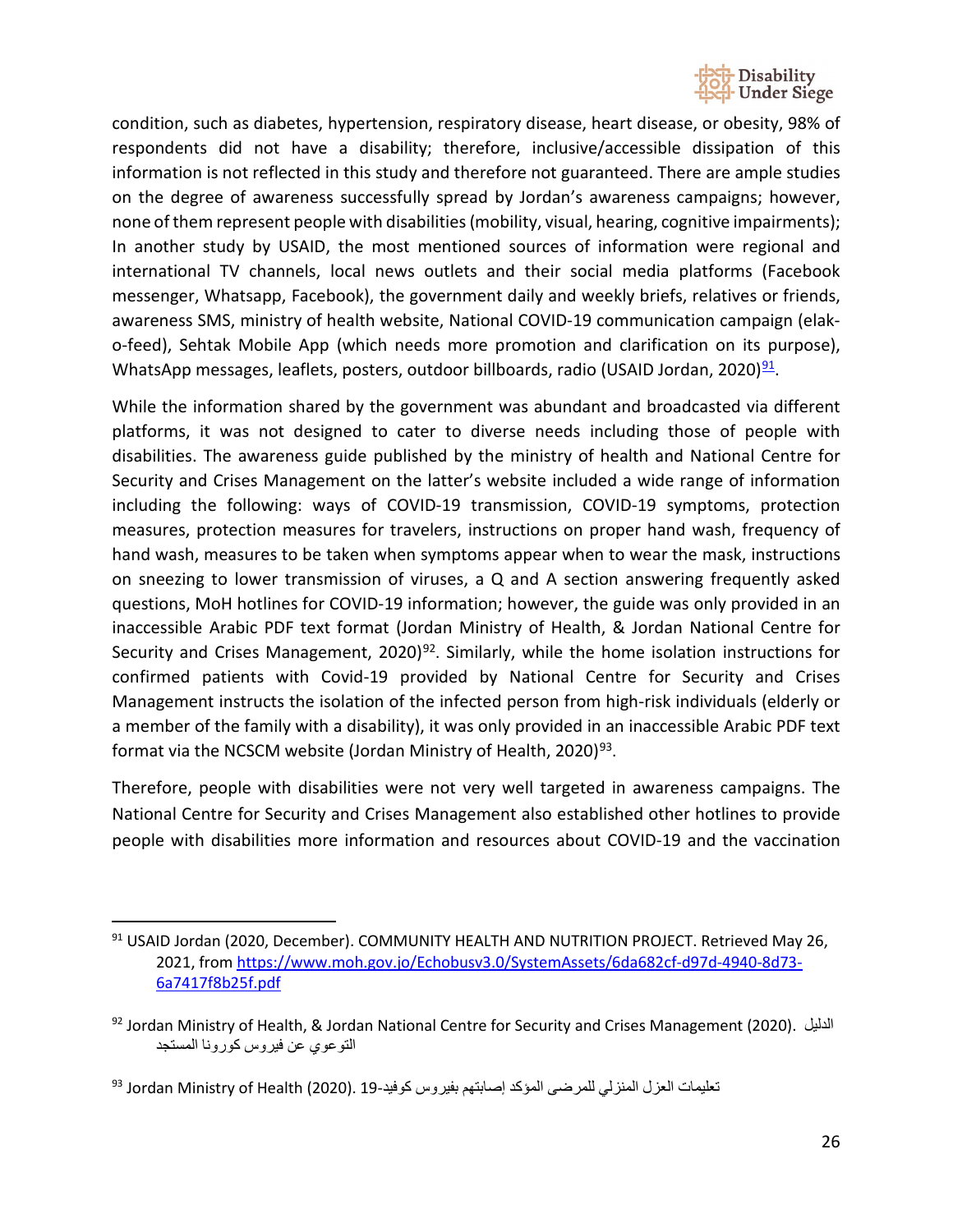condition, such as diabetes, hypertension, respiratory disease, heart disease, or obesity, 98% of respondents did not have a disability; therefore, inclusive/accessible dissipation of this information is not reflected in this study and therefore not guaranteed. There are ample studies on the degree of awareness successfully spread by Jordan's awareness campaigns; however, none of them represent people with disabilities (mobility, visual, hearing, cognitive impairments); In another study by USAID, the most mentioned sources of information were regional and international TV channels, local news outlets and their social media platforms (Facebook messenger, Whatsapp, Facebook), the government daily and weekly briefs, relatives or friends, awareness SMS, ministry of health website, National COVID-19 communication campaign (elak-o-feed), Sehtak Mobile App (which needs more promotion and clarification on its purpose), WhatsApp messages, leaflets, posters, outdoor billboards, radio (USAID Jordan, 2020)[91].

While the information shared by the government was abundant and broadcasted via different platforms, it was not designed to cater to diverse needs including those of people with disabilities. The awareness guide published by the ministry of health and National Centre for Security and Crises Management on the latter's website included a wide range of information including the following: ways of COVID-19 transmission, COVID-19 symptoms, protection measures, protection measures for travelers, instructions on proper hand wash, frequency of hand wash, measures to be taken when symptoms appear when to wear the mask, instructions on sneezing to lower transmission of viruses, a Q and A section answering frequently asked questions, MoH hotlines for COVID-19 information; however, the guide was only provided in an inaccessible Arabic PDF text format (Jordan Ministry of Health, & Jordan National Centre for Security and Crises Management, 2020)[92]. Similarly, while the home isolation instructions for confirmed patients with Covid-19 provided by National Centre for Security and Crises Management instructs the isolation of the infected person from high-risk individuals (elderly or a member of the family with a disability), it was only provided in an inaccessible Arabic PDF text format via the NCSCM website (Jordan Ministry of Health, 2020)[93].

Therefore, people with disabilities were not very well targeted in awareness campaigns. The National Centre for Security and Crises Management also established other hotlines to provide people with disabilities more information and resources about COVID-19 and the vaccination

---

[91] USAID Jordan (2020, December). COMMUNITY HEALTH AND NUTRITION PROJECT. Retrieved May 26, 2021, from https://www.moh.gov.jo/Echobusv3.0/SystemAssets/6da682cf-d97d-4940-8d73-6a7417f8b25f.pdf

[92] Jordan Ministry of Health, & Jordan National Centre for Security and Crises Management (2020). الدليل التوعوي عن فيروس كورونا المستجد

[93] Jordan Ministry of Health (2020). تعليمات العزل المنزلي للمرضى المؤكد إصابتهم بفيروس كوفيد-19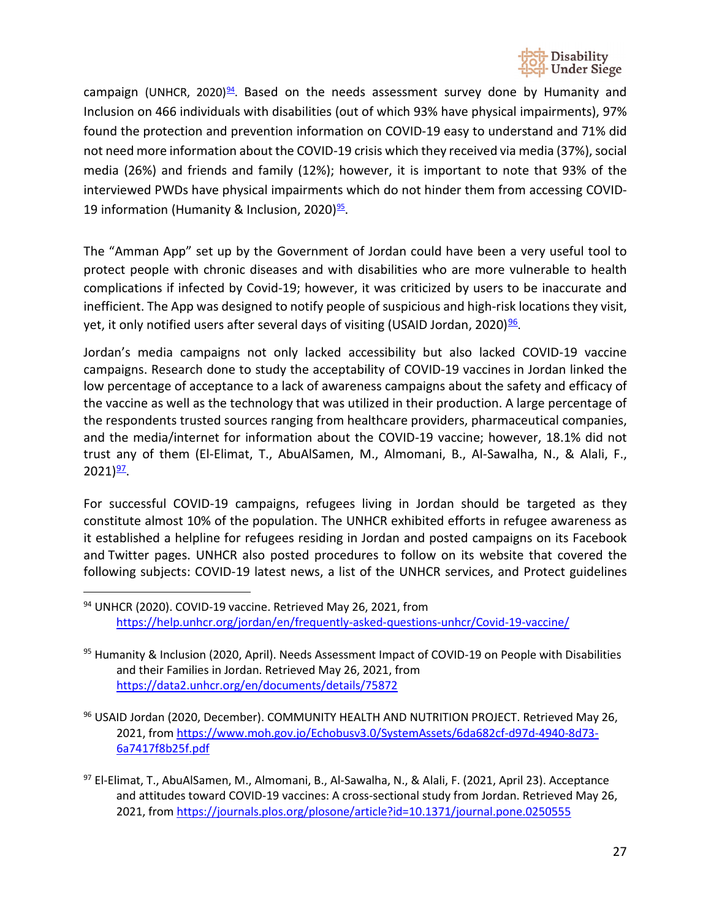campaign (UNHCR, 2020)[94]. Based on the needs assessment survey done by Humanity and Inclusion on 466 individuals with disabilities (out of which 93% have physical impairments), 97% found the protection and prevention information on COVID-19 easy to understand and 71% did not need more information about the COVID-19 crisis which they received via media (37%), social media (26%) and friends and family (12%); however, it is important to note that 93% of the interviewed PWDs have physical impairments which do not hinder them from accessing COVID-19 information (Humanity & Inclusion, 2020)[95].

The "Amman App" set up by the Government of Jordan could have been a very useful tool to protect people with chronic diseases and with disabilities who are more vulnerable to health complications if infected by Covid-19; however, it was criticized by users to be inaccurate and inefficient. The App was designed to notify people of suspicious and high-risk locations they visit, yet, it only notified users after several days of visiting (USAID Jordan, 2020)[96].

Jordan's media campaigns not only lacked accessibility but also lacked COVID-19 vaccine campaigns. Research done to study the acceptability of COVID-19 vaccines in Jordan linked the low percentage of acceptance to a lack of awareness campaigns about the safety and efficacy of the vaccine as well as the technology that was utilized in their production. A large percentage of the respondents trusted sources ranging from healthcare providers, pharmaceutical companies, and the media/internet for information about the COVID-19 vaccine; however, 18.1% did not trust any of them (El-Elimat, T., AbuAlSamen, M., Almomani, B., Al-Sawalha, N., & Alali, F., 2021)[97].

For successful COVID-19 campaigns, refugees living in Jordan should be targeted as they constitute almost 10% of the population. The UNHCR exhibited efforts in refugee awareness as it established a helpline for refugees residing in Jordan and posted campaigns on its Facebook and Twitter pages. UNHCR also posted procedures to follow on its website that covered the following subjects: COVID-19 latest news, a list of the UNHCR services, and Protect guidelines

---

[94] UNHCR (2020). COVID-19 vaccine. Retrieved May 26, 2021, from https://help.unhcr.org/jordan/en/frequently-asked-questions-unhcr/Covid-19-vaccine/

[95] Humanity & Inclusion (2020, April). Needs Assessment Impact of COVID-19 on People with Disabilities and their Families in Jordan. Retrieved May 26, 2021, from https://data2.unhcr.org/en/documents/details/75872

[96] USAID Jordan (2020, December). COMMUNITY HEALTH AND NUTRITION PROJECT. Retrieved May 26, 2021, from https://www.moh.gov.jo/Echobusv3.0/SystemAssets/6da682cf-d97d-4940-8d73-6a7417f8b25f.pdf

[97] El-Elimat, T., AbuAlSamen, M., Almomani, B., Al-Sawalha, N., & Alali, F. (2021, April 23). Acceptance and attitudes toward COVID-19 vaccines: A cross-sectional study from Jordan. Retrieved May 26, 2021, from https://journals.plos.org/plosone/article?id=10.1371/journal.pone.0250555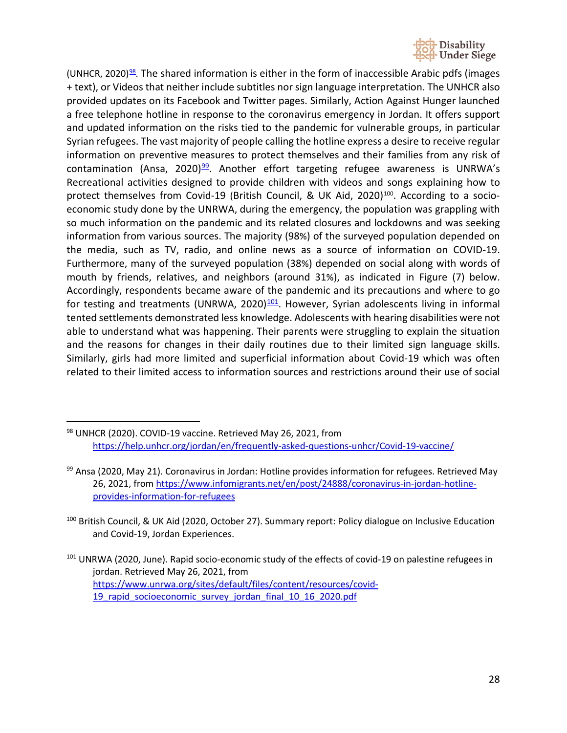(UNHCR, 2020)[98]. The shared information is either in the form of inaccessible Arabic pdfs (images + text), or Videos that neither include subtitles nor sign language interpretation. The UNHCR also provided updates on its Facebook and Twitter pages. Similarly, Action Against Hunger launched a free telephone hotline in response to the coronavirus emergency in Jordan. It offers support and updated information on the risks tied to the pandemic for vulnerable groups, in particular Syrian refugees. The vast majority of people calling the hotline express a desire to receive regular information on preventive measures to protect themselves and their families from any risk of contamination (Ansa, 2020)[99]. Another effort targeting refugee awareness is UNRWA's Recreational activities designed to provide children with videos and songs explaining how to protect themselves from Covid-19 (British Council, & UK Aid, 2020)[100]. According to a socio-economic study done by the UNRWA, during the emergency, the population was grappling with so much information on the pandemic and its related closures and lockdowns and was seeking information from various sources. The majority (98%) of the surveyed population depended on the media, such as TV, radio, and online news as a source of information on COVID-19. Furthermore, many of the surveyed population (38%) depended on social along with words of mouth by friends, relatives, and neighbors (around 31%), as indicated in Figure (7) below. Accordingly, respondents became aware of the pandemic and its precautions and where to go for testing and treatments (UNRWA, 2020)[101]. However, Syrian adolescents living in informal tented settlements demonstrated less knowledge. Adolescents with hearing disabilities were not able to understand what was happening. Their parents were struggling to explain the situation and the reasons for changes in their daily routines due to their limited sign language skills. Similarly, girls had more limited and superficial information about Covid-19 which was often related to their limited access to information sources and restrictions around their use of social

---

[98] UNHCR (2020). COVID-19 vaccine. Retrieved May 26, 2021, from https://help.unhcr.org/jordan/en/frequently-asked-questions-unhcr/Covid-19-vaccine/

[99] Ansa (2020, May 21). Coronavirus in Jordan: Hotline provides information for refugees. Retrieved May 26, 2021, from https://www.infomigrants.net/en/post/24888/coronavirus-in-jordan-hotline-provides-information-for-refugees

[100] British Council, & UK Aid (2020, October 27). Summary report: Policy dialogue on Inclusive Education and Covid-19, Jordan Experiences.

[101] UNRWA (2020, June). Rapid socio-economic study of the effects of covid-19 on palestine refugees in jordan. Retrieved May 26, 2021, from https://www.unrwa.org/sites/default/files/content/resources/covid-19_rapid_socioeconomic_survey_jordan_final_10_16_2020.pdf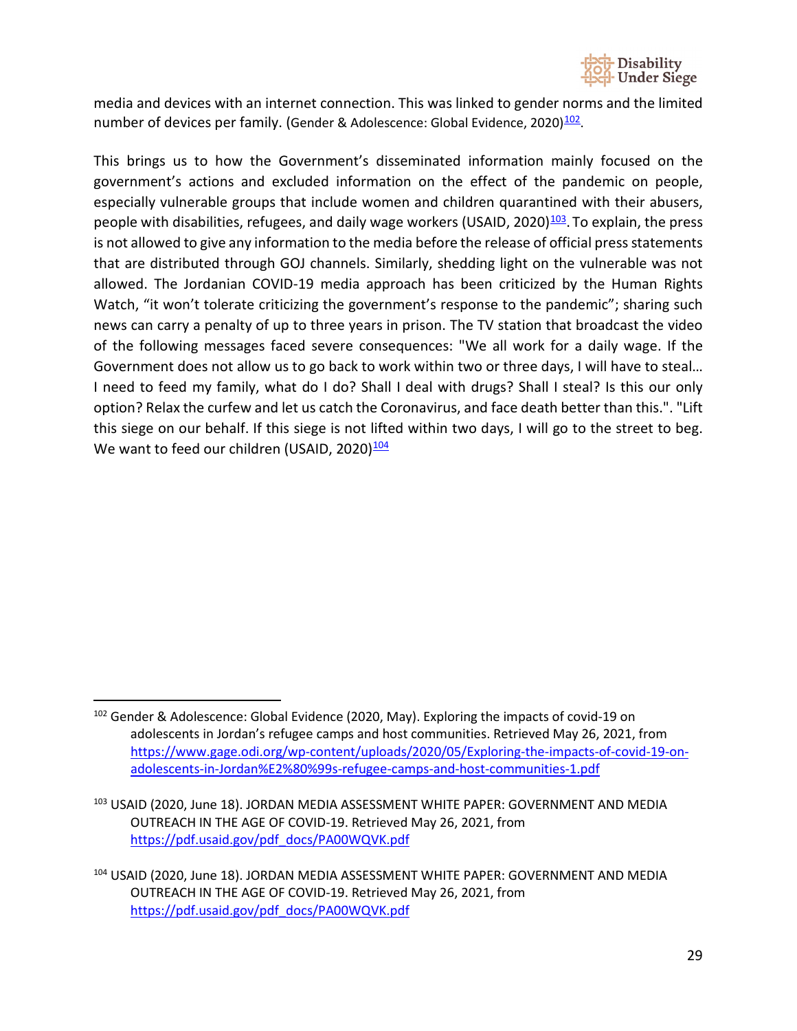media and devices with an internet connection. This was linked to gender norms and the limited number of devices per family. (Gender & Adolescence: Global Evidence, 2020)[102].

This brings us to how the Government's disseminated information mainly focused on the government's actions and excluded information on the effect of the pandemic on people, especially vulnerable groups that include women and children quarantined with their abusers, people with disabilities, refugees, and daily wage workers (USAID, 2020)[103]. To explain, the press is not allowed to give any information to the media before the release of official press statements that are distributed through GOJ channels. Similarly, shedding light on the vulnerable was not allowed. The Jordanian COVID-19 media approach has been criticized by the Human Rights Watch, "it won't tolerate criticizing the government's response to the pandemic"; sharing such news can carry a penalty of up to three years in prison. The TV station that broadcast the video of the following messages faced severe consequences: "We all work for a daily wage. If the Government does not allow us to go back to work within two or three days, I will have to steal… I need to feed my family, what do I do? Shall I deal with drugs? Shall I steal? Is this our only option? Relax the curfew and let us catch the Coronavirus, and face death better than this.". "Lift this siege on our behalf. If this siege is not lifted within two days, I will go to the street to beg. We want to feed our children (USAID, 2020)[104]

---

[102] Gender & Adolescence: Global Evidence (2020, May). Exploring the impacts of covid-19 on adolescents in Jordan's refugee camps and host communities. Retrieved May 26, 2021, from https://www.gage.odi.org/wp-content/uploads/2020/05/Exploring-the-impacts-of-covid-19-on-adolescents-in-Jordan%E2%80%99s-refugee-camps-and-host-communities-1.pdf

[103] USAID (2020, June 18). JORDAN MEDIA ASSESSMENT WHITE PAPER: GOVERNMENT AND MEDIA OUTREACH IN THE AGE OF COVID-19. Retrieved May 26, 2021, from https://pdf.usaid.gov/pdf_docs/PA00WQVK.pdf

[104] USAID (2020, June 18). JORDAN MEDIA ASSESSMENT WHITE PAPER: GOVERNMENT AND MEDIA OUTREACH IN THE AGE OF COVID-19. Retrieved May 26, 2021, from https://pdf.usaid.gov/pdf_docs/PA00WQVK.pdf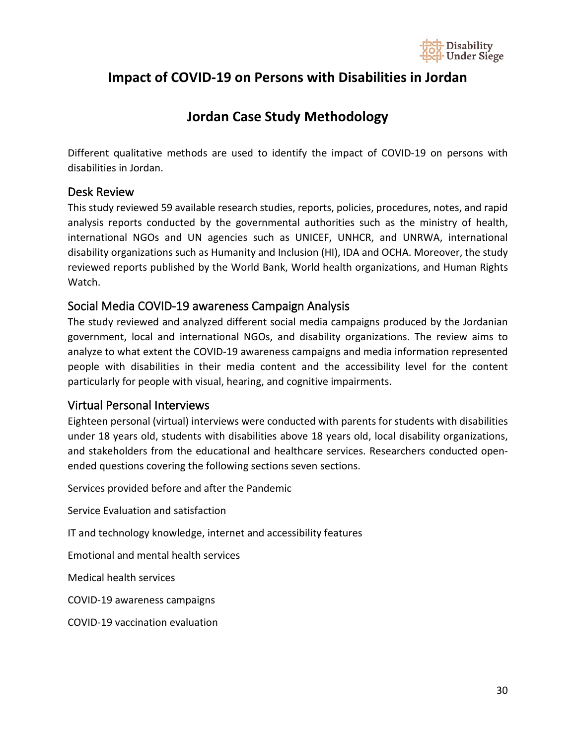# Impact of COVID-19 on Persons with Disabilities in Jordan

## Jordan Case Study Methodology

Different qualitative methods are used to identify the impact of COVID-19 on persons with disabilities in Jordan.

### Desk Review

This study reviewed 59 available research studies, reports, policies, procedures, notes, and rapid analysis reports conducted by the governmental authorities such as the ministry of health, international NGOs and UN agencies such as UNICEF, UNHCR, and UNRWA, international disability organizations such as Humanity and Inclusion (HI), IDA and OCHA. Moreover, the study reviewed reports published by the World Bank, World health organizations, and Human Rights Watch.

### Social Media COVID-19 awareness Campaign Analysis

The study reviewed and analyzed different social media campaigns produced by the Jordanian government, local and international NGOs, and disability organizations. The review aims to analyze to what extent the COVID-19 awareness campaigns and media information represented people with disabilities in their media content and the accessibility level for the content particularly for people with visual, hearing, and cognitive impairments.

### Virtual Personal Interviews

Eighteen personal (virtual) interviews were conducted with parents for students with disabilities under 18 years old, students with disabilities above 18 years old, local disability organizations, and stakeholders from the educational and healthcare services. Researchers conducted open-ended questions covering the following sections seven sections.

Services provided before and after the Pandemic

Service Evaluation and satisfaction

IT and technology knowledge, internet and accessibility features

Emotional and mental health services

Medical health services

COVID-19 awareness campaigns

COVID-19 vaccination evaluation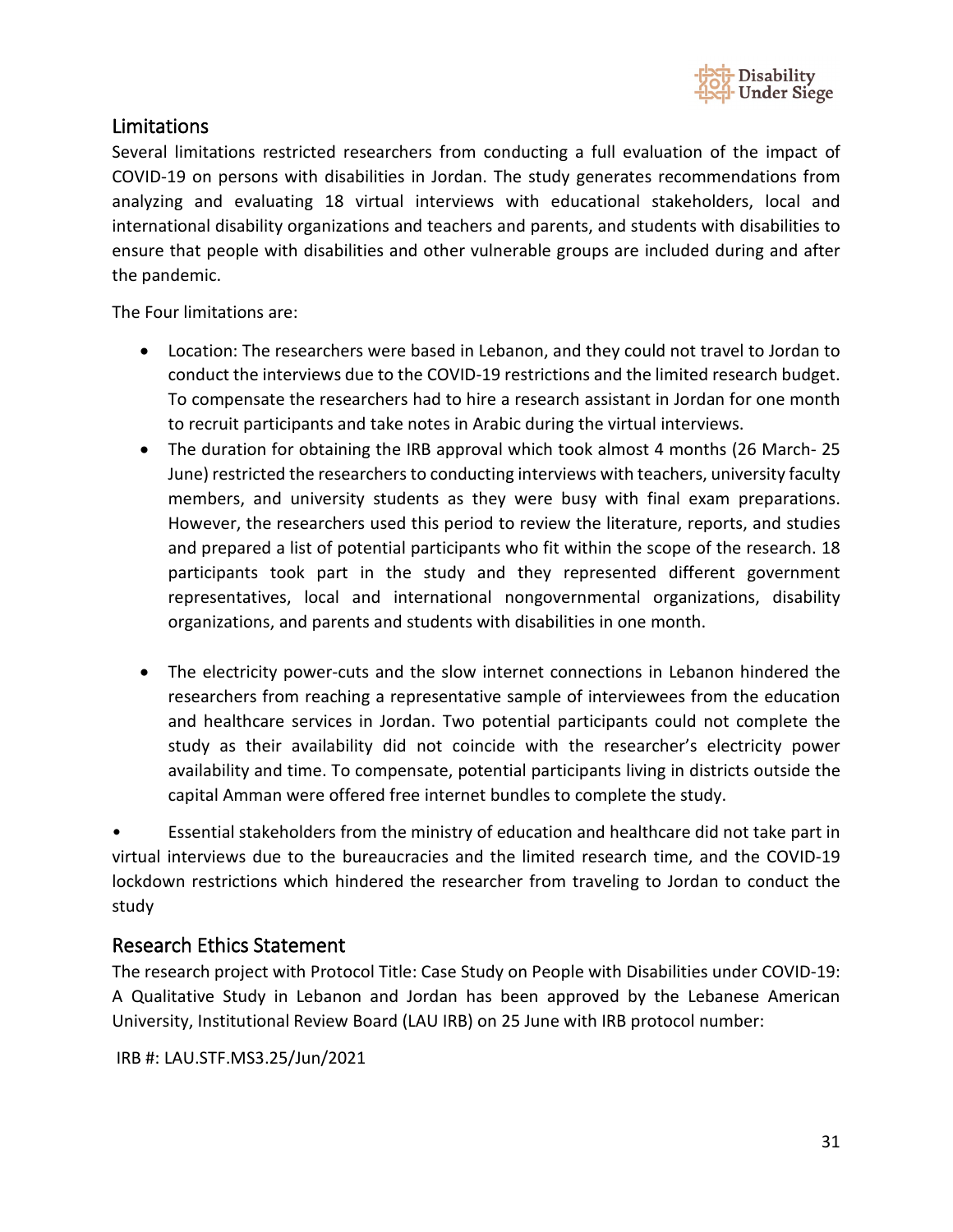## Limitations

Several limitations restricted researchers from conducting a full evaluation of the impact of COVID-19 on persons with disabilities in Jordan. The study generates recommendations from analyzing and evaluating 18 virtual interviews with educational stakeholders, local and international disability organizations and teachers and parents, and students with disabilities to ensure that people with disabilities and other vulnerable groups are included during and after the pandemic.

The Four limitations are:

- Location: The researchers were based in Lebanon, and they could not travel to Jordan to conduct the interviews due to the COVID-19 restrictions and the limited research budget. To compensate the researchers had to hire a research assistant in Jordan for one month to recruit participants and take notes in Arabic during the virtual interviews.
- The duration for obtaining the IRB approval which took almost 4 months (26 March- 25 June) restricted the researchers to conducting interviews with teachers, university faculty members, and university students as they were busy with final exam preparations. However, the researchers used this period to review the literature, reports, and studies and prepared a list of potential participants who fit within the scope of the research. 18 participants took part in the study and they represented different government representatives, local and international nongovernmental organizations, disability organizations, and parents and students with disabilities in one month.
- The electricity power-cuts and the slow internet connections in Lebanon hindered the researchers from reaching a representative sample of interviewees from the education and healthcare services in Jordan. Two potential participants could not complete the study as their availability did not coincide with the researcher's electricity power availability and time. To compensate, potential participants living in districts outside the capital Amman were offered free internet bundles to complete the study.
- Essential stakeholders from the ministry of education and healthcare did not take part in virtual interviews due to the bureaucracies and the limited research time, and the COVID-19 lockdown restrictions which hindered the researcher from traveling to Jordan to conduct the study

## Research Ethics Statement

The research project with Protocol Title: Case Study on People with Disabilities under COVID-19: A Qualitative Study in Lebanon and Jordan has been approved by the Lebanese American University, Institutional Review Board (LAU IRB) on 25 June with IRB protocol number:

IRB #: LAU.STF.MS3.25/Jun/2021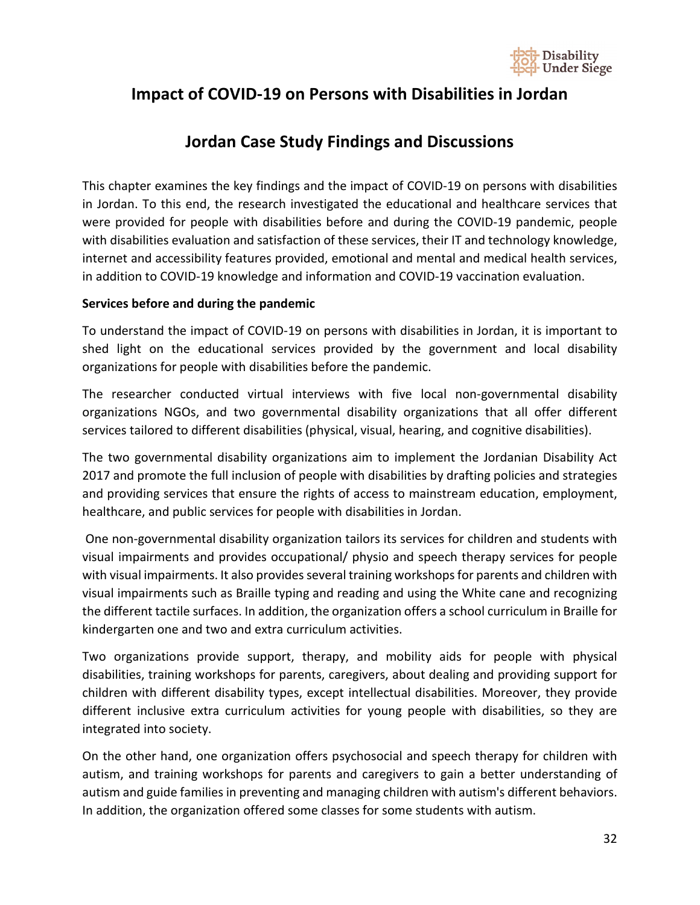## Impact of COVID-19 on Persons with Disabilities in Jordan

## Jordan Case Study Findings and Discussions

This chapter examines the key findings and the impact of COVID-19 on persons with disabilities in Jordan. To this end, the research investigated the educational and healthcare services that were provided for people with disabilities before and during the COVID-19 pandemic, people with disabilities evaluation and satisfaction of these services, their IT and technology knowledge, internet and accessibility features provided, emotional and mental and medical health services, in addition to COVID-19 knowledge and information and COVID-19 vaccination evaluation.

**Services before and during the pandemic**

To understand the impact of COVID-19 on persons with disabilities in Jordan, it is important to shed light on the educational services provided by the government and local disability organizations for people with disabilities before the pandemic.

The researcher conducted virtual interviews with five local non-governmental disability organizations NGOs, and two governmental disability organizations that all offer different services tailored to different disabilities (physical, visual, hearing, and cognitive disabilities).

The two governmental disability organizations aim to implement the Jordanian Disability Act 2017 and promote the full inclusion of people with disabilities by drafting policies and strategies and providing services that ensure the rights of access to mainstream education, employment, healthcare, and public services for people with disabilities in Jordan.

One non-governmental disability organization tailors its services for children and students with visual impairments and provides occupational/ physio and speech therapy services for people with visual impairments. It also provides several training workshops for parents and children with visual impairments such as Braille typing and reading and using the White cane and recognizing the different tactile surfaces. In addition, the organization offers a school curriculum in Braille for kindergarten one and two and extra curriculum activities.

Two organizations provide support, therapy, and mobility aids for people with physical disabilities, training workshops for parents, caregivers, about dealing and providing support for children with different disability types, except intellectual disabilities. Moreover, they provide different inclusive extra curriculum activities for young people with disabilities, so they are integrated into society.

On the other hand, one organization offers psychosocial and speech therapy for children with autism, and training workshops for parents and caregivers to gain a better understanding of autism and guide families in preventing and managing children with autism's different behaviors. In addition, the organization offered some classes for some students with autism.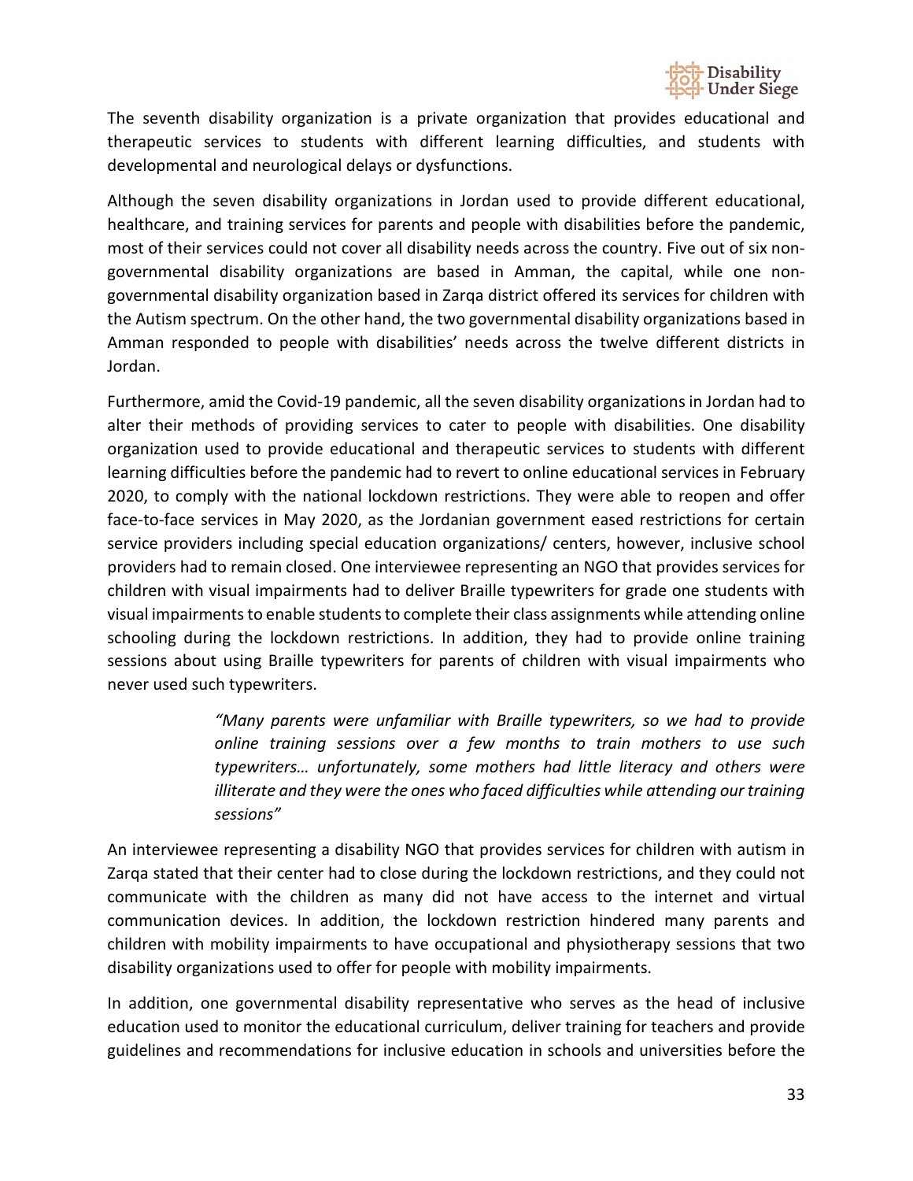The seventh disability organization is a private organization that provides educational and therapeutic services to students with different learning difficulties, and students with developmental and neurological delays or dysfunctions.

Although the seven disability organizations in Jordan used to provide different educational, healthcare, and training services for parents and people with disabilities before the pandemic, most of their services could not cover all disability needs across the country. Five out of six non-governmental disability organizations are based in Amman, the capital, while one non-governmental disability organization based in Zarqa district offered its services for children with the Autism spectrum. On the other hand, the two governmental disability organizations based in Amman responded to people with disabilities' needs across the twelve different districts in Jordan.

Furthermore, amid the Covid-19 pandemic, all the seven disability organizations in Jordan had to alter their methods of providing services to cater to people with disabilities. One disability organization used to provide educational and therapeutic services to students with different learning difficulties before the pandemic had to revert to online educational services in February 2020, to comply with the national lockdown restrictions. They were able to reopen and offer face-to-face services in May 2020, as the Jordanian government eased restrictions for certain service providers including special education organizations/ centers, however, inclusive school providers had to remain closed. One interviewee representing an NGO that provides services for children with visual impairments had to deliver Braille typewriters for grade one students with visual impairments to enable students to complete their class assignments while attending online schooling during the lockdown restrictions. In addition, they had to provide online training sessions about using Braille typewriters for parents of children with visual impairments who never used such typewriters.

> *"Many parents were unfamiliar with Braille typewriters, so we had to provide online training sessions over a few months to train mothers to use such typewriters… unfortunately, some mothers had little literacy and others were illiterate and they were the ones who faced difficulties while attending our training sessions"*

An interviewee representing a disability NGO that provides services for children with autism in Zarqa stated that their center had to close during the lockdown restrictions, and they could not communicate with the children as many did not have access to the internet and virtual communication devices. In addition, the lockdown restriction hindered many parents and children with mobility impairments to have occupational and physiotherapy sessions that two disability organizations used to offer for people with mobility impairments.

In addition, one governmental disability representative who serves as the head of inclusive education used to monitor the educational curriculum, deliver training for teachers and provide guidelines and recommendations for inclusive education in schools and universities before the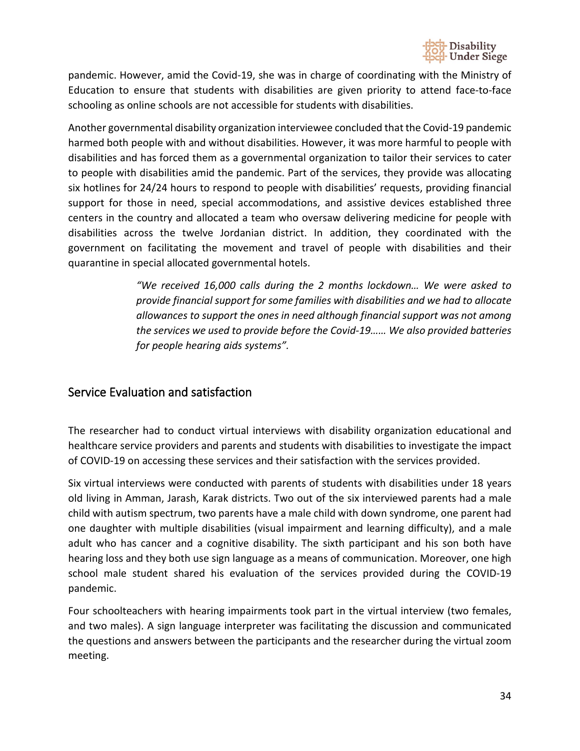pandemic. However, amid the Covid-19, she was in charge of coordinating with the Ministry of Education to ensure that students with disabilities are given priority to attend face-to-face schooling as online schools are not accessible for students with disabilities.

Another governmental disability organization interviewee concluded that the Covid-19 pandemic harmed both people with and without disabilities. However, it was more harmful to people with disabilities and has forced them as a governmental organization to tailor their services to cater to people with disabilities amid the pandemic. Part of the services, they provide was allocating six hotlines for 24/24 hours to respond to people with disabilities' requests, providing financial support for those in need, special accommodations, and assistive devices established three centers in the country and allocated a team who oversaw delivering medicine for people with disabilities across the twelve Jordanian district. In addition, they coordinated with the government on facilitating the movement and travel of people with disabilities and their quarantine in special allocated governmental hotels.

> *"We received 16,000 calls during the 2 months lockdown… We were asked to provide financial support for some families with disabilities and we had to allocate allowances to support the ones in need although financial support was not among the services we used to provide before the Covid-19…… We also provided batteries for people hearing aids systems".*

## Service Evaluation and satisfaction

The researcher had to conduct virtual interviews with disability organization educational and healthcare service providers and parents and students with disabilities to investigate the impact of COVID-19 on accessing these services and their satisfaction with the services provided.

Six virtual interviews were conducted with parents of students with disabilities under 18 years old living in Amman, Jarash, Karak districts. Two out of the six interviewed parents had a male child with autism spectrum, two parents have a male child with down syndrome, one parent had one daughter with multiple disabilities (visual impairment and learning difficulty), and a male adult who has cancer and a cognitive disability. The sixth participant and his son both have hearing loss and they both use sign language as a means of communication. Moreover, one high school male student shared his evaluation of the services provided during the COVID-19 pandemic.

Four schoolteachers with hearing impairments took part in the virtual interview (two females, and two males). A sign language interpreter was facilitating the discussion and communicated the questions and answers between the participants and the researcher during the virtual zoom meeting.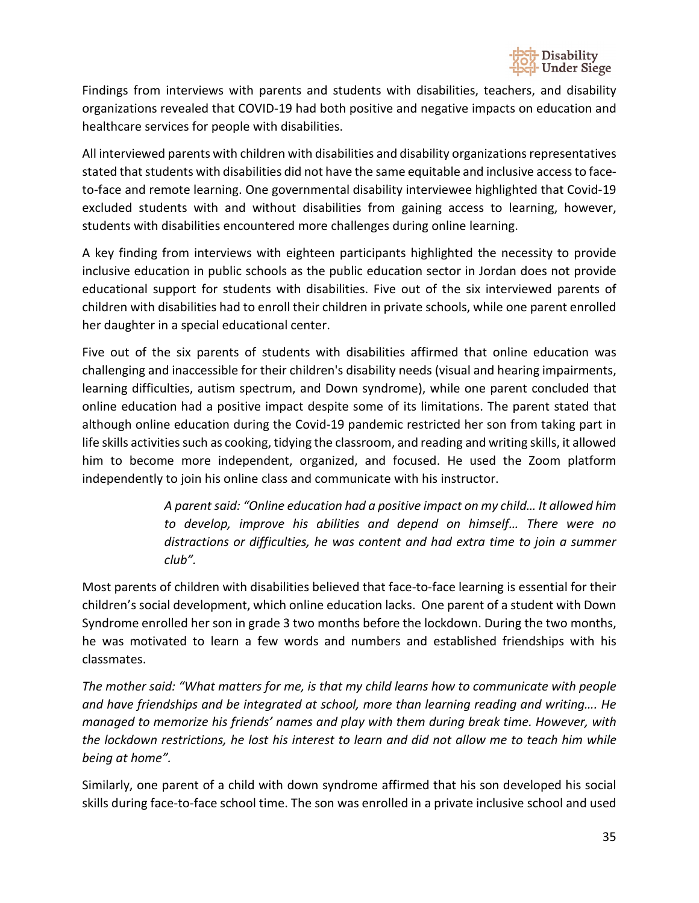Findings from interviews with parents and students with disabilities, teachers, and disability organizations revealed that COVID-19 had both positive and negative impacts on education and healthcare services for people with disabilities.

All interviewed parents with children with disabilities and disability organizations representatives stated that students with disabilities did not have the same equitable and inclusive access to face-to-face and remote learning. One governmental disability interviewee highlighted that Covid-19 excluded students with and without disabilities from gaining access to learning, however, students with disabilities encountered more challenges during online learning.

A key finding from interviews with eighteen participants highlighted the necessity to provide inclusive education in public schools as the public education sector in Jordan does not provide educational support for students with disabilities. Five out of the six interviewed parents of children with disabilities had to enroll their children in private schools, while one parent enrolled her daughter in a special educational center.

Five out of the six parents of students with disabilities affirmed that online education was challenging and inaccessible for their children's disability needs (visual and hearing impairments, learning difficulties, autism spectrum, and Down syndrome), while one parent concluded that online education had a positive impact despite some of its limitations. The parent stated that although online education during the Covid-19 pandemic restricted her son from taking part in life skills activities such as cooking, tidying the classroom, and reading and writing skills, it allowed him to become more independent, organized, and focused. He used the Zoom platform independently to join his online class and communicate with his instructor.

> *A parent said: "Online education had a positive impact on my child… It allowed him to develop, improve his abilities and depend on himself… There were no distractions or difficulties, he was content and had extra time to join a summer club".*

Most parents of children with disabilities believed that face-to-face learning is essential for their children's social development, which online education lacks. One parent of a student with Down Syndrome enrolled her son in grade 3 two months before the lockdown. During the two months, he was motivated to learn a few words and numbers and established friendships with his classmates.

*The mother said: "What matters for me, is that my child learns how to communicate with people and have friendships and be integrated at school, more than learning reading and writing…. He managed to memorize his friends' names and play with them during break time. However, with the lockdown restrictions, he lost his interest to learn and did not allow me to teach him while being at home".*

Similarly, one parent of a child with down syndrome affirmed that his son developed his social skills during face-to-face school time. The son was enrolled in a private inclusive school and used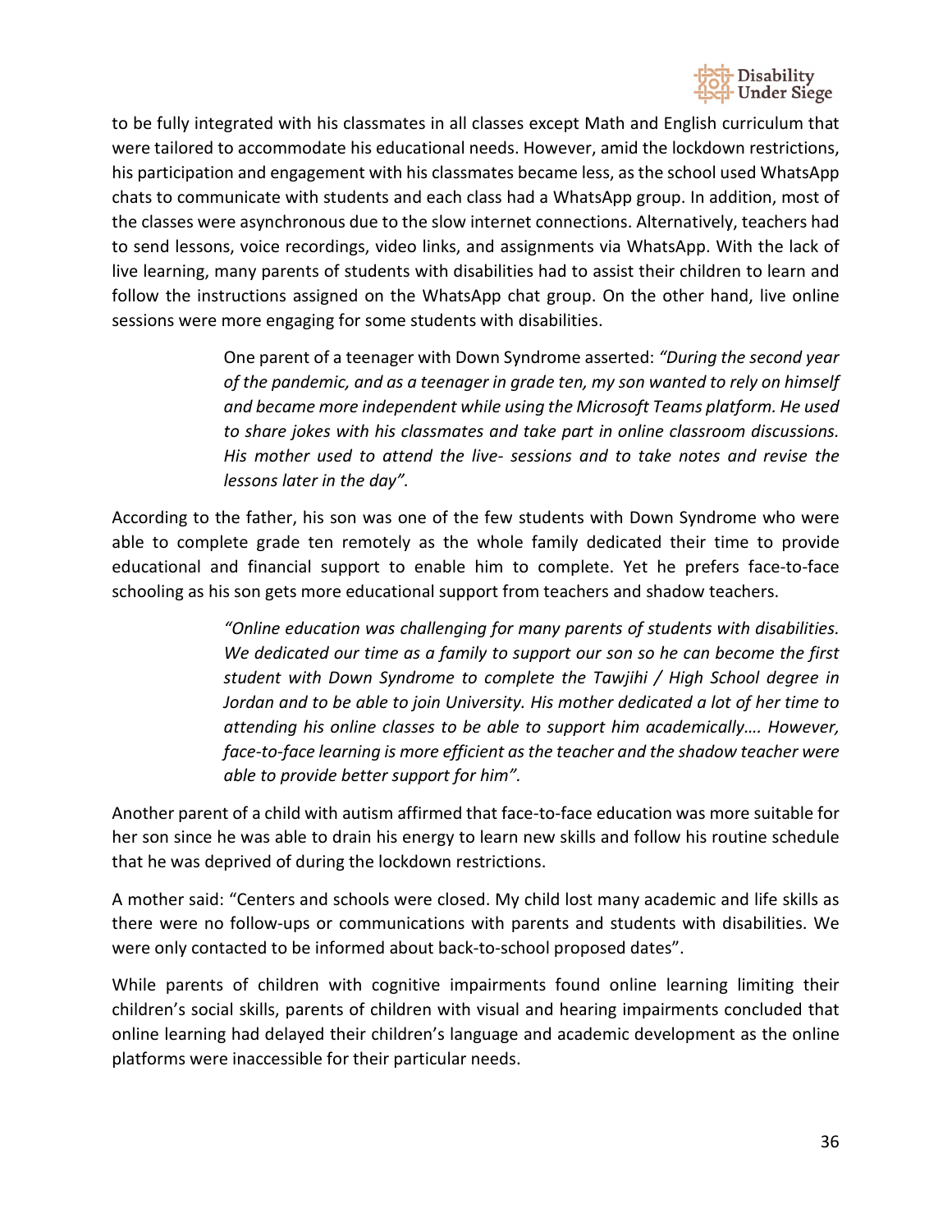to be fully integrated with his classmates in all classes except Math and English curriculum that were tailored to accommodate his educational needs. However, amid the lockdown restrictions, his participation and engagement with his classmates became less, as the school used WhatsApp chats to communicate with students and each class had a WhatsApp group. In addition, most of the classes were asynchronous due to the slow internet connections. Alternatively, teachers had to send lessons, voice recordings, video links, and assignments via WhatsApp. With the lack of live learning, many parents of students with disabilities had to assist their children to learn and follow the instructions assigned on the WhatsApp chat group. On the other hand, live online sessions were more engaging for some students with disabilities.

> One parent of a teenager with Down Syndrome asserted: *"During the second year of the pandemic, and as a teenager in grade ten, my son wanted to rely on himself and became more independent while using the Microsoft Teams platform. He used to share jokes with his classmates and take part in online classroom discussions. His mother used to attend the live- sessions and to take notes and revise the lessons later in the day".*

According to the father, his son was one of the few students with Down Syndrome who were able to complete grade ten remotely as the whole family dedicated their time to provide educational and financial support to enable him to complete. Yet he prefers face-to-face schooling as his son gets more educational support from teachers and shadow teachers.

> *"Online education was challenging for many parents of students with disabilities. We dedicated our time as a family to support our son so he can become the first student with Down Syndrome to complete the Tawjihi / High School degree in Jordan and to be able to join University. His mother dedicated a lot of her time to attending his online classes to be able to support him academically…. However, face-to-face learning is more efficient as the teacher and the shadow teacher were able to provide better support for him".*

Another parent of a child with autism affirmed that face-to-face education was more suitable for her son since he was able to drain his energy to learn new skills and follow his routine schedule that he was deprived of during the lockdown restrictions.

A mother said: "Centers and schools were closed. My child lost many academic and life skills as there were no follow-ups or communications with parents and students with disabilities. We were only contacted to be informed about back-to-school proposed dates".

While parents of children with cognitive impairments found online learning limiting their children's social skills, parents of children with visual and hearing impairments concluded that online learning had delayed their children's language and academic development as the online platforms were inaccessible for their particular needs.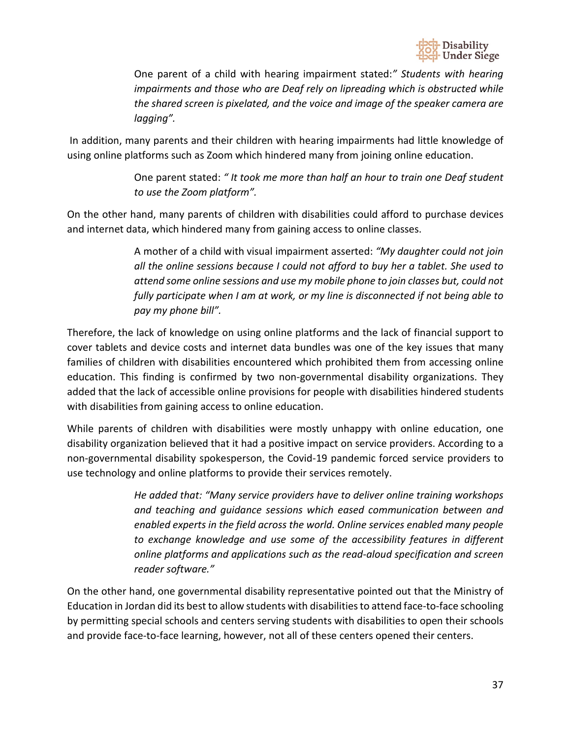One parent of a child with hearing impairment stated:*" Students with hearing impairments and those who are Deaf rely on lipreading which is obstructed while the shared screen is pixelated, and the voice and image of the speaker camera are lagging".*

In addition, many parents and their children with hearing impairments had little knowledge of using online platforms such as Zoom which hindered many from joining online education.

One parent stated: *" It took me more than half an hour to train one Deaf student to use the Zoom platform".*

On the other hand, many parents of children with disabilities could afford to purchase devices and internet data, which hindered many from gaining access to online classes.

A mother of a child with visual impairment asserted: *"My daughter could not join all the online sessions because I could not afford to buy her a tablet. She used to attend some online sessions and use my mobile phone to join classes but, could not fully participate when I am at work, or my line is disconnected if not being able to pay my phone bill".*

Therefore, the lack of knowledge on using online platforms and the lack of financial support to cover tablets and device costs and internet data bundles was one of the key issues that many families of children with disabilities encountered which prohibited them from accessing online education. This finding is confirmed by two non-governmental disability organizations. They added that the lack of accessible online provisions for people with disabilities hindered students with disabilities from gaining access to online education.

While parents of children with disabilities were mostly unhappy with online education, one disability organization believed that it had a positive impact on service providers. According to a non-governmental disability spokesperson, the Covid-19 pandemic forced service providers to use technology and online platforms to provide their services remotely.

*He added that: "Many service providers have to deliver online training workshops and teaching and guidance sessions which eased communication between and enabled experts in the field across the world. Online services enabled many people to exchange knowledge and use some of the accessibility features in different online platforms and applications such as the read-aloud specification and screen reader software."*

On the other hand, one governmental disability representative pointed out that the Ministry of Education in Jordan did its best to allow students with disabilities to attend face-to-face schooling by permitting special schools and centers serving students with disabilities to open their schools and provide face-to-face learning, however, not all of these centers opened their centers.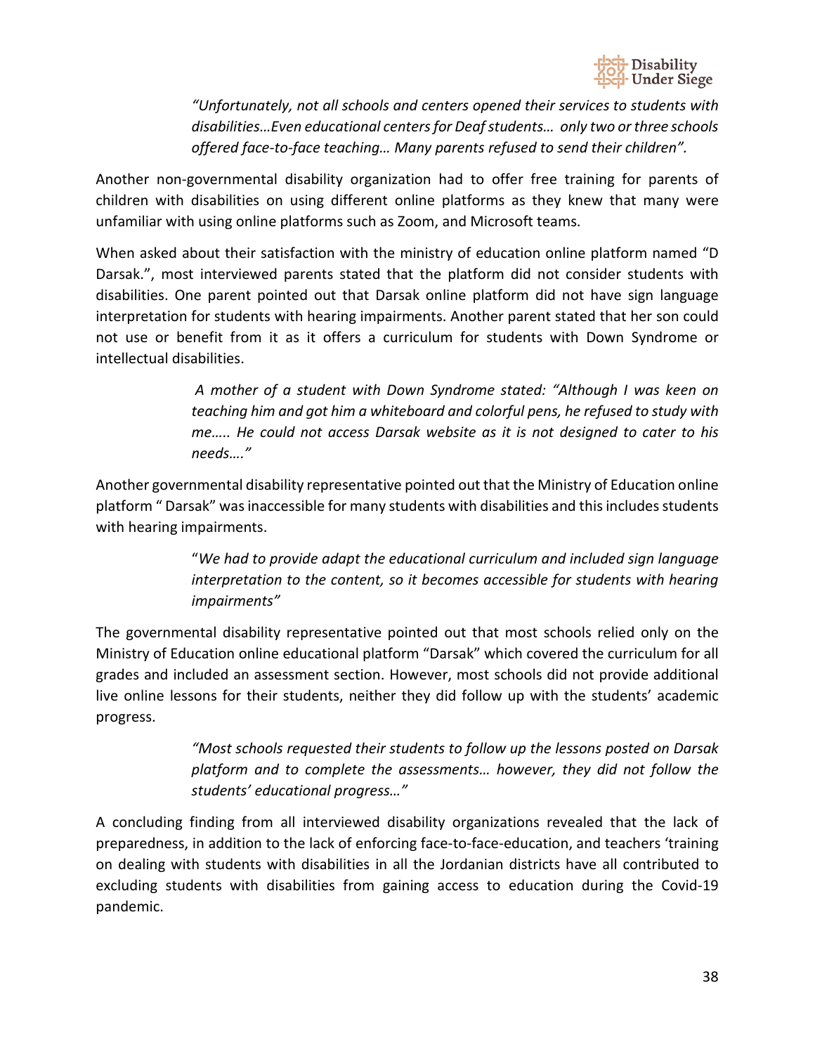> *"Unfortunately, not all schools and centers opened their services to students with disabilities…Even educational centers for Deaf students… only two or three schools offered face-to-face teaching… Many parents refused to send their children".*

Another non-governmental disability organization had to offer free training for parents of children with disabilities on using different online platforms as they knew that many were unfamiliar with using online platforms such as Zoom, and Microsoft teams.

When asked about their satisfaction with the ministry of education online platform named "D Darsak.", most interviewed parents stated that the platform did not consider students with disabilities. One parent pointed out that Darsak online platform did not have sign language interpretation for students with hearing impairments. Another parent stated that her son could not use or benefit from it as it offers a curriculum for students with Down Syndrome or intellectual disabilities.

> *A mother of a student with Down Syndrome stated: "Although I was keen on teaching him and got him a whiteboard and colorful pens, he refused to study with me….. He could not access Darsak website as it is not designed to cater to his needs…."*

Another governmental disability representative pointed out that the Ministry of Education online platform " Darsak" was inaccessible for many students with disabilities and this includes students with hearing impairments.

> "*We had to provide adapt the educational curriculum and included sign language interpretation to the content, so it becomes accessible for students with hearing impairments"*

The governmental disability representative pointed out that most schools relied only on the Ministry of Education online educational platform "Darsak" which covered the curriculum for all grades and included an assessment section. However, most schools did not provide additional live online lessons for their students, neither they did follow up with the students' academic progress.

> *"Most schools requested their students to follow up the lessons posted on Darsak platform and to complete the assessments… however, they did not follow the students' educational progress…"*

A concluding finding from all interviewed disability organizations revealed that the lack of preparedness, in addition to the lack of enforcing face-to-face-education, and teachers 'training on dealing with students with disabilities in all the Jordanian districts have all contributed to excluding students with disabilities from gaining access to education during the Covid-19 pandemic.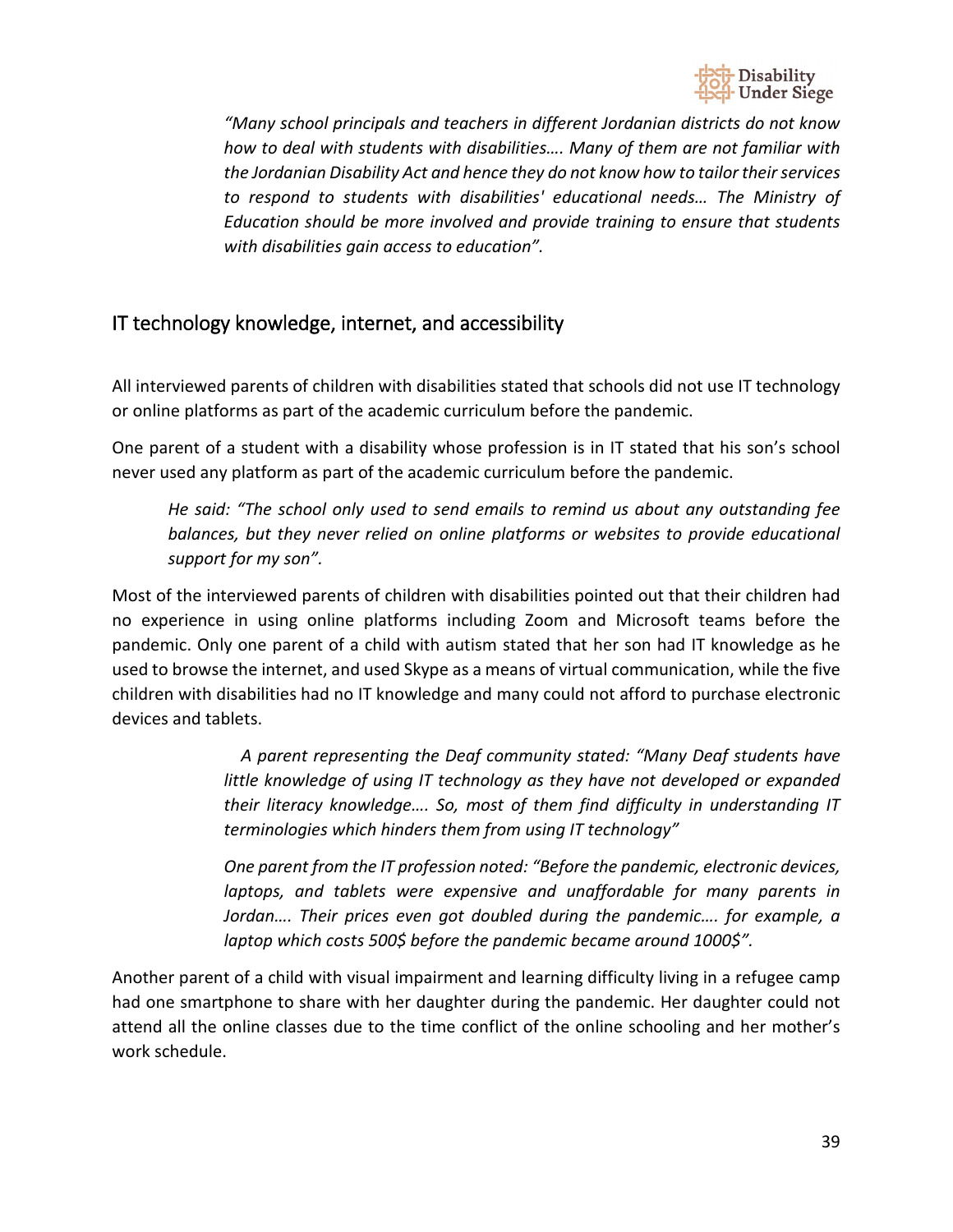*"Many school principals and teachers in different Jordanian districts do not know how to deal with students with disabilities…. Many of them are not familiar with the Jordanian Disability Act and hence they do not know how to tailor their services to respond to students with disabilities' educational needs… The Ministry of Education should be more involved and provide training to ensure that students with disabilities gain access to education".*

## IT technology knowledge, internet, and accessibility

All interviewed parents of children with disabilities stated that schools did not use IT technology or online platforms as part of the academic curriculum before the pandemic.

One parent of a student with a disability whose profession is in IT stated that his son's school never used any platform as part of the academic curriculum before the pandemic.

> *He said: "The school only used to send emails to remind us about any outstanding fee balances, but they never relied on online platforms or websites to provide educational support for my son".*

Most of the interviewed parents of children with disabilities pointed out that their children had no experience in using online platforms including Zoom and Microsoft teams before the pandemic. Only one parent of a child with autism stated that her son had IT knowledge as he used to browse the internet, and used Skype as a means of virtual communication, while the five children with disabilities had no IT knowledge and many could not afford to purchase electronic devices and tablets.

> *A parent representing the Deaf community stated: "Many Deaf students have little knowledge of using IT technology as they have not developed or expanded their literacy knowledge…. So, most of them find difficulty in understanding IT terminologies which hinders them from using IT technology"*

> *One parent from the IT profession noted: "Before the pandemic, electronic devices, laptops, and tablets were expensive and unaffordable for many parents in Jordan…. Their prices even got doubled during the pandemic…. for example, a laptop which costs 500$ before the pandemic became around 1000$".*

Another parent of a child with visual impairment and learning difficulty living in a refugee camp had one smartphone to share with her daughter during the pandemic. Her daughter could not attend all the online classes due to the time conflict of the online schooling and her mother's work schedule.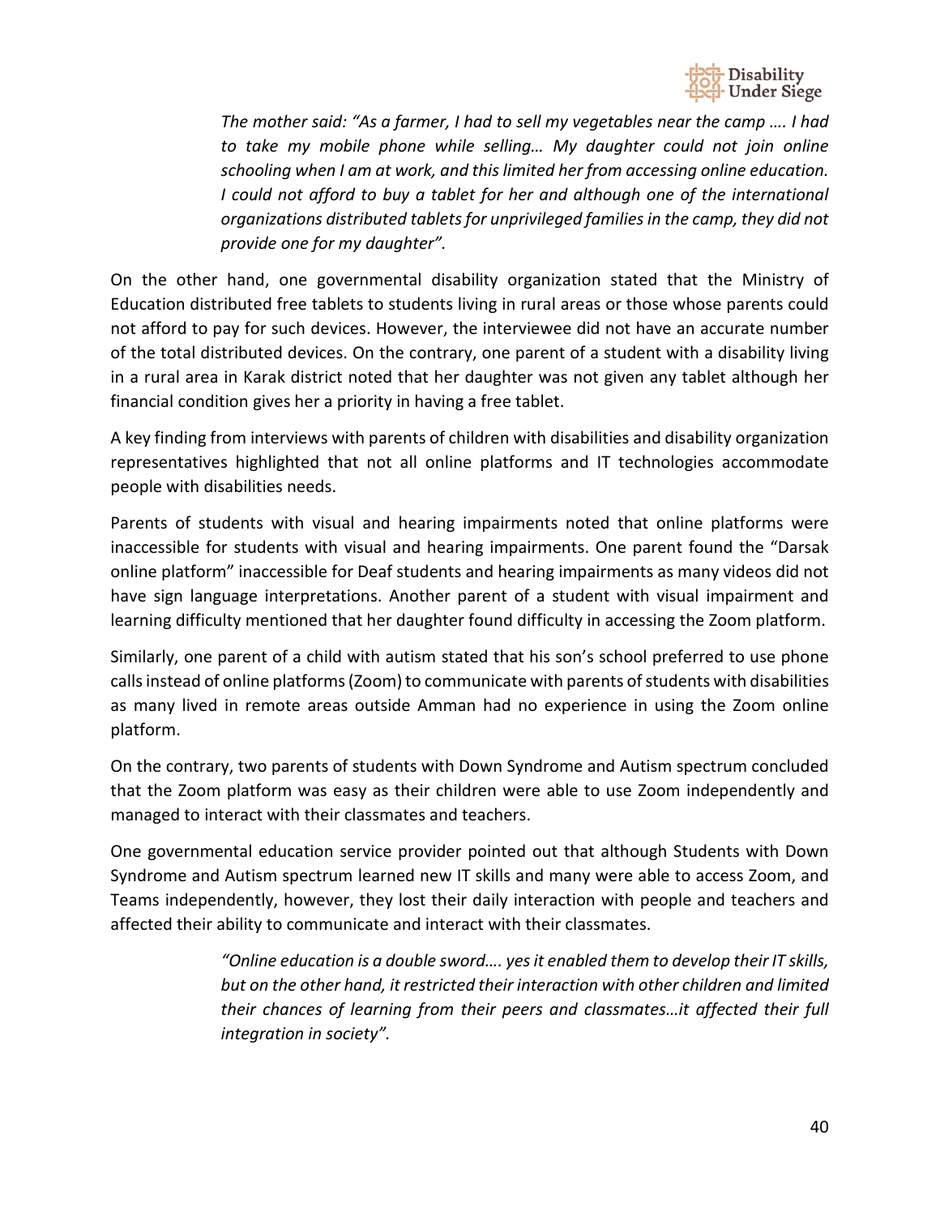> *The mother said: "As a farmer, I had to sell my vegetables near the camp …. I had to take my mobile phone while selling… My daughter could not join online schooling when I am at work, and this limited her from accessing online education. I could not afford to buy a tablet for her and although one of the international organizations distributed tablets for unprivileged families in the camp, they did not provide one for my daughter".*

On the other hand, one governmental disability organization stated that the Ministry of Education distributed free tablets to students living in rural areas or those whose parents could not afford to pay for such devices. However, the interviewee did not have an accurate number of the total distributed devices. On the contrary, one parent of a student with a disability living in a rural area in Karak district noted that her daughter was not given any tablet although her financial condition gives her a priority in having a free tablet.

A key finding from interviews with parents of children with disabilities and disability organization representatives highlighted that not all online platforms and IT technologies accommodate people with disabilities needs.

Parents of students with visual and hearing impairments noted that online platforms were inaccessible for students with visual and hearing impairments. One parent found the "Darsak online platform" inaccessible for Deaf students and hearing impairments as many videos did not have sign language interpretations. Another parent of a student with visual impairment and learning difficulty mentioned that her daughter found difficulty in accessing the Zoom platform.

Similarly, one parent of a child with autism stated that his son's school preferred to use phone calls instead of online platforms (Zoom) to communicate with parents of students with disabilities as many lived in remote areas outside Amman had no experience in using the Zoom online platform.

On the contrary, two parents of students with Down Syndrome and Autism spectrum concluded that the Zoom platform was easy as their children were able to use Zoom independently and managed to interact with their classmates and teachers.

One governmental education service provider pointed out that although Students with Down Syndrome and Autism spectrum learned new IT skills and many were able to access Zoom, and Teams independently, however, they lost their daily interaction with people and teachers and affected their ability to communicate and interact with their classmates.

> *"Online education is a double sword…. yes it enabled them to develop their IT skills, but on the other hand, it restricted their interaction with other children and limited their chances of learning from their peers and classmates…it affected their full integration in society".*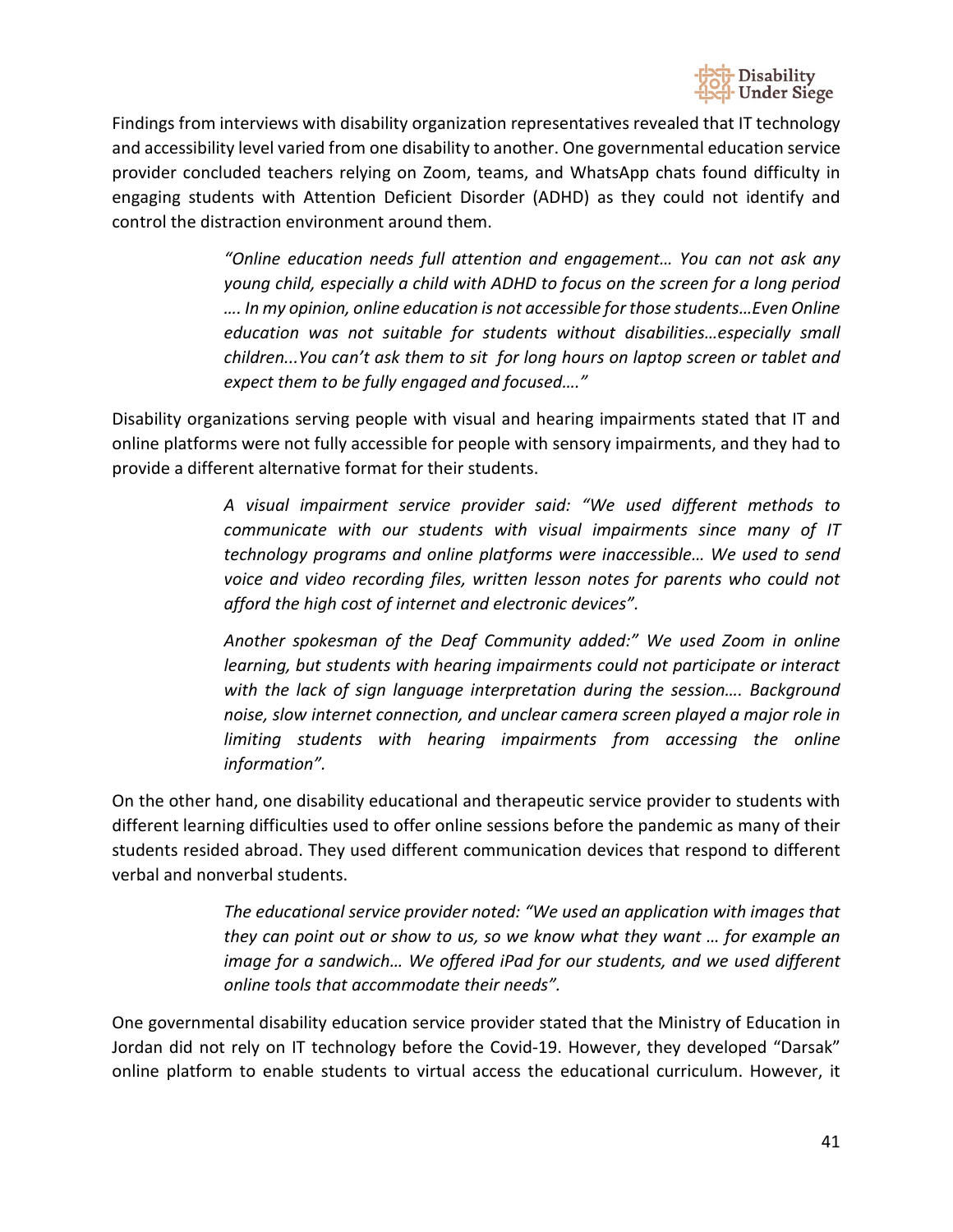Findings from interviews with disability organization representatives revealed that IT technology and accessibility level varied from one disability to another. One governmental education service provider concluded teachers relying on Zoom, teams, and WhatsApp chats found difficulty in engaging students with Attention Deficient Disorder (ADHD) as they could not identify and control the distraction environment around them.

> *"Online education needs full attention and engagement… You can not ask any young child, especially a child with ADHD to focus on the screen for a long period …. In my opinion, online education is not accessible for those students…Even Online education was not suitable for students without disabilities…especially small children...You can't ask them to sit for long hours on laptop screen or tablet and expect them to be fully engaged and focused…."*

Disability organizations serving people with visual and hearing impairments stated that IT and online platforms were not fully accessible for people with sensory impairments, and they had to provide a different alternative format for their students.

> *A visual impairment service provider said: "We used different methods to communicate with our students with visual impairments since many of IT technology programs and online platforms were inaccessible… We used to send voice and video recording files, written lesson notes for parents who could not afford the high cost of internet and electronic devices".*
>
> *Another spokesman of the Deaf Community added:" We used Zoom in online learning, but students with hearing impairments could not participate or interact with the lack of sign language interpretation during the session…. Background noise, slow internet connection, and unclear camera screen played a major role in limiting students with hearing impairments from accessing the online information".*

On the other hand, one disability educational and therapeutic service provider to students with different learning difficulties used to offer online sessions before the pandemic as many of their students resided abroad. They used different communication devices that respond to different verbal and nonverbal students.

> *The educational service provider noted: "We used an application with images that they can point out or show to us, so we know what they want … for example an image for a sandwich… We offered iPad for our students, and we used different online tools that accommodate their needs".*

One governmental disability education service provider stated that the Ministry of Education in Jordan did not rely on IT technology before the Covid-19. However, they developed "Darsak" online platform to enable students to virtual access the educational curriculum. However, it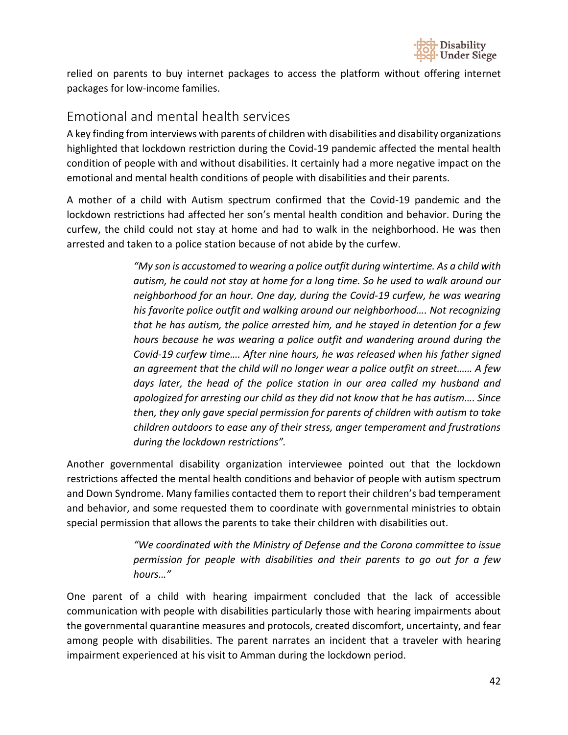relied on parents to buy internet packages to access the platform without offering internet packages for low-income families.

## Emotional and mental health services

A key finding from interviews with parents of children with disabilities and disability organizations highlighted that lockdown restriction during the Covid-19 pandemic affected the mental health condition of people with and without disabilities. It certainly had a more negative impact on the emotional and mental health conditions of people with disabilities and their parents.

A mother of a child with Autism spectrum confirmed that the Covid-19 pandemic and the lockdown restrictions had affected her son's mental health condition and behavior. During the curfew, the child could not stay at home and had to walk in the neighborhood. He was then arrested and taken to a police station because of not abide by the curfew.

> *"My son is accustomed to wearing a police outfit during wintertime. As a child with autism, he could not stay at home for a long time. So he used to walk around our neighborhood for an hour. One day, during the Covid-19 curfew, he was wearing his favorite police outfit and walking around our neighborhood…. Not recognizing that he has autism, the police arrested him, and he stayed in detention for a few hours because he was wearing a police outfit and wandering around during the Covid-19 curfew time…. After nine hours, he was released when his father signed an agreement that the child will no longer wear a police outfit on street…… A few days later, the head of the police station in our area called my husband and apologized for arresting our child as they did not know that he has autism…. Since then, they only gave special permission for parents of children with autism to take children outdoors to ease any of their stress, anger temperament and frustrations during the lockdown restrictions".*

Another governmental disability organization interviewee pointed out that the lockdown restrictions affected the mental health conditions and behavior of people with autism spectrum and Down Syndrome. Many families contacted them to report their children's bad temperament and behavior, and some requested them to coordinate with governmental ministries to obtain special permission that allows the parents to take their children with disabilities out.

> *"We coordinated with the Ministry of Defense and the Corona committee to issue permission for people with disabilities and their parents to go out for a few hours…"*

One parent of a child with hearing impairment concluded that the lack of accessible communication with people with disabilities particularly those with hearing impairments about the governmental quarantine measures and protocols, created discomfort, uncertainty, and fear among people with disabilities. The parent narrates an incident that a traveler with hearing impairment experienced at his visit to Amman during the lockdown period.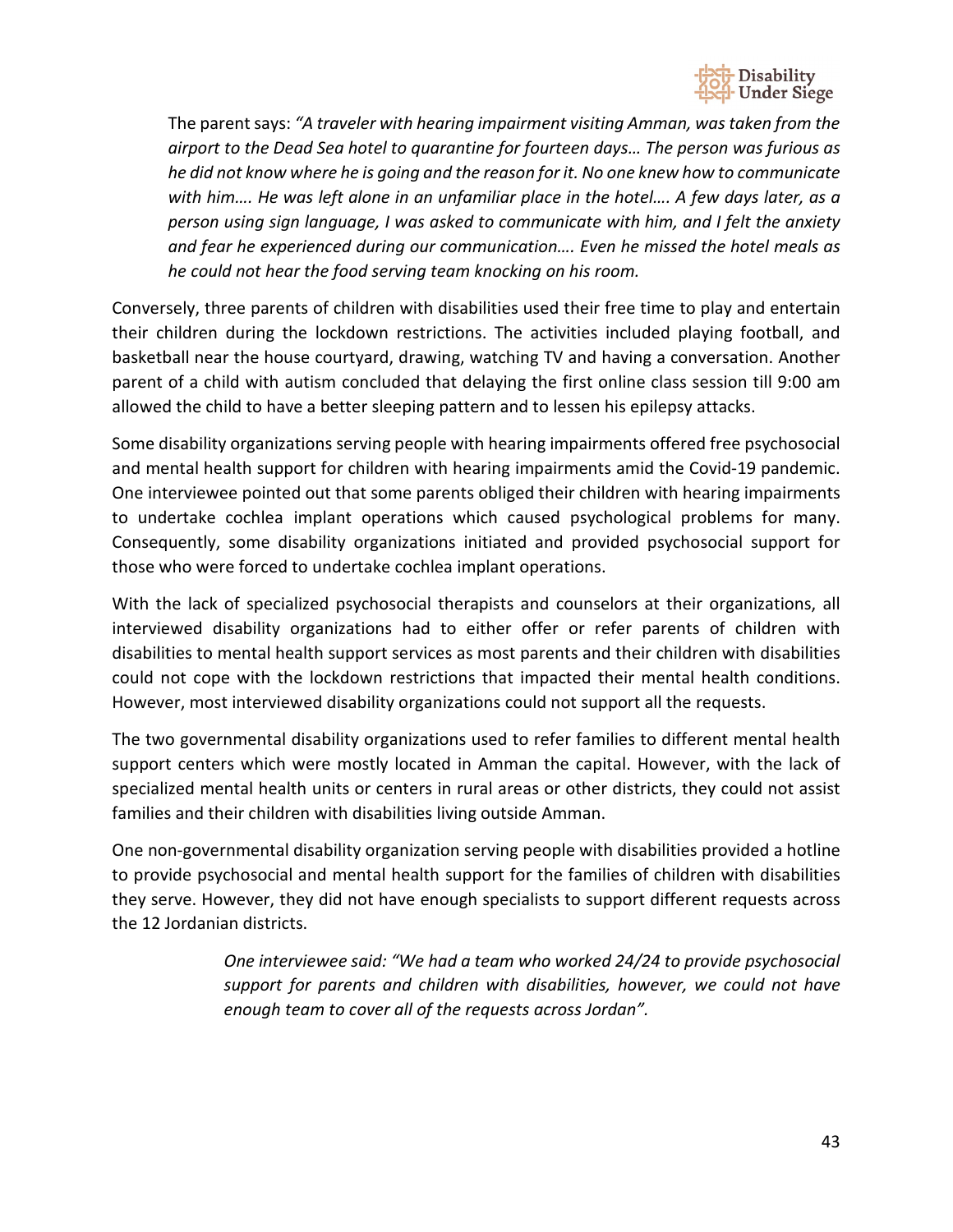The parent says: *"A traveler with hearing impairment visiting Amman, was taken from the airport to the Dead Sea hotel to quarantine for fourteen days… The person was furious as he did not know where he is going and the reason for it. No one knew how to communicate with him…. He was left alone in an unfamiliar place in the hotel…. A few days later, as a person using sign language, I was asked to communicate with him, and I felt the anxiety and fear he experienced during our communication…. Even he missed the hotel meals as he could not hear the food serving team knocking on his room.*

Conversely, three parents of children with disabilities used their free time to play and entertain their children during the lockdown restrictions. The activities included playing football, and basketball near the house courtyard, drawing, watching TV and having a conversation. Another parent of a child with autism concluded that delaying the first online class session till 9:00 am allowed the child to have a better sleeping pattern and to lessen his epilepsy attacks.

Some disability organizations serving people with hearing impairments offered free psychosocial and mental health support for children with hearing impairments amid the Covid-19 pandemic. One interviewee pointed out that some parents obliged their children with hearing impairments to undertake cochlea implant operations which caused psychological problems for many. Consequently, some disability organizations initiated and provided psychosocial support for those who were forced to undertake cochlea implant operations.

With the lack of specialized psychosocial therapists and counselors at their organizations, all interviewed disability organizations had to either offer or refer parents of children with disabilities to mental health support services as most parents and their children with disabilities could not cope with the lockdown restrictions that impacted their mental health conditions. However, most interviewed disability organizations could not support all the requests.

The two governmental disability organizations used to refer families to different mental health support centers which were mostly located in Amman the capital. However, with the lack of specialized mental health units or centers in rural areas or other districts, they could not assist families and their children with disabilities living outside Amman.

One non-governmental disability organization serving people with disabilities provided a hotline to provide psychosocial and mental health support for the families of children with disabilities they serve. However, they did not have enough specialists to support different requests across the 12 Jordanian districts.

> *One interviewee said: "We had a team who worked 24/24 to provide psychosocial support for parents and children with disabilities, however, we could not have enough team to cover all of the requests across Jordan".*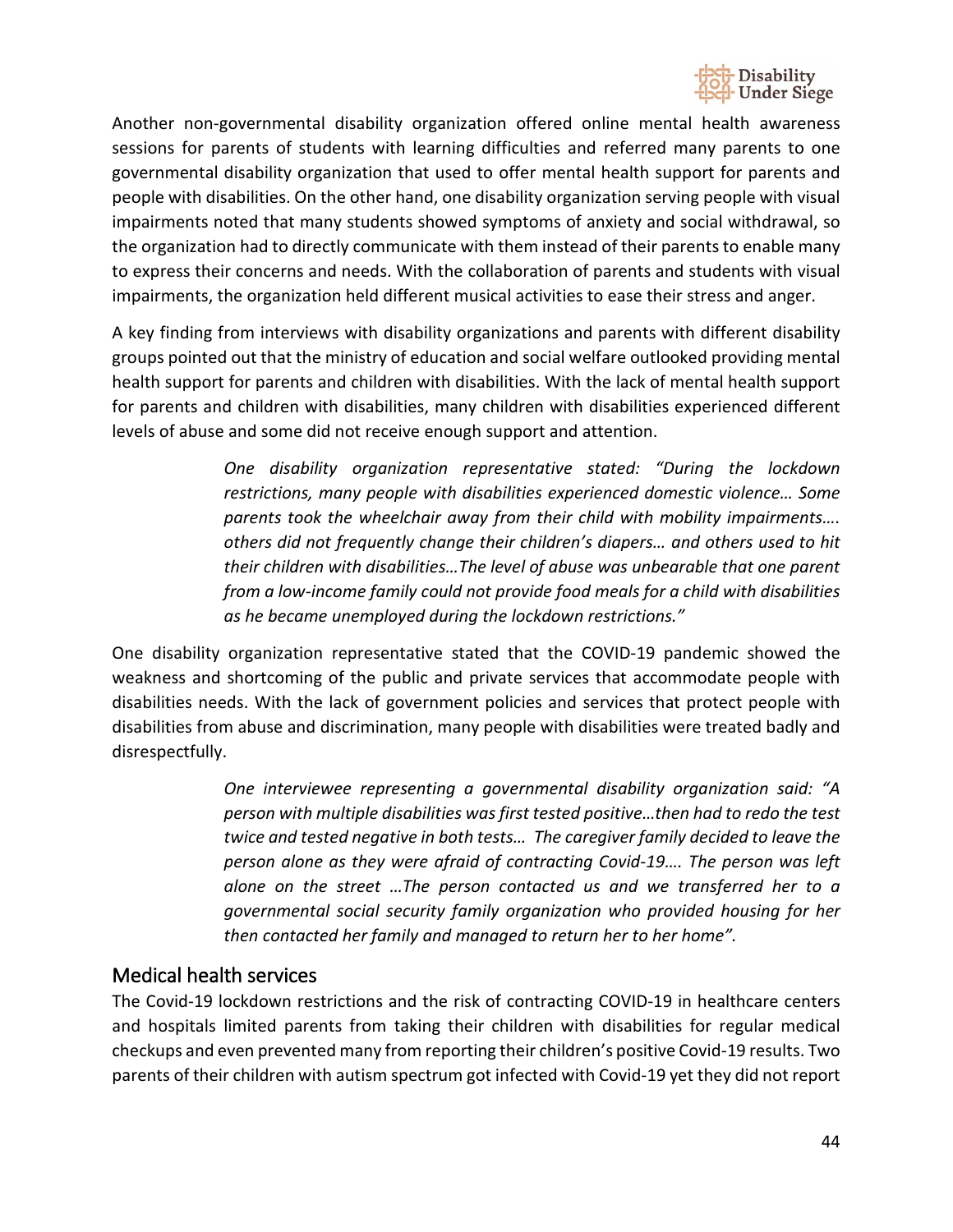Another non-governmental disability organization offered online mental health awareness sessions for parents of students with learning difficulties and referred many parents to one governmental disability organization that used to offer mental health support for parents and people with disabilities. On the other hand, one disability organization serving people with visual impairments noted that many students showed symptoms of anxiety and social withdrawal, so the organization had to directly communicate with them instead of their parents to enable many to express their concerns and needs. With the collaboration of parents and students with visual impairments, the organization held different musical activities to ease their stress and anger.

A key finding from interviews with disability organizations and parents with different disability groups pointed out that the ministry of education and social welfare outlooked providing mental health support for parents and children with disabilities. With the lack of mental health support for parents and children with disabilities, many children with disabilities experienced different levels of abuse and some did not receive enough support and attention.

> *One disability organization representative stated: "During the lockdown restrictions, many people with disabilities experienced domestic violence… Some parents took the wheelchair away from their child with mobility impairments…. others did not frequently change their children's diapers… and others used to hit their children with disabilities…The level of abuse was unbearable that one parent from a low-income family could not provide food meals for a child with disabilities as he became unemployed during the lockdown restrictions."*

One disability organization representative stated that the COVID-19 pandemic showed the weakness and shortcoming of the public and private services that accommodate people with disabilities needs. With the lack of government policies and services that protect people with disabilities from abuse and discrimination, many people with disabilities were treated badly and disrespectfully.

> *One interviewee representing a governmental disability organization said: "A person with multiple disabilities was first tested positive…then had to redo the test twice and tested negative in both tests… The caregiver family decided to leave the person alone as they were afraid of contracting Covid-19…. The person was left alone on the street …The person contacted us and we transferred her to a governmental social security family organization who provided housing for her then contacted her family and managed to return her to her home".*

## Medical health services

The Covid-19 lockdown restrictions and the risk of contracting COVID-19 in healthcare centers and hospitals limited parents from taking their children with disabilities for regular medical checkups and even prevented many from reporting their children's positive Covid-19 results. Two parents of their children with autism spectrum got infected with Covid-19 yet they did not report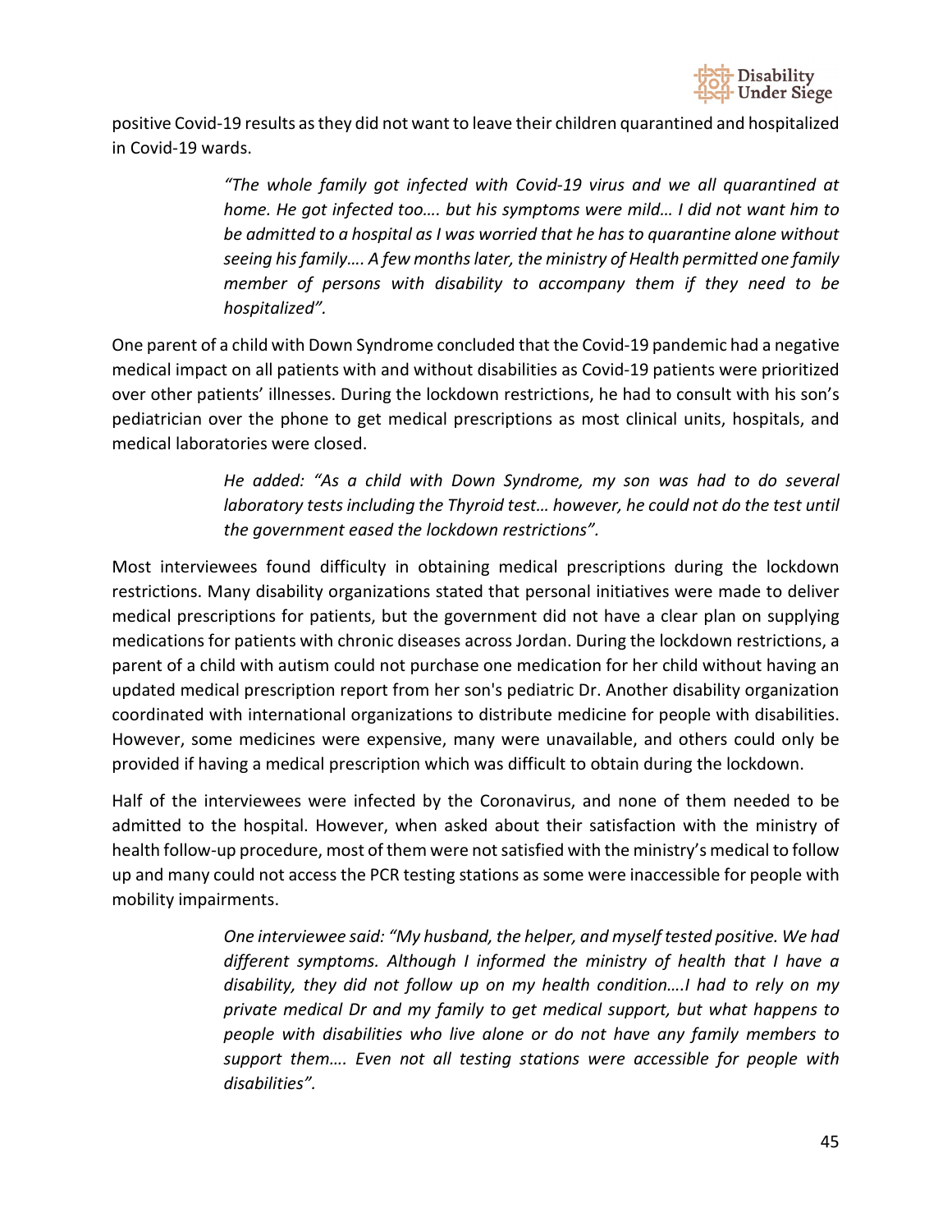positive Covid-19 results as they did not want to leave their children quarantined and hospitalized in Covid-19 wards.

> *"The whole family got infected with Covid-19 virus and we all quarantined at home. He got infected too…. but his symptoms were mild… I did not want him to be admitted to a hospital as I was worried that he has to quarantine alone without seeing his family…. A few months later, the ministry of Health permitted one family member of persons with disability to accompany them if they need to be hospitalized".*

One parent of a child with Down Syndrome concluded that the Covid-19 pandemic had a negative medical impact on all patients with and without disabilities as Covid-19 patients were prioritized over other patients' illnesses. During the lockdown restrictions, he had to consult with his son's pediatrician over the phone to get medical prescriptions as most clinical units, hospitals, and medical laboratories were closed.

> *He added: "As a child with Down Syndrome, my son was had to do several laboratory tests including the Thyroid test… however, he could not do the test until the government eased the lockdown restrictions".*

Most interviewees found difficulty in obtaining medical prescriptions during the lockdown restrictions. Many disability organizations stated that personal initiatives were made to deliver medical prescriptions for patients, but the government did not have a clear plan on supplying medications for patients with chronic diseases across Jordan. During the lockdown restrictions, a parent of a child with autism could not purchase one medication for her child without having an updated medical prescription report from her son's pediatric Dr. Another disability organization coordinated with international organizations to distribute medicine for people with disabilities. However, some medicines were expensive, many were unavailable, and others could only be provided if having a medical prescription which was difficult to obtain during the lockdown.

Half of the interviewees were infected by the Coronavirus, and none of them needed to be admitted to the hospital. However, when asked about their satisfaction with the ministry of health follow-up procedure, most of them were not satisfied with the ministry's medical to follow up and many could not access the PCR testing stations as some were inaccessible for people with mobility impairments.

> *One interviewee said: "My husband, the helper, and myself tested positive. We had different symptoms. Although I informed the ministry of health that I have a disability, they did not follow up on my health condition….I had to rely on my private medical Dr and my family to get medical support, but what happens to people with disabilities who live alone or do not have any family members to support them…. Even not all testing stations were accessible for people with disabilities".*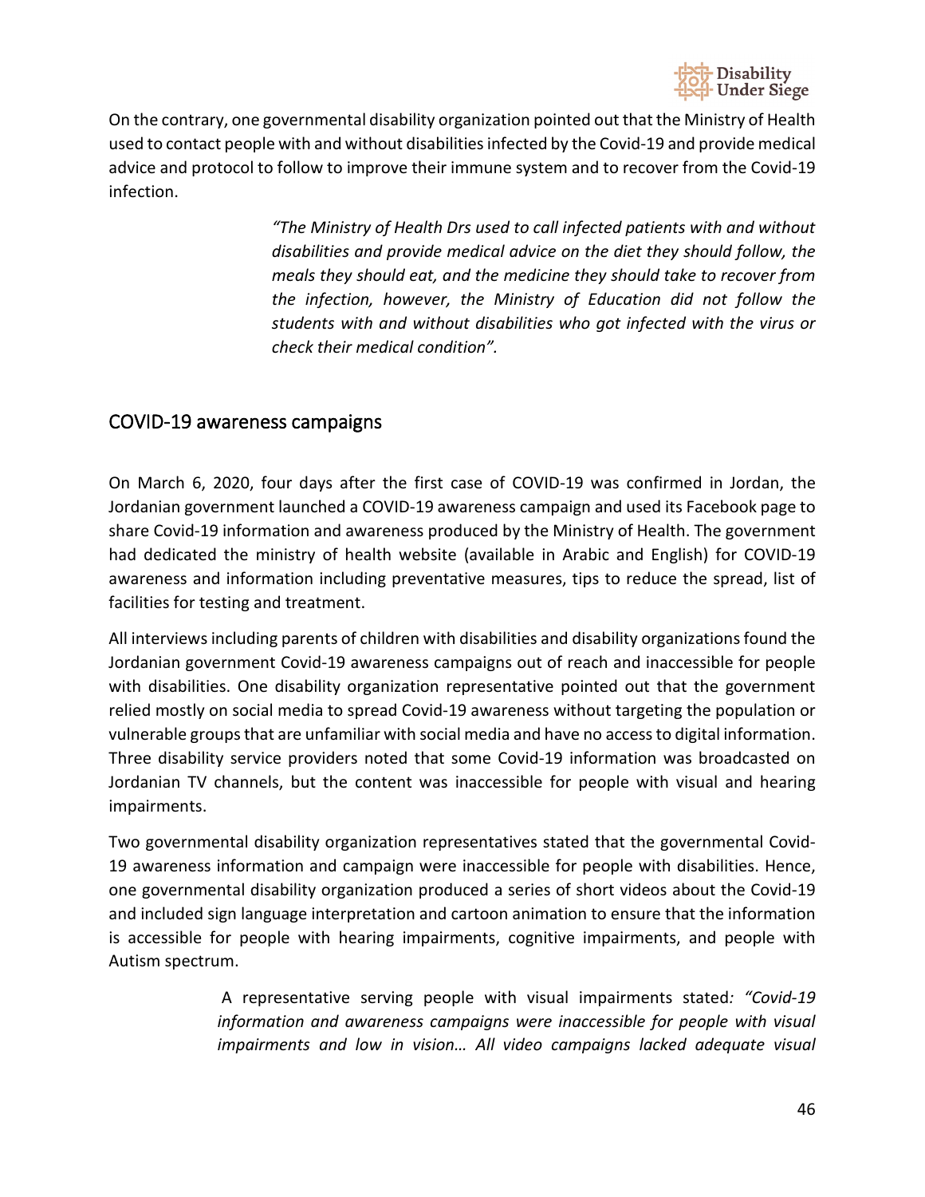On the contrary, one governmental disability organization pointed out that the Ministry of Health used to contact people with and without disabilities infected by the Covid-19 and provide medical advice and protocol to follow to improve their immune system and to recover from the Covid-19 infection.

> *"The Ministry of Health Drs used to call infected patients with and without disabilities and provide medical advice on the diet they should follow, the meals they should eat, and the medicine they should take to recover from the infection, however, the Ministry of Education did not follow the students with and without disabilities who got infected with the virus or check their medical condition".*

## COVID-19 awareness campaigns

On March 6, 2020, four days after the first case of COVID-19 was confirmed in Jordan, the Jordanian government launched a COVID-19 awareness campaign and used its Facebook page to share Covid-19 information and awareness produced by the Ministry of Health. The government had dedicated the ministry of health website (available in Arabic and English) for COVID-19 awareness and information including preventative measures, tips to reduce the spread, list of facilities for testing and treatment.

All interviews including parents of children with disabilities and disability organizations found the Jordanian government Covid-19 awareness campaigns out of reach and inaccessible for people with disabilities. One disability organization representative pointed out that the government relied mostly on social media to spread Covid-19 awareness without targeting the population or vulnerable groups that are unfamiliar with social media and have no access to digital information. Three disability service providers noted that some Covid-19 information was broadcasted on Jordanian TV channels, but the content was inaccessible for people with visual and hearing impairments.

Two governmental disability organization representatives stated that the governmental Covid-19 awareness information and campaign were inaccessible for people with disabilities. Hence, one governmental disability organization produced a series of short videos about the Covid-19 and included sign language interpretation and cartoon animation to ensure that the information is accessible for people with hearing impairments, cognitive impairments, and people with Autism spectrum.

> A representative serving people with visual impairments stated*: "Covid-19 information and awareness campaigns were inaccessible for people with visual impairments and low in vision… All video campaigns lacked adequate visual*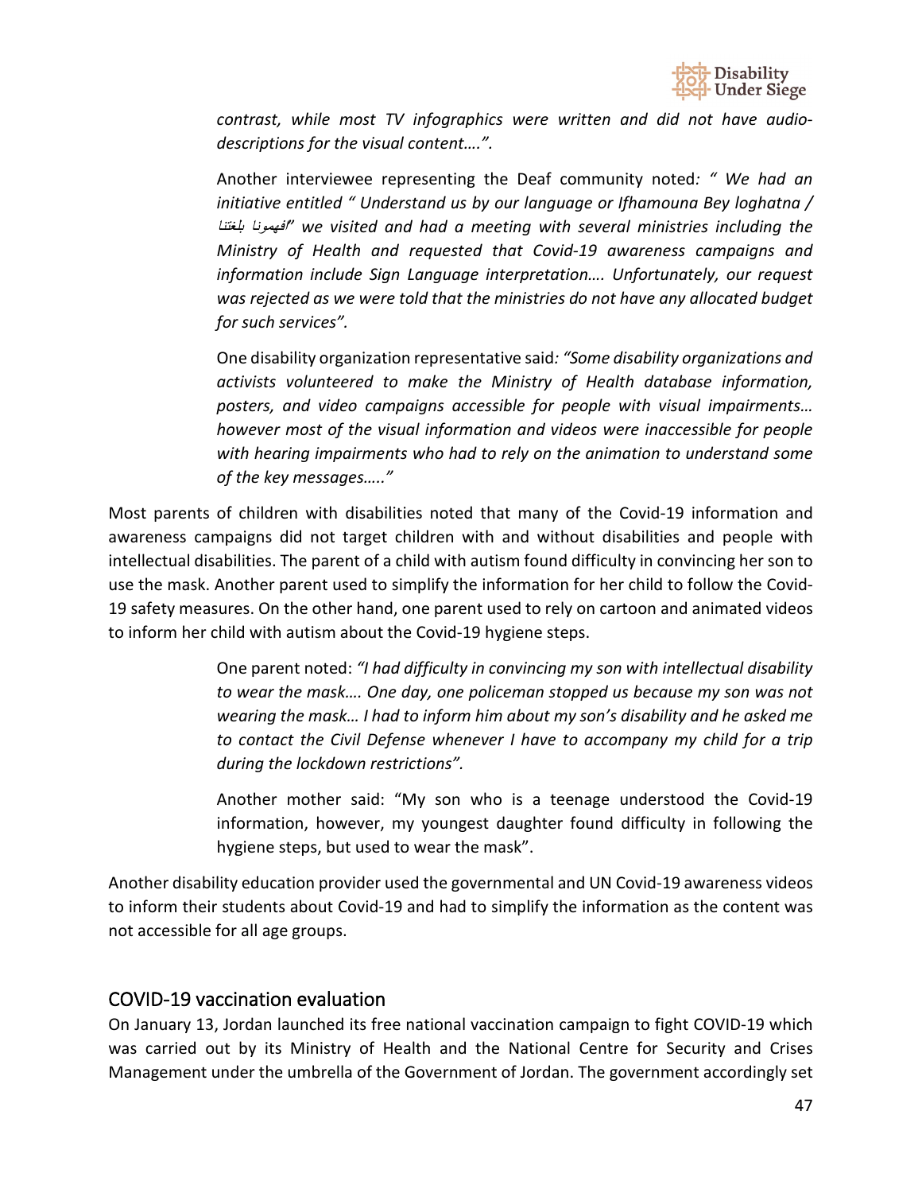*contrast, while most TV infographics were written and did not have audio-descriptions for the visual content….".*

> Another interviewee representing the Deaf community noted*: " We had an initiative entitled " Understand us by our language or Ifhamouna Bey loghatna / فهمونا بلغتنا" we visited and had a meeting with several ministries including the Ministry of Health and requested that Covid-19 awareness campaigns and information include Sign Language interpretation…. Unfortunately, our request was rejected as we were told that the ministries do not have any allocated budget for such services".*

> One disability organization representative said*: "Some disability organizations and activists volunteered to make the Ministry of Health database information, posters, and video campaigns accessible for people with visual impairments… however most of the visual information and videos were inaccessible for people with hearing impairments who had to rely on the animation to understand some of the key messages….."*

Most parents of children with disabilities noted that many of the Covid-19 information and awareness campaigns did not target children with and without disabilities and people with intellectual disabilities. The parent of a child with autism found difficulty in convincing her son to use the mask. Another parent used to simplify the information for her child to follow the Covid-19 safety measures. On the other hand, one parent used to rely on cartoon and animated videos to inform her child with autism about the Covid-19 hygiene steps.

> One parent noted: *"I had difficulty in convincing my son with intellectual disability to wear the mask…. One day, one policeman stopped us because my son was not wearing the mask… I had to inform him about my son's disability and he asked me to contact the Civil Defense whenever I have to accompany my child for a trip during the lockdown restrictions".*

> Another mother said: "My son who is a teenage understood the Covid-19 information, however, my youngest daughter found difficulty in following the hygiene steps, but used to wear the mask".

Another disability education provider used the governmental and UN Covid-19 awareness videos to inform their students about Covid-19 and had to simplify the information as the content was not accessible for all age groups.

## COVID-19 vaccination evaluation

On January 13, Jordan launched its free national vaccination campaign to fight COVID-19 which was carried out by its Ministry of Health and the National Centre for Security and Crises Management under the umbrella of the Government of Jordan. The government accordingly set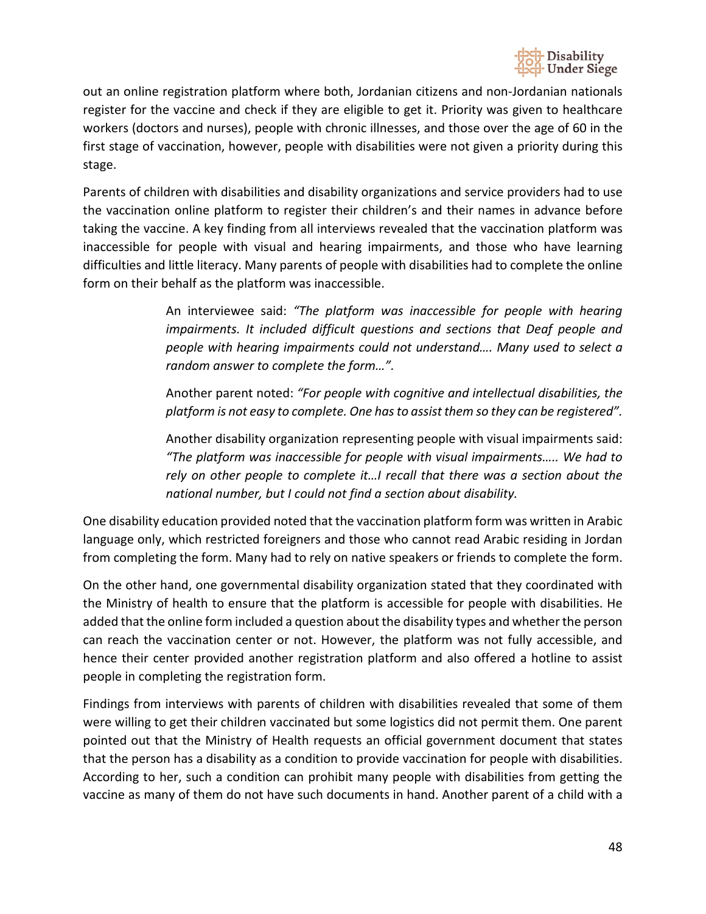out an online registration platform where both, Jordanian citizens and non-Jordanian nationals register for the vaccine and check if they are eligible to get it. Priority was given to healthcare workers (doctors and nurses), people with chronic illnesses, and those over the age of 60 in the first stage of vaccination, however, people with disabilities were not given a priority during this stage.

Parents of children with disabilities and disability organizations and service providers had to use the vaccination online platform to register their children's and their names in advance before taking the vaccine. A key finding from all interviews revealed that the vaccination platform was inaccessible for people with visual and hearing impairments, and those who have learning difficulties and little literacy. Many parents of people with disabilities had to complete the online form on their behalf as the platform was inaccessible.

> An interviewee said: *"The platform was inaccessible for people with hearing impairments. It included difficult questions and sections that Deaf people and people with hearing impairments could not understand…. Many used to select a random answer to complete the form…".*
>
> Another parent noted: *"For people with cognitive and intellectual disabilities, the platform is not easy to complete. One has to assist them so they can be registered".*
>
> Another disability organization representing people with visual impairments said: *"The platform was inaccessible for people with visual impairments….. We had to rely on other people to complete it…I recall that there was a section about the national number, but I could not find a section about disability.*

One disability education provided noted that the vaccination platform form was written in Arabic language only, which restricted foreigners and those who cannot read Arabic residing in Jordan from completing the form. Many had to rely on native speakers or friends to complete the form.

On the other hand, one governmental disability organization stated that they coordinated with the Ministry of health to ensure that the platform is accessible for people with disabilities. He added that the online form included a question about the disability types and whether the person can reach the vaccination center or not. However, the platform was not fully accessible, and hence their center provided another registration platform and also offered a hotline to assist people in completing the registration form.

Findings from interviews with parents of children with disabilities revealed that some of them were willing to get their children vaccinated but some logistics did not permit them. One parent pointed out that the Ministry of Health requests an official government document that states that the person has a disability as a condition to provide vaccination for people with disabilities. According to her, such a condition can prohibit many people with disabilities from getting the vaccine as many of them do not have such documents in hand. Another parent of a child with a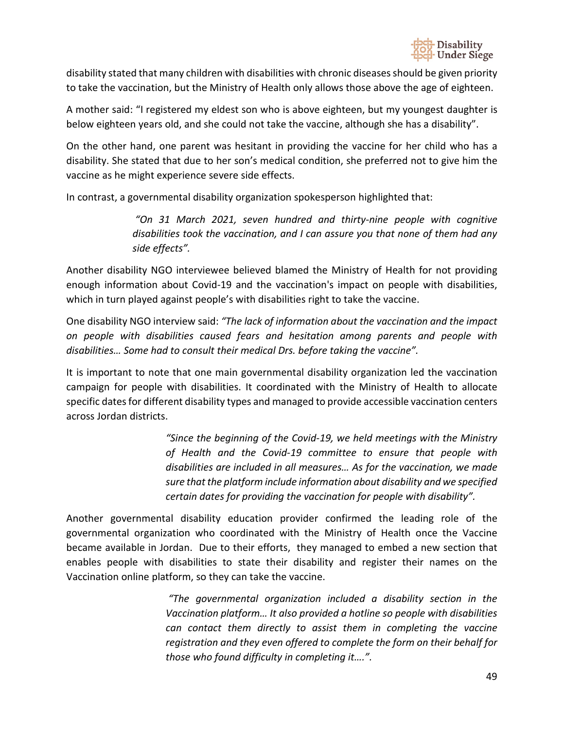disability stated that many children with disabilities with chronic diseases should be given priority to take the vaccination, but the Ministry of Health only allows those above the age of eighteen.

A mother said: "I registered my eldest son who is above eighteen, but my youngest daughter is below eighteen years old, and she could not take the vaccine, although she has a disability".

On the other hand, one parent was hesitant in providing the vaccine for her child who has a disability. She stated that due to her son's medical condition, she preferred not to give him the vaccine as he might experience severe side effects.

In contrast, a governmental disability organization spokesperson highlighted that:

> *"On 31 March 2021, seven hundred and thirty-nine people with cognitive disabilities took the vaccination, and I can assure you that none of them had any side effects".*

Another disability NGO interviewee believed blamed the Ministry of Health for not providing enough information about Covid-19 and the vaccination's impact on people with disabilities, which in turn played against people's with disabilities right to take the vaccine.

One disability NGO interview said: *"The lack of information about the vaccination and the impact on people with disabilities caused fears and hesitation among parents and people with disabilities… Some had to consult their medical Drs. before taking the vaccine".*

It is important to note that one main governmental disability organization led the vaccination campaign for people with disabilities. It coordinated with the Ministry of Health to allocate specific dates for different disability types and managed to provide accessible vaccination centers across Jordan districts.

> *"Since the beginning of the Covid-19, we held meetings with the Ministry of Health and the Covid-19 committee to ensure that people with disabilities are included in all measures… As for the vaccination, we made sure that the platform include information about disability and we specified certain dates for providing the vaccination for people with disability".*

Another governmental disability education provider confirmed the leading role of the governmental organization who coordinated with the Ministry of Health once the Vaccine became available in Jordan. Due to their efforts, they managed to embed a new section that enables people with disabilities to state their disability and register their names on the Vaccination online platform, so they can take the vaccine.

> *"The governmental organization included a disability section in the Vaccination platform… It also provided a hotline so people with disabilities can contact them directly to assist them in completing the vaccine registration and they even offered to complete the form on their behalf for those who found difficulty in completing it….".*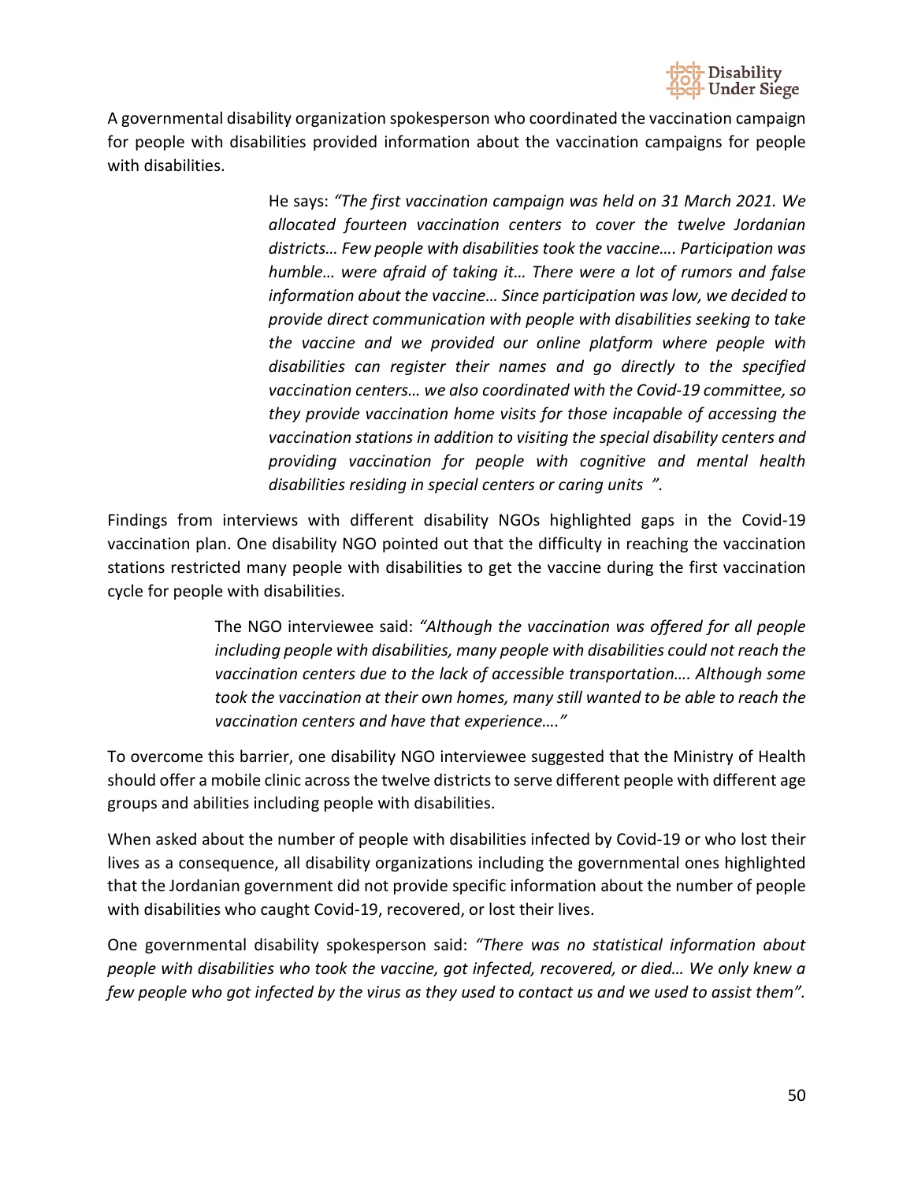A governmental disability organization spokesperson who coordinated the vaccination campaign for people with disabilities provided information about the vaccination campaigns for people with disabilities.

> He says: *"The first vaccination campaign was held on 31 March 2021. We allocated fourteen vaccination centers to cover the twelve Jordanian districts… Few people with disabilities took the vaccine…. Participation was humble… were afraid of taking it… There were a lot of rumors and false information about the vaccine… Since participation was low, we decided to provide direct communication with people with disabilities seeking to take the vaccine and we provided our online platform where people with disabilities can register their names and go directly to the specified vaccination centers… we also coordinated with the Covid-19 committee, so they provide vaccination home visits for those incapable of accessing the vaccination stations in addition to visiting the special disability centers and providing vaccination for people with cognitive and mental health disabilities residing in special centers or caring units ".*

Findings from interviews with different disability NGOs highlighted gaps in the Covid-19 vaccination plan. One disability NGO pointed out that the difficulty in reaching the vaccination stations restricted many people with disabilities to get the vaccine during the first vaccination cycle for people with disabilities.

> The NGO interviewee said: *"Although the vaccination was offered for all people including people with disabilities, many people with disabilities could not reach the vaccination centers due to the lack of accessible transportation…. Although some took the vaccination at their own homes, many still wanted to be able to reach the vaccination centers and have that experience…."*

To overcome this barrier, one disability NGO interviewee suggested that the Ministry of Health should offer a mobile clinic across the twelve districts to serve different people with different age groups and abilities including people with disabilities.

When asked about the number of people with disabilities infected by Covid-19 or who lost their lives as a consequence, all disability organizations including the governmental ones highlighted that the Jordanian government did not provide specific information about the number of people with disabilities who caught Covid-19, recovered, or lost their lives.

One governmental disability spokesperson said: *"There was no statistical information about people with disabilities who took the vaccine, got infected, recovered, or died… We only knew a few people who got infected by the virus as they used to contact us and we used to assist them".*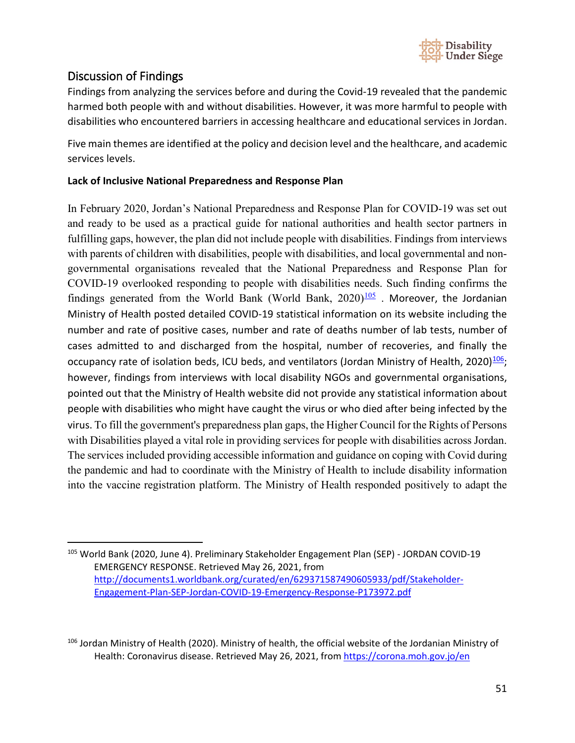## Discussion of Findings

Findings from analyzing the services before and during the Covid-19 revealed that the pandemic harmed both people with and without disabilities. However, it was more harmful to people with disabilities who encountered barriers in accessing healthcare and educational services in Jordan.

Five main themes are identified at the policy and decision level and the healthcare, and academic services levels.

**Lack of Inclusive National Preparedness and Response Plan**

In February 2020, Jordan's National Preparedness and Response Plan for COVID-19 was set out and ready to be used as a practical guide for national authorities and health sector partners in fulfilling gaps, however, the plan did not include people with disabilities. Findings from interviews with parents of children with disabilities, people with disabilities, and local governmental and non-governmental organisations revealed that the National Preparedness and Response Plan for COVID-19 overlooked responding to people with disabilities needs. Such finding confirms the findings generated from the World Bank (World Bank, 2020)[105] . Moreover, the Jordanian Ministry of Health posted detailed COVID-19 statistical information on its website including the number and rate of positive cases, number and rate of deaths number of lab tests, number of cases admitted to and discharged from the hospital, number of recoveries, and finally the occupancy rate of isolation beds, ICU beds, and ventilators (Jordan Ministry of Health, 2020)[106]; however, findings from interviews with local disability NGOs and governmental organisations, pointed out that the Ministry of Health website did not provide any statistical information about people with disabilities who might have caught the virus or who died after being infected by the virus. To fill the government's preparedness plan gaps, the Higher Council for the Rights of Persons with Disabilities played a vital role in providing services for people with disabilities across Jordan. The services included providing accessible information and guidance on coping with Covid during the pandemic and had to coordinate with the Ministry of Health to include disability information into the vaccine registration platform. The Ministry of Health responded positively to adapt the

---

[105] World Bank (2020, June 4). Preliminary Stakeholder Engagement Plan (SEP) - JORDAN COVID-19 EMERGENCY RESPONSE. Retrieved May 26, 2021, from http://documents1.worldbank.org/curated/en/629371587490605933/pdf/Stakeholder-Engagement-Plan-SEP-Jordan-COVID-19-Emergency-Response-P173972.pdf

[106] Jordan Ministry of Health (2020). Ministry of health, the official website of the Jordanian Ministry of Health: Coronavirus disease. Retrieved May 26, 2021, from https://corona.moh.gov.jo/en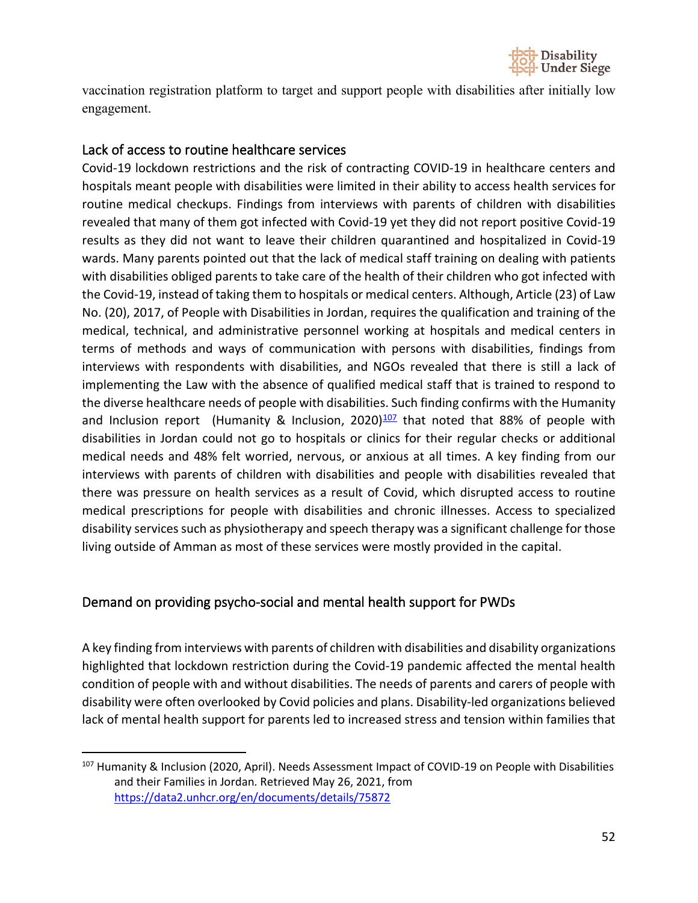vaccination registration platform to target and support people with disabilities after initially low engagement.

## Lack of access to routine healthcare services

Covid-19 lockdown restrictions and the risk of contracting COVID-19 in healthcare centers and hospitals meant people with disabilities were limited in their ability to access health services for routine medical checkups. Findings from interviews with parents of children with disabilities revealed that many of them got infected with Covid-19 yet they did not report positive Covid-19 results as they did not want to leave their children quarantined and hospitalized in Covid-19 wards. Many parents pointed out that the lack of medical staff training on dealing with patients with disabilities obliged parents to take care of the health of their children who got infected with the Covid-19, instead of taking them to hospitals or medical centers. Although, Article (23) of Law No. (20), 2017, of People with Disabilities in Jordan, requires the qualification and training of the medical, technical, and administrative personnel working at hospitals and medical centers in terms of methods and ways of communication with persons with disabilities, findings from interviews with respondents with disabilities, and NGOs revealed that there is still a lack of implementing the Law with the absence of qualified medical staff that is trained to respond to the diverse healthcare needs of people with disabilities. Such finding confirms with the Humanity and Inclusion report (Humanity & Inclusion, 2020)[107] that noted that 88% of people with disabilities in Jordan could not go to hospitals or clinics for their regular checks or additional medical needs and 48% felt worried, nervous, or anxious at all times. A key finding from our interviews with parents of children with disabilities and people with disabilities revealed that there was pressure on health services as a result of Covid, which disrupted access to routine medical prescriptions for people with disabilities and chronic illnesses. Access to specialized disability services such as physiotherapy and speech therapy was a significant challenge for those living outside of Amman as most of these services were mostly provided in the capital.

## Demand on providing psycho-social and mental health support for PWDs

A key finding from interviews with parents of children with disabilities and disability organizations highlighted that lockdown restriction during the Covid-19 pandemic affected the mental health condition of people with and without disabilities. The needs of parents and carers of people with disability were often overlooked by Covid policies and plans. Disability-led organizations believed lack of mental health support for parents led to increased stress and tension within families that

---

[107] Humanity & Inclusion (2020, April). Needs Assessment Impact of COVID-19 on People with Disabilities and their Families in Jordan. Retrieved May 26, 2021, from https://data2.unhcr.org/en/documents/details/75872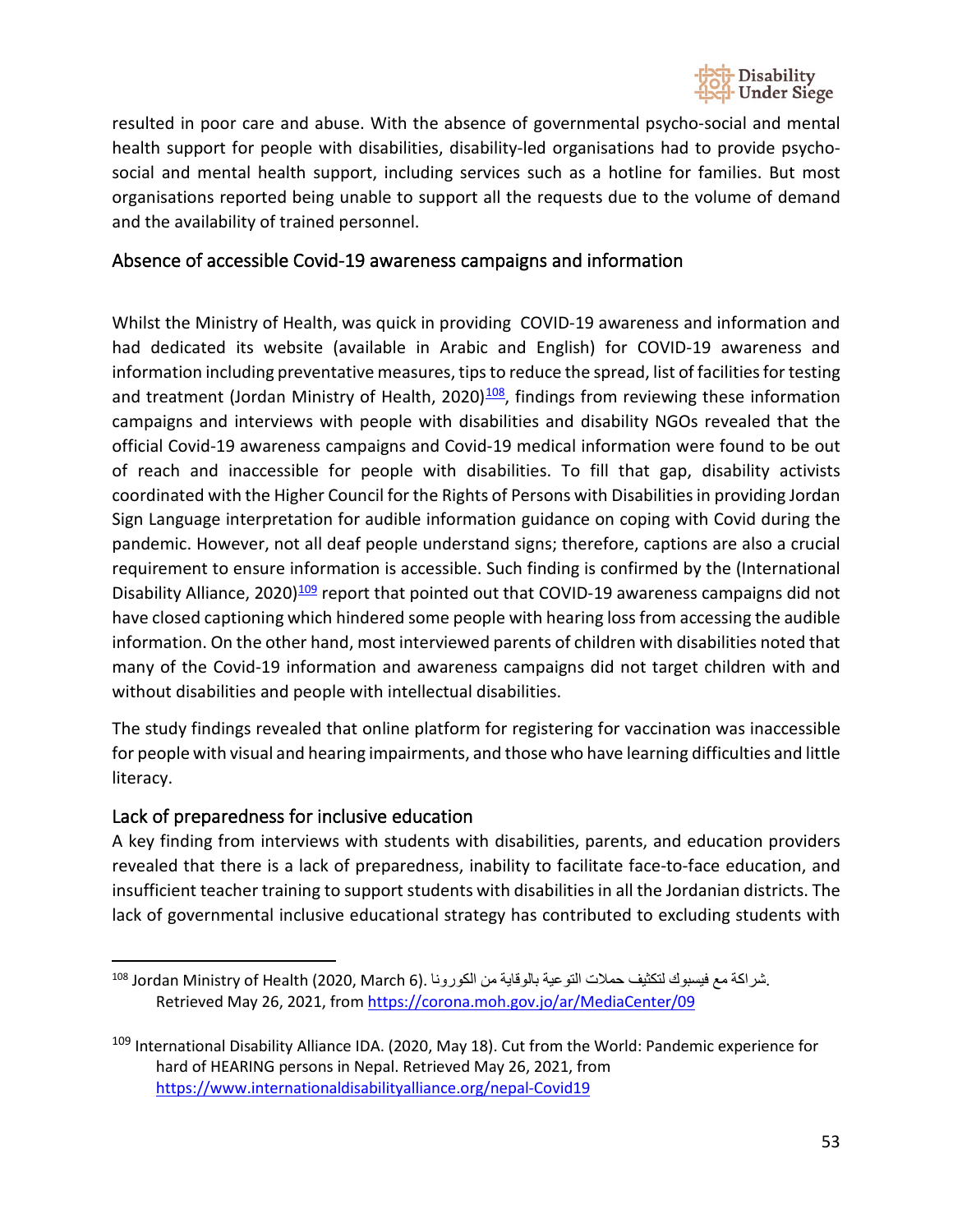resulted in poor care and abuse. With the absence of governmental psycho-social and mental health support for people with disabilities, disability-led organisations had to provide psycho-social and mental health support, including services such as a hotline for families. But most organisations reported being unable to support all the requests due to the volume of demand and the availability of trained personnel.

## Absence of accessible Covid-19 awareness campaigns and information

Whilst the Ministry of Health, was quick in providing COVID-19 awareness and information and had dedicated its website (available in Arabic and English) for COVID-19 awareness and information including preventative measures, tips to reduce the spread, list of facilities for testing and treatment (Jordan Ministry of Health, 2020)[108], findings from reviewing these information campaigns and interviews with people with disabilities and disability NGOs revealed that the official Covid-19 awareness campaigns and Covid-19 medical information were found to be out of reach and inaccessible for people with disabilities. To fill that gap, disability activists coordinated with the Higher Council for the Rights of Persons with Disabilities in providing Jordan Sign Language interpretation for audible information guidance on coping with Covid during the pandemic. However, not all deaf people understand signs; therefore, captions are also a crucial requirement to ensure information is accessible. Such finding is confirmed by the (International Disability Alliance, 2020)[109] report that pointed out that COVID-19 awareness campaigns did not have closed captioning which hindered some people with hearing loss from accessing the audible information. On the other hand, most interviewed parents of children with disabilities noted that many of the Covid-19 information and awareness campaigns did not target children with and without disabilities and people with intellectual disabilities.

The study findings revealed that online platform for registering for vaccination was inaccessible for people with visual and hearing impairments, and those who have learning difficulties and little literacy.

## Lack of preparedness for inclusive education

A key finding from interviews with students with disabilities, parents, and education providers revealed that there is a lack of preparedness, inability to facilitate face-to-face education, and insufficient teacher training to support students with disabilities in all the Jordanian districts. The lack of governmental inclusive educational strategy has contributed to excluding students with

---

[108] Jordan Ministry of Health (2020, March 6). شراكة مع فيسبوك لتكثيف حملات التوعية بالوقاية من الكورونا. Retrieved May 26, 2021, from https://corona.moh.gov.jo/ar/MediaCenter/09

[109] International Disability Alliance IDA. (2020, May 18). Cut from the World: Pandemic experience for hard of HEARING persons in Nepal. Retrieved May 26, 2021, from https://www.internationaldisabilityalliance.org/nepal-Covid19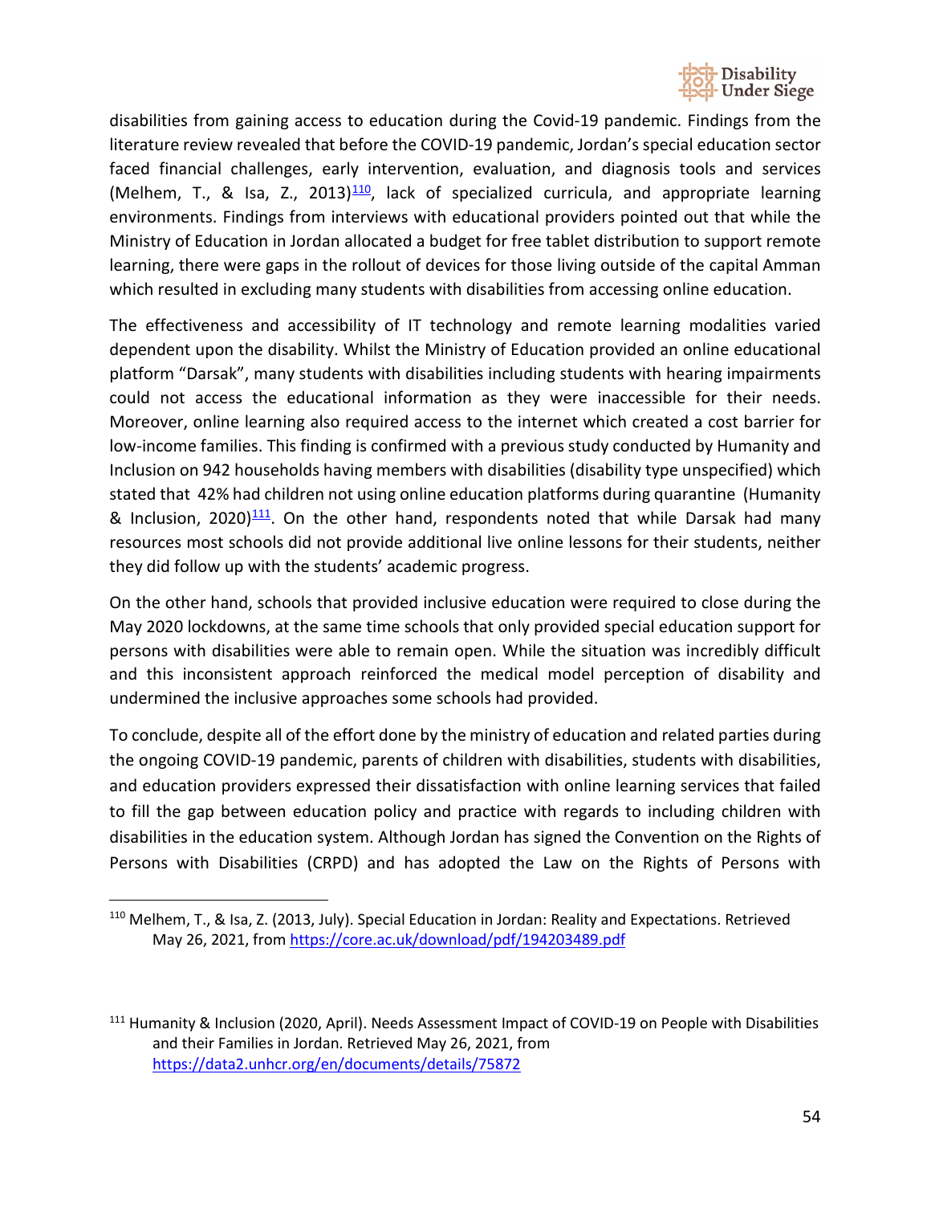disabilities from gaining access to education during the Covid-19 pandemic. Findings from the literature review revealed that before the COVID-19 pandemic, Jordan's special education sector faced financial challenges, early intervention, evaluation, and diagnosis tools and services (Melhem, T., & Isa, Z., 2013)[110], lack of specialized curricula, and appropriate learning environments. Findings from interviews with educational providers pointed out that while the Ministry of Education in Jordan allocated a budget for free tablet distribution to support remote learning, there were gaps in the rollout of devices for those living outside of the capital Amman which resulted in excluding many students with disabilities from accessing online education.

The effectiveness and accessibility of IT technology and remote learning modalities varied dependent upon the disability. Whilst the Ministry of Education provided an online educational platform "Darsak", many students with disabilities including students with hearing impairments could not access the educational information as they were inaccessible for their needs. Moreover, online learning also required access to the internet which created a cost barrier for low-income families. This finding is confirmed with a previous study conducted by Humanity and Inclusion on 942 households having members with disabilities (disability type unspecified) which stated that 42% had children not using online education platforms during quarantine (Humanity & Inclusion, 2020)[111]. On the other hand, respondents noted that while Darsak had many resources most schools did not provide additional live online lessons for their students, neither they did follow up with the students' academic progress.

On the other hand, schools that provided inclusive education were required to close during the May 2020 lockdowns, at the same time schools that only provided special education support for persons with disabilities were able to remain open. While the situation was incredibly difficult and this inconsistent approach reinforced the medical model perception of disability and undermined the inclusive approaches some schools had provided.

To conclude, despite all of the effort done by the ministry of education and related parties during the ongoing COVID-19 pandemic, parents of children with disabilities, students with disabilities, and education providers expressed their dissatisfaction with online learning services that failed to fill the gap between education policy and practice with regards to including children with disabilities in the education system. Although Jordan has signed the Convention on the Rights of Persons with Disabilities (CRPD) and has adopted the Law on the Rights of Persons with

---

[110] Melhem, T., & Isa, Z. (2013, July). Special Education in Jordan: Reality and Expectations. Retrieved May 26, 2021, from https://core.ac.uk/download/pdf/194203489.pdf

[111] Humanity & Inclusion (2020, April). Needs Assessment Impact of COVID-19 on People with Disabilities and their Families in Jordan. Retrieved May 26, 2021, from https://data2.unhcr.org/en/documents/details/75872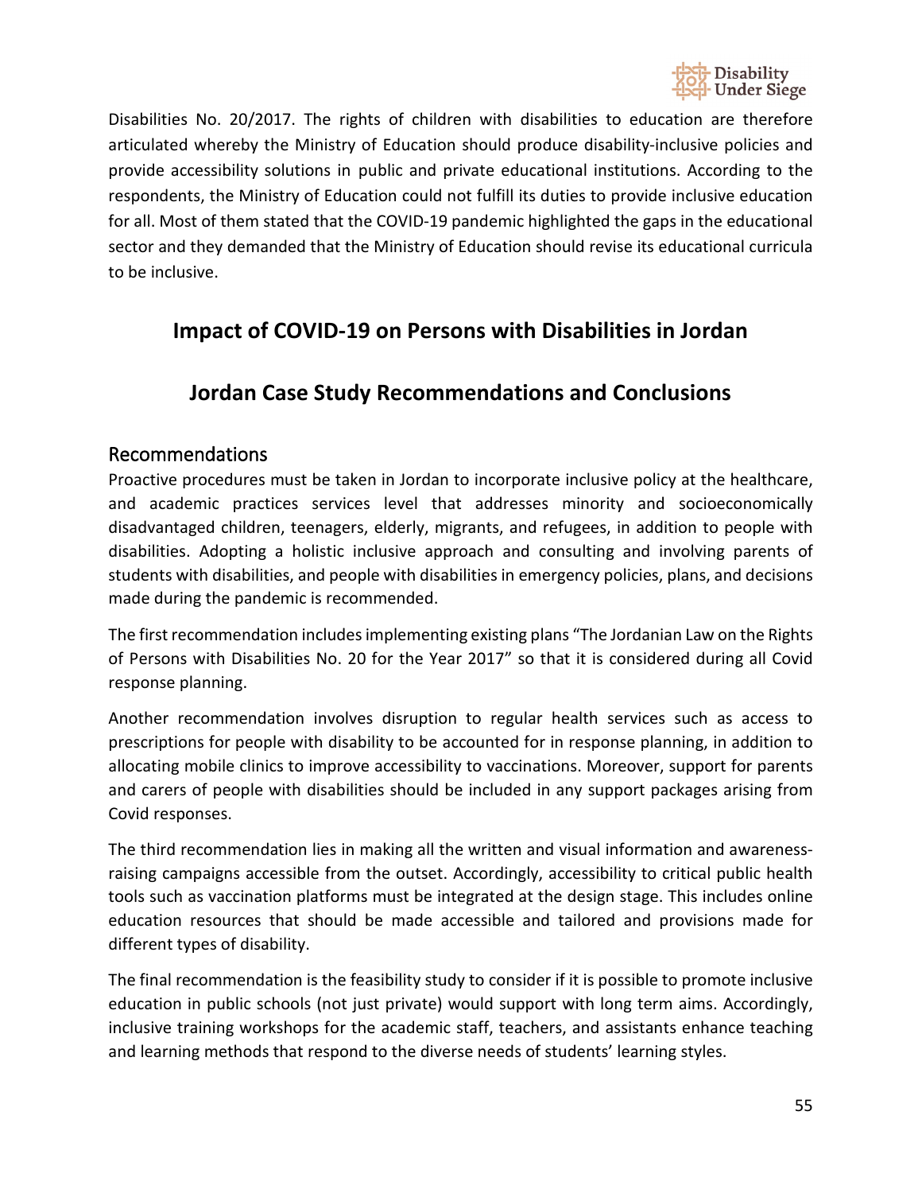Disabilities No. 20/2017. The rights of children with disabilities to education are therefore articulated whereby the Ministry of Education should produce disability-inclusive policies and provide accessibility solutions in public and private educational institutions. According to the respondents, the Ministry of Education could not fulfill its duties to provide inclusive education for all. Most of them stated that the COVID-19 pandemic highlighted the gaps in the educational sector and they demanded that the Ministry of Education should revise its educational curricula to be inclusive.

## Impact of COVID-19 on Persons with Disabilities in Jordan

## Jordan Case Study Recommendations and Conclusions

### Recommendations

Proactive procedures must be taken in Jordan to incorporate inclusive policy at the healthcare, and academic practices services level that addresses minority and socioeconomically disadvantaged children, teenagers, elderly, migrants, and refugees, in addition to people with disabilities. Adopting a holistic inclusive approach and consulting and involving parents of students with disabilities, and people with disabilities in emergency policies, plans, and decisions made during the pandemic is recommended.

The first recommendation includes implementing existing plans "The Jordanian Law on the Rights of Persons with Disabilities No. 20 for the Year 2017" so that it is considered during all Covid response planning.

Another recommendation involves disruption to regular health services such as access to prescriptions for people with disability to be accounted for in response planning, in addition to allocating mobile clinics to improve accessibility to vaccinations. Moreover, support for parents and carers of people with disabilities should be included in any support packages arising from Covid responses.

The third recommendation lies in making all the written and visual information and awareness-raising campaigns accessible from the outset. Accordingly, accessibility to critical public health tools such as vaccination platforms must be integrated at the design stage. This includes online education resources that should be made accessible and tailored and provisions made for different types of disability.

The final recommendation is the feasibility study to consider if it is possible to promote inclusive education in public schools (not just private) would support with long term aims. Accordingly, inclusive training workshops for the academic staff, teachers, and assistants enhance teaching and learning methods that respond to the diverse needs of students' learning styles.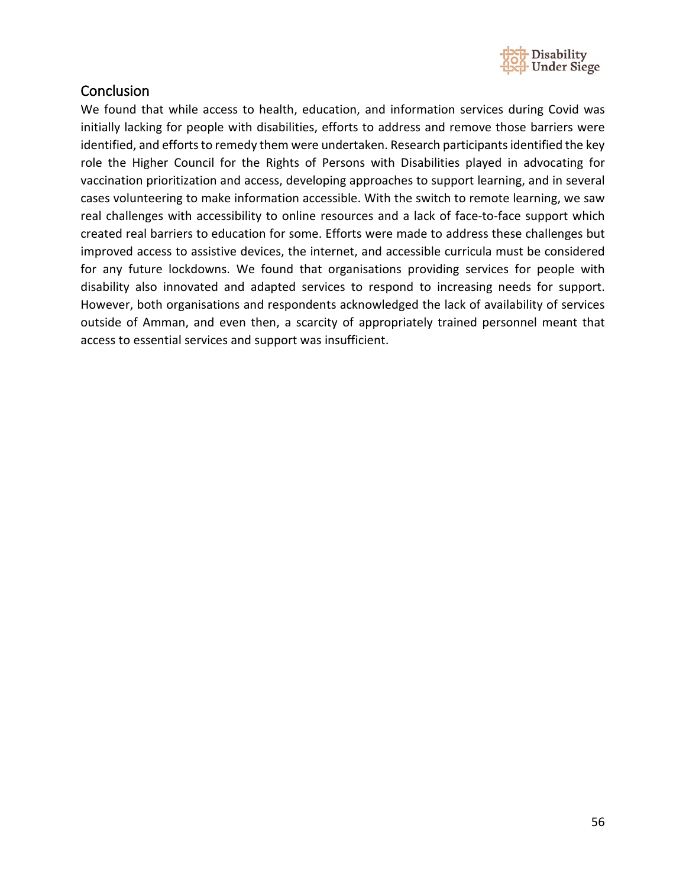## Conclusion

We found that while access to health, education, and information services during Covid was initially lacking for people with disabilities, efforts to address and remove those barriers were identified, and efforts to remedy them were undertaken. Research participants identified the key role the Higher Council for the Rights of Persons with Disabilities played in advocating for vaccination prioritization and access, developing approaches to support learning, and in several cases volunteering to make information accessible. With the switch to remote learning, we saw real challenges with accessibility to online resources and a lack of face-to-face support which created real barriers to education for some. Efforts were made to address these challenges but improved access to assistive devices, the internet, and accessible curricula must be considered for any future lockdowns. We found that organisations providing services for people with disability also innovated and adapted services to respond to increasing needs for support. However, both organisations and respondents acknowledged the lack of availability of services outside of Amman, and even then, a scarcity of appropriately trained personnel meant that access to essential services and support was insufficient.